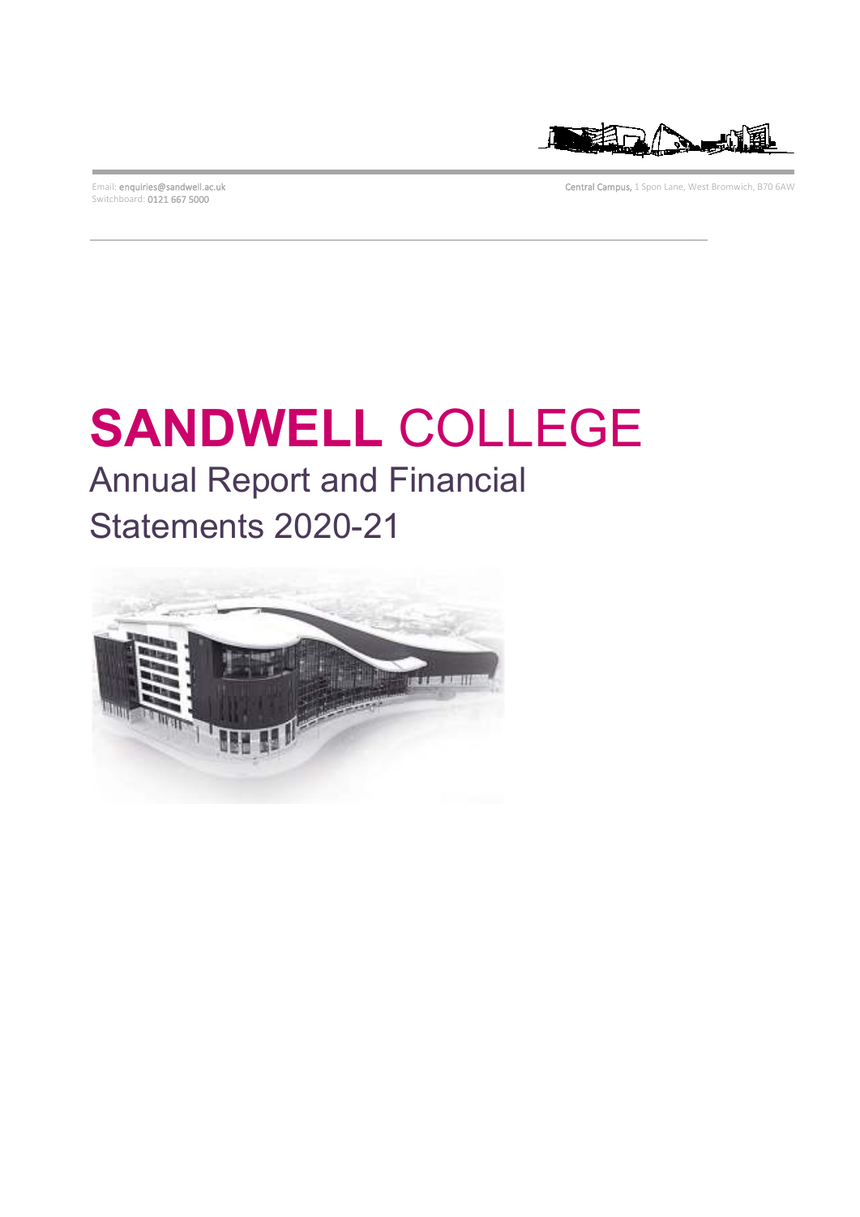Email: enquiries@sandwell.ac.uk
Switchboard: 0121 667 5000

Central Campus, 1 Spon Lane, West Bromwich, B70 6AW

# SANDWELL COLLEGE

## Annual Report and Financial Statements 2020-21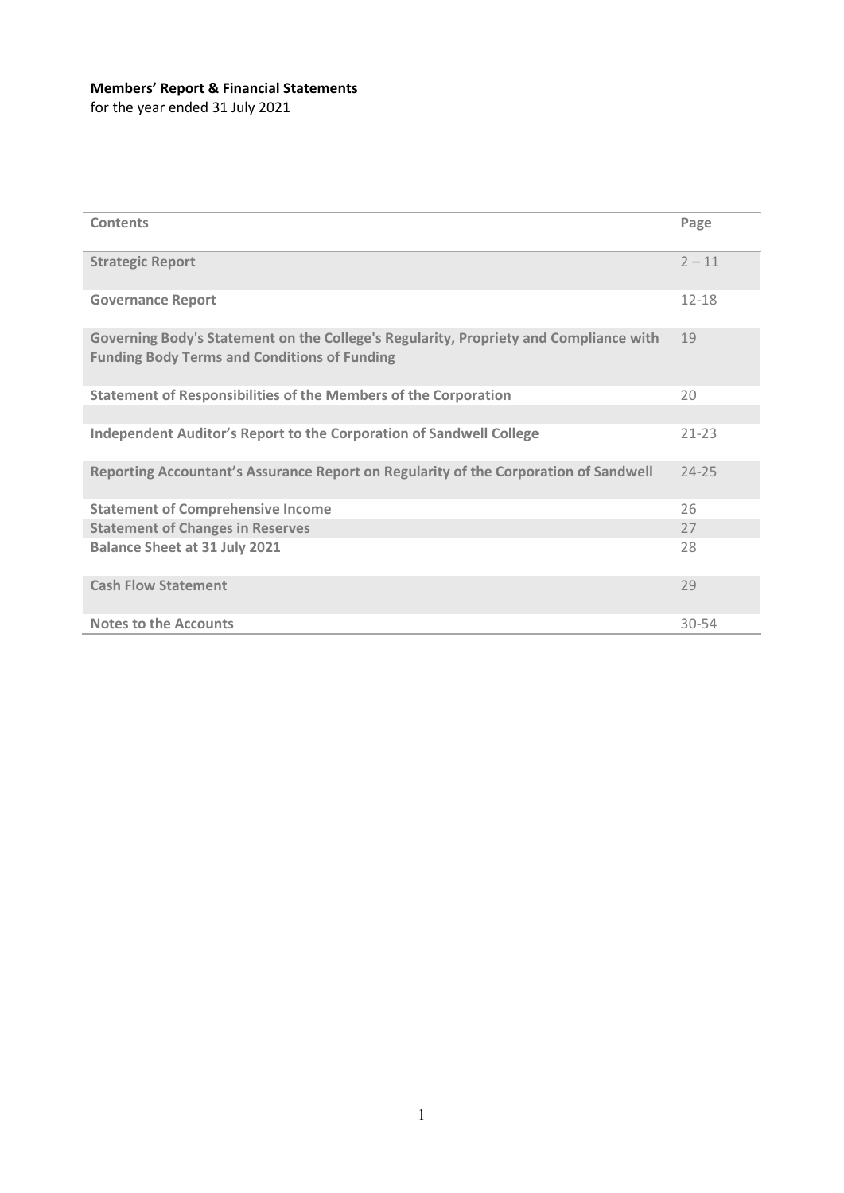**Members' Report & Financial Statements**
for the year ended 31 July 2021

| Contents | Page |
|---|---|
| **Strategic Report** | 2 – 11 |
| **Governance Report** | 12-18 |
| **Governing Body's Statement on the College's Regularity, Propriety and Compliance with Funding Body Terms and Conditions of Funding** | 19 |
| **Statement of Responsibilities of the Members of the Corporation** | 20 |
| **Independent Auditor's Report to the Corporation of Sandwell College** | 21-23 |
| **Reporting Accountant's Assurance Report on Regularity of the Corporation of Sandwell** | 24-25 |
| **Statement of Comprehensive Income** | 26 |
| **Statement of Changes in Reserves** | 27 |
| **Balance Sheet at 31 July 2021** | 28 |
| **Cash Flow Statement** | 29 |
| **Notes to the Accounts** | 30-54 |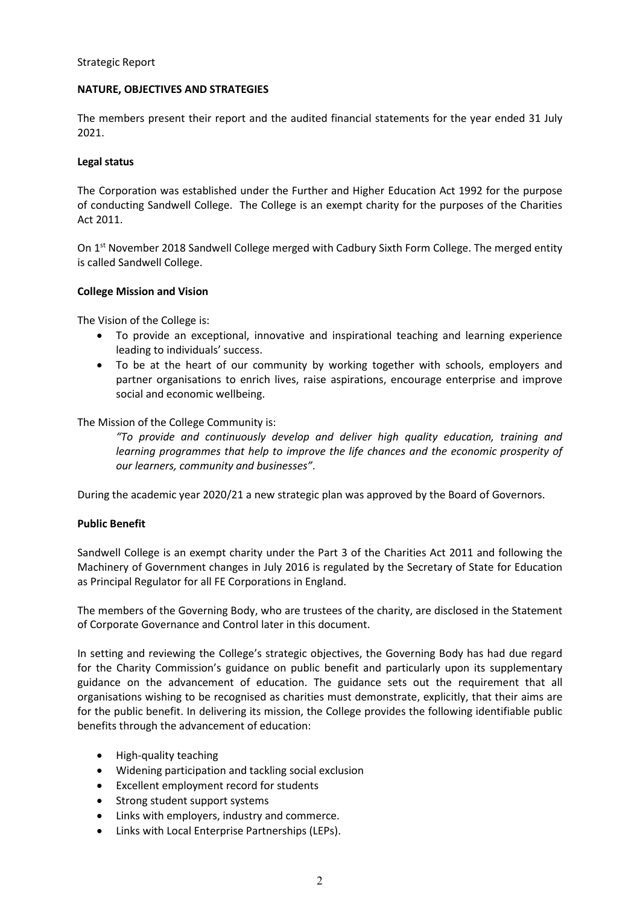Strategic Report

## NATURE, OBJECTIVES AND STRATEGIES

The members present their report and the audited financial statements for the year ended 31 July 2021.

### Legal status

The Corporation was established under the Further and Higher Education Act 1992 for the purpose of conducting Sandwell College. The College is an exempt charity for the purposes of the Charities Act 2011.

On 1st November 2018 Sandwell College merged with Cadbury Sixth Form College. The merged entity is called Sandwell College.

### College Mission and Vision

The Vision of the College is:

- To provide an exceptional, innovative and inspirational teaching and learning experience leading to individuals' success.
- To be at the heart of our community by working together with schools, employers and partner organisations to enrich lives, raise aspirations, encourage enterprise and improve social and economic wellbeing.

The Mission of the College Community is:

> *"To provide and continuously develop and deliver high quality education, training and learning programmes that help to improve the life chances and the economic prosperity of our learners, community and businesses"*.

During the academic year 2020/21 a new strategic plan was approved by the Board of Governors.

### Public Benefit

Sandwell College is an exempt charity under the Part 3 of the Charities Act 2011 and following the Machinery of Government changes in July 2016 is regulated by the Secretary of State for Education as Principal Regulator for all FE Corporations in England.

The members of the Governing Body, who are trustees of the charity, are disclosed in the Statement of Corporate Governance and Control later in this document.

In setting and reviewing the College's strategic objectives, the Governing Body has had due regard for the Charity Commission's guidance on public benefit and particularly upon its supplementary guidance on the advancement of education. The guidance sets out the requirement that all organisations wishing to be recognised as charities must demonstrate, explicitly, that their aims are for the public benefit. In delivering its mission, the College provides the following identifiable public benefits through the advancement of education:

- High-quality teaching
- Widening participation and tackling social exclusion
- Excellent employment record for students
- Strong student support systems
- Links with employers, industry and commerce.
- Links with Local Enterprise Partnerships (LEPs).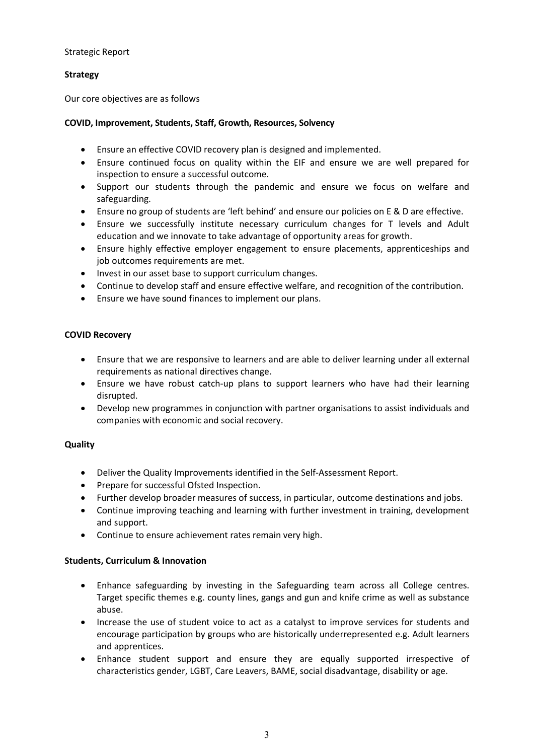Strategic Report

**Strategy**

Our core objectives are as follows

**COVID, Improvement, Students, Staff, Growth, Resources, Solvency**

- Ensure an effective COVID recovery plan is designed and implemented.
- Ensure continued focus on quality within the EIF and ensure we are well prepared for inspection to ensure a successful outcome.
- Support our students through the pandemic and ensure we focus on welfare and safeguarding.
- Ensure no group of students are 'left behind' and ensure our policies on E & D are effective.
- Ensure we successfully institute necessary curriculum changes for T levels and Adult education and we innovate to take advantage of opportunity areas for growth.
- Ensure highly effective employer engagement to ensure placements, apprenticeships and job outcomes requirements are met.
- Invest in our asset base to support curriculum changes.
- Continue to develop staff and ensure effective welfare, and recognition of the contribution.
- Ensure we have sound finances to implement our plans.

**COVID Recovery**

- Ensure that we are responsive to learners and are able to deliver learning under all external requirements as national directives change.
- Ensure we have robust catch-up plans to support learners who have had their learning disrupted.
- Develop new programmes in conjunction with partner organisations to assist individuals and companies with economic and social recovery.

**Quality**

- Deliver the Quality Improvements identified in the Self-Assessment Report.
- Prepare for successful Ofsted Inspection.
- Further develop broader measures of success, in particular, outcome destinations and jobs.
- Continue improving teaching and learning with further investment in training, development and support.
- Continue to ensure achievement rates remain very high.

**Students, Curriculum & Innovation**

- Enhance safeguarding by investing in the Safeguarding team across all College centres. Target specific themes e.g. county lines, gangs and gun and knife crime as well as substance abuse.
- Increase the use of student voice to act as a catalyst to improve services for students and encourage participation by groups who are historically underrepresented e.g. Adult learners and apprentices.
- Enhance student support and ensure they are equally supported irrespective of characteristics gender, LGBT, Care Leavers, BAME, social disadvantage, disability or age.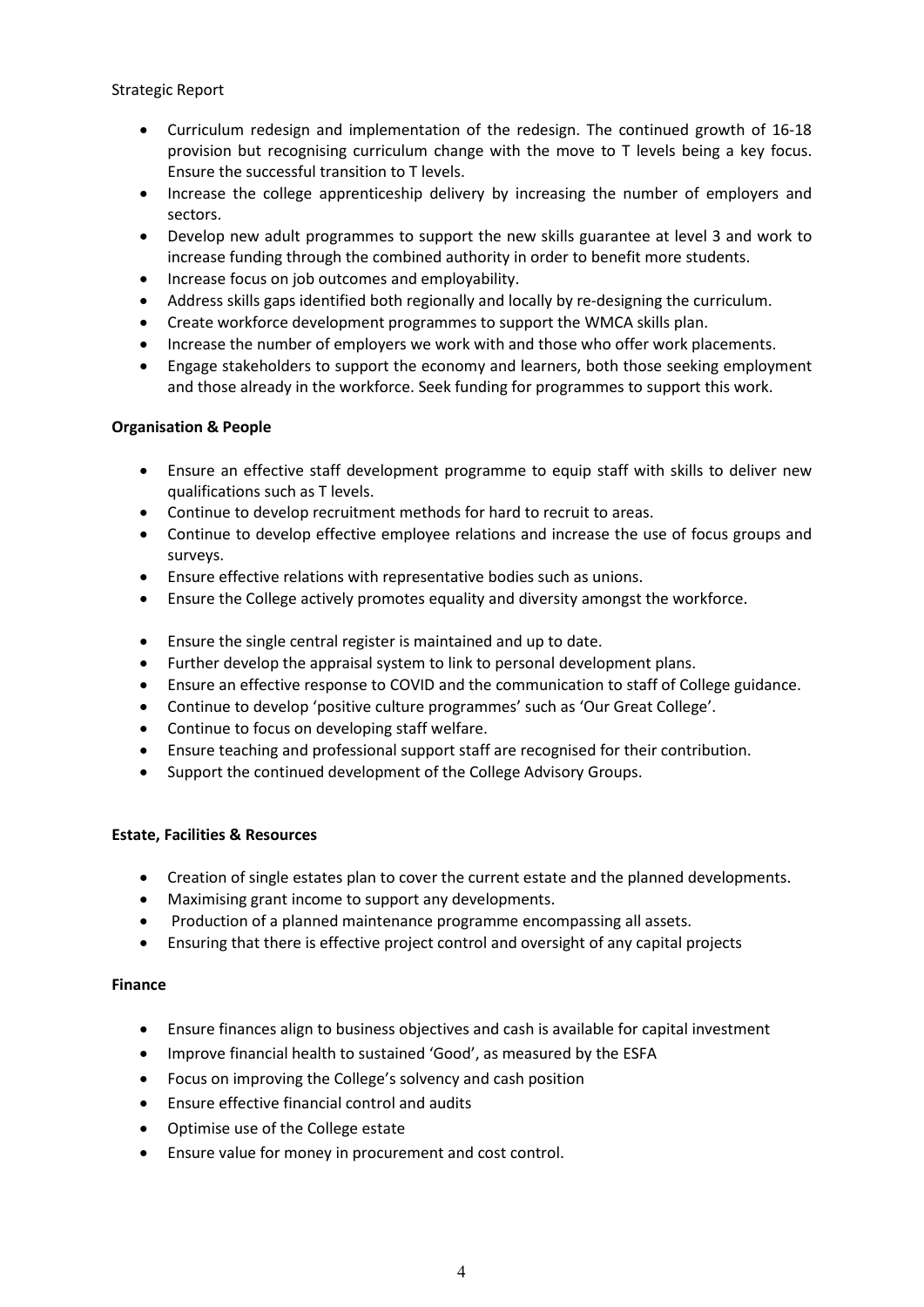Strategic Report

- Curriculum redesign and implementation of the redesign. The continued growth of 16-18 provision but recognising curriculum change with the move to T levels being a key focus. Ensure the successful transition to T levels.
- Increase the college apprenticeship delivery by increasing the number of employers and sectors.
- Develop new adult programmes to support the new skills guarantee at level 3 and work to increase funding through the combined authority in order to benefit more students.
- Increase focus on job outcomes and employability.
- Address skills gaps identified both regionally and locally by re-designing the curriculum.
- Create workforce development programmes to support the WMCA skills plan.
- Increase the number of employers we work with and those who offer work placements.
- Engage stakeholders to support the economy and learners, both those seeking employment and those already in the workforce. Seek funding for programmes to support this work.

**Organisation & People**

- Ensure an effective staff development programme to equip staff with skills to deliver new qualifications such as T levels.
- Continue to develop recruitment methods for hard to recruit to areas.
- Continue to develop effective employee relations and increase the use of focus groups and surveys.
- Ensure effective relations with representative bodies such as unions.
- Ensure the College actively promotes equality and diversity amongst the workforce.
- Ensure the single central register is maintained and up to date.
- Further develop the appraisal system to link to personal development plans.
- Ensure an effective response to COVID and the communication to staff of College guidance.
- Continue to develop 'positive culture programmes' such as 'Our Great College'.
- Continue to focus on developing staff welfare.
- Ensure teaching and professional support staff are recognised for their contribution.
- Support the continued development of the College Advisory Groups.

**Estate, Facilities & Resources**

- Creation of single estates plan to cover the current estate and the planned developments.
- Maximising grant income to support any developments.
- Production of a planned maintenance programme encompassing all assets.
- Ensuring that there is effective project control and oversight of any capital projects

**Finance**

- Ensure finances align to business objectives and cash is available for capital investment
- Improve financial health to sustained 'Good', as measured by the ESFA
- Focus on improving the College's solvency and cash position
- Ensure effective financial control and audits
- Optimise use of the College estate
- Ensure value for money in procurement and cost control.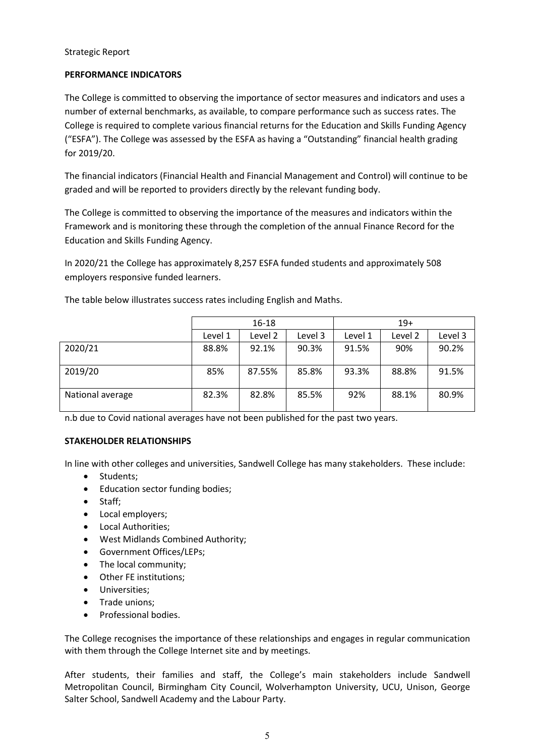Strategic Report

## PERFORMANCE INDICATORS

The College is committed to observing the importance of sector measures and indicators and uses a number of external benchmarks, as available, to compare performance such as success rates. The College is required to complete various financial returns for the Education and Skills Funding Agency ("ESFA"). The College was assessed by the ESFA as having a "Outstanding" financial health grading for 2019/20.

The financial indicators (Financial Health and Financial Management and Control) will continue to be graded and will be reported to providers directly by the relevant funding body.

The College is committed to observing the importance of the measures and indicators within the Framework and is monitoring these through the completion of the annual Finance Record for the Education and Skills Funding Agency.

In 2020/21 the College has approximately 8,257 ESFA funded students and approximately 508 employers responsive funded learners.

The table below illustrates success rates including English and Maths.

| | 16-18 | | | 19+ | | |
|---|---|---|---|---|---|---|
| | Level 1 | Level 2 | Level 3 | Level 1 | Level 2 | Level 3 |
| 2020/21 | 88.8% | 92.1% | 90.3% | 91.5% | 90% | 90.2% |
| 2019/20 | 85% | 87.55% | 85.8% | 93.3% | 88.8% | 91.5% |
| National average | 82.3% | 82.8% | 85.5% | 92% | 88.1% | 80.9% |

n.b due to Covid national averages have not been published for the past two years.

## STAKEHOLDER RELATIONSHIPS

In line with other colleges and universities, Sandwell College has many stakeholders. These include:

- Students;
- Education sector funding bodies;
- Staff;
- Local employers;
- Local Authorities;
- West Midlands Combined Authority;
- Government Offices/LEPs;
- The local community;
- Other FE institutions;
- Universities;
- Trade unions;
- Professional bodies.

The College recognises the importance of these relationships and engages in regular communication with them through the College Internet site and by meetings.

After students, their families and staff, the College's main stakeholders include Sandwell Metropolitan Council, Birmingham City Council, Wolverhampton University, UCU, Unison, George Salter School, Sandwell Academy and the Labour Party.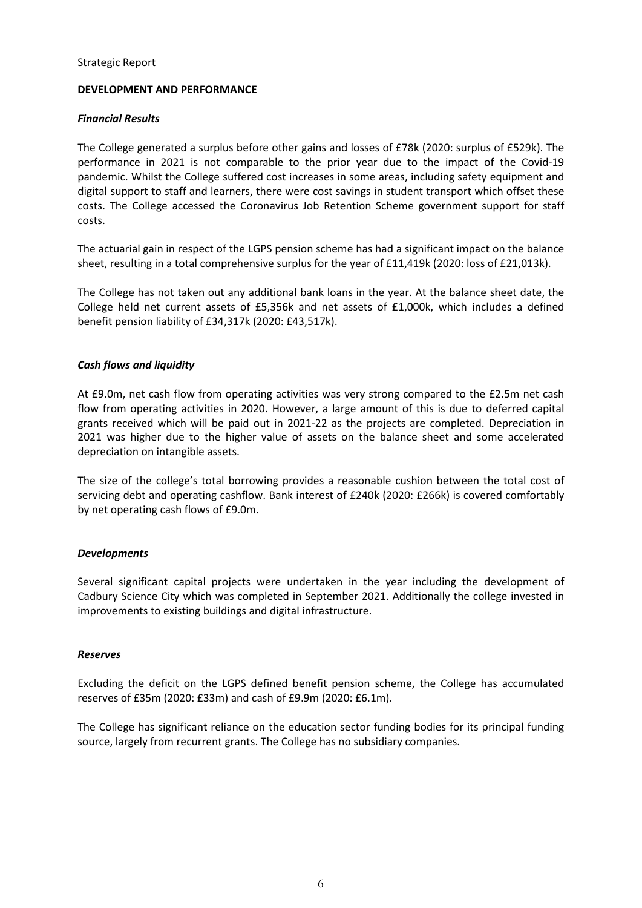Strategic Report

## DEVELOPMENT AND PERFORMANCE

### *Financial Results*

The College generated a surplus before other gains and losses of £78k (2020: surplus of £529k). The performance in 2021 is not comparable to the prior year due to the impact of the Covid-19 pandemic. Whilst the College suffered cost increases in some areas, including safety equipment and digital support to staff and learners, there were cost savings in student transport which offset these costs. The College accessed the Coronavirus Job Retention Scheme government support for staff costs.

The actuarial gain in respect of the LGPS pension scheme has had a significant impact on the balance sheet, resulting in a total comprehensive surplus for the year of £11,419k (2020: loss of £21,013k).

The College has not taken out any additional bank loans in the year. At the balance sheet date, the College held net current assets of £5,356k and net assets of £1,000k, which includes a defined benefit pension liability of £34,317k (2020: £43,517k).

### *Cash flows and liquidity*

At £9.0m, net cash flow from operating activities was very strong compared to the £2.5m net cash flow from operating activities in 2020. However, a large amount of this is due to deferred capital grants received which will be paid out in 2021-22 as the projects are completed. Depreciation in 2021 was higher due to the higher value of assets on the balance sheet and some accelerated depreciation on intangible assets.

The size of the college's total borrowing provides a reasonable cushion between the total cost of servicing debt and operating cashflow. Bank interest of £240k (2020: £266k) is covered comfortably by net operating cash flows of £9.0m.

### *Developments*

Several significant capital projects were undertaken in the year including the development of Cadbury Science City which was completed in September 2021. Additionally the college invested in improvements to existing buildings and digital infrastructure.

### *Reserves*

Excluding the deficit on the LGPS defined benefit pension scheme, the College has accumulated reserves of £35m (2020: £33m) and cash of £9.9m (2020: £6.1m).

The College has significant reliance on the education sector funding bodies for its principal funding source, largely from recurrent grants. The College has no subsidiary companies.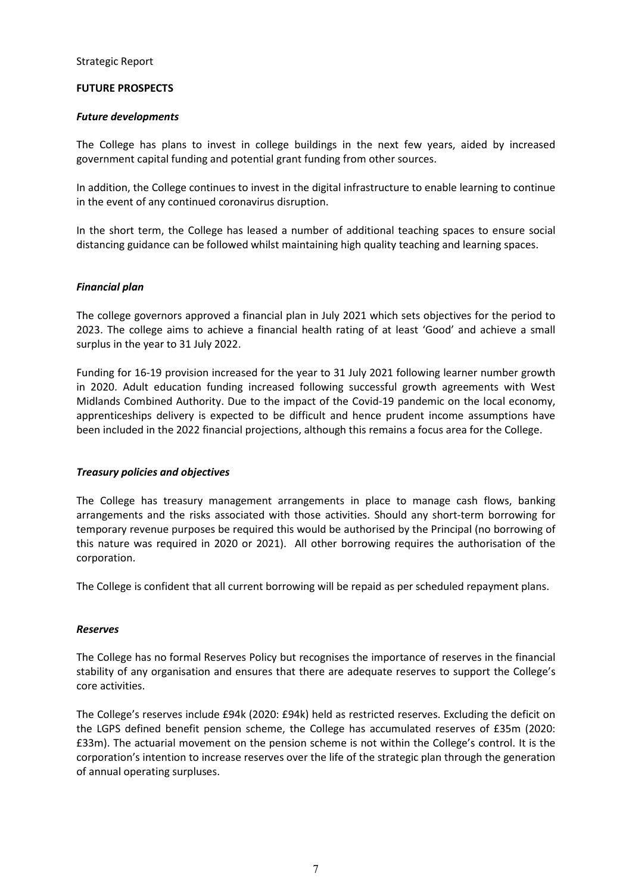Strategic Report

## FUTURE PROSPECTS

### *Future developments*

The College has plans to invest in college buildings in the next few years, aided by increased government capital funding and potential grant funding from other sources.

In addition, the College continues to invest in the digital infrastructure to enable learning to continue in the event of any continued coronavirus disruption.

In the short term, the College has leased a number of additional teaching spaces to ensure social distancing guidance can be followed whilst maintaining high quality teaching and learning spaces.

### *Financial plan*

The college governors approved a financial plan in July 2021 which sets objectives for the period to 2023. The college aims to achieve a financial health rating of at least 'Good' and achieve a small surplus in the year to 31 July 2022.

Funding for 16-19 provision increased for the year to 31 July 2021 following learner number growth in 2020. Adult education funding increased following successful growth agreements with West Midlands Combined Authority. Due to the impact of the Covid-19 pandemic on the local economy, apprenticeships delivery is expected to be difficult and hence prudent income assumptions have been included in the 2022 financial projections, although this remains a focus area for the College.

### *Treasury policies and objectives*

The College has treasury management arrangements in place to manage cash flows, banking arrangements and the risks associated with those activities. Should any short-term borrowing for temporary revenue purposes be required this would be authorised by the Principal (no borrowing of this nature was required in 2020 or 2021). All other borrowing requires the authorisation of the corporation.

The College is confident that all current borrowing will be repaid as per scheduled repayment plans.

### *Reserves*

The College has no formal Reserves Policy but recognises the importance of reserves in the financial stability of any organisation and ensures that there are adequate reserves to support the College's core activities.

The College's reserves include £94k (2020: £94k) held as restricted reserves. Excluding the deficit on the LGPS defined benefit pension scheme, the College has accumulated reserves of £35m (2020: £33m). The actuarial movement on the pension scheme is not within the College's control. It is the corporation's intention to increase reserves over the life of the strategic plan through the generation of annual operating surpluses.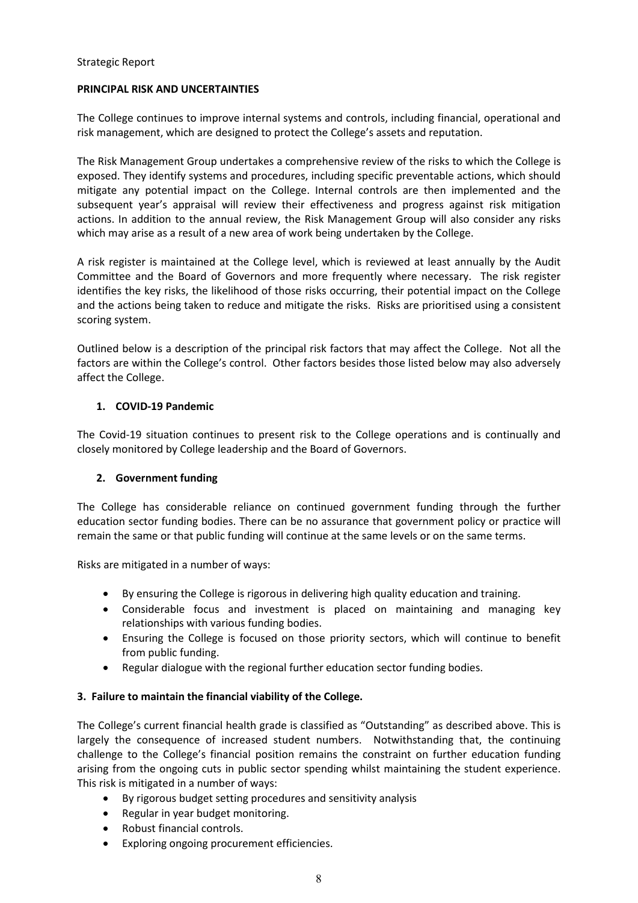Strategic Report

## PRINCIPAL RISK AND UNCERTAINTIES

The College continues to improve internal systems and controls, including financial, operational and risk management, which are designed to protect the College's assets and reputation.

The Risk Management Group undertakes a comprehensive review of the risks to which the College is exposed. They identify systems and procedures, including specific preventable actions, which should mitigate any potential impact on the College. Internal controls are then implemented and the subsequent year's appraisal will review their effectiveness and progress against risk mitigation actions. In addition to the annual review, the Risk Management Group will also consider any risks which may arise as a result of a new area of work being undertaken by the College.

A risk register is maintained at the College level, which is reviewed at least annually by the Audit Committee and the Board of Governors and more frequently where necessary. The risk register identifies the key risks, the likelihood of those risks occurring, their potential impact on the College and the actions being taken to reduce and mitigate the risks. Risks are prioritised using a consistent scoring system.

Outlined below is a description of the principal risk factors that may affect the College. Not all the factors are within the College's control. Other factors besides those listed below may also adversely affect the College.

### 1. COVID-19 Pandemic

The Covid-19 situation continues to present risk to the College operations and is continually and closely monitored by College leadership and the Board of Governors.

### 2. Government funding

The College has considerable reliance on continued government funding through the further education sector funding bodies. There can be no assurance that government policy or practice will remain the same or that public funding will continue at the same levels or on the same terms.

Risks are mitigated in a number of ways:

- By ensuring the College is rigorous in delivering high quality education and training.
- Considerable focus and investment is placed on maintaining and managing key relationships with various funding bodies.
- Ensuring the College is focused on those priority sectors, which will continue to benefit from public funding.
- Regular dialogue with the regional further education sector funding bodies.

### 3. Failure to maintain the financial viability of the College.

The College's current financial health grade is classified as "Outstanding" as described above. This is largely the consequence of increased student numbers. Notwithstanding that, the continuing challenge to the College's financial position remains the constraint on further education funding arising from the ongoing cuts in public sector spending whilst maintaining the student experience. This risk is mitigated in a number of ways:

- By rigorous budget setting procedures and sensitivity analysis
- Regular in year budget monitoring.
- Robust financial controls.
- Exploring ongoing procurement efficiencies.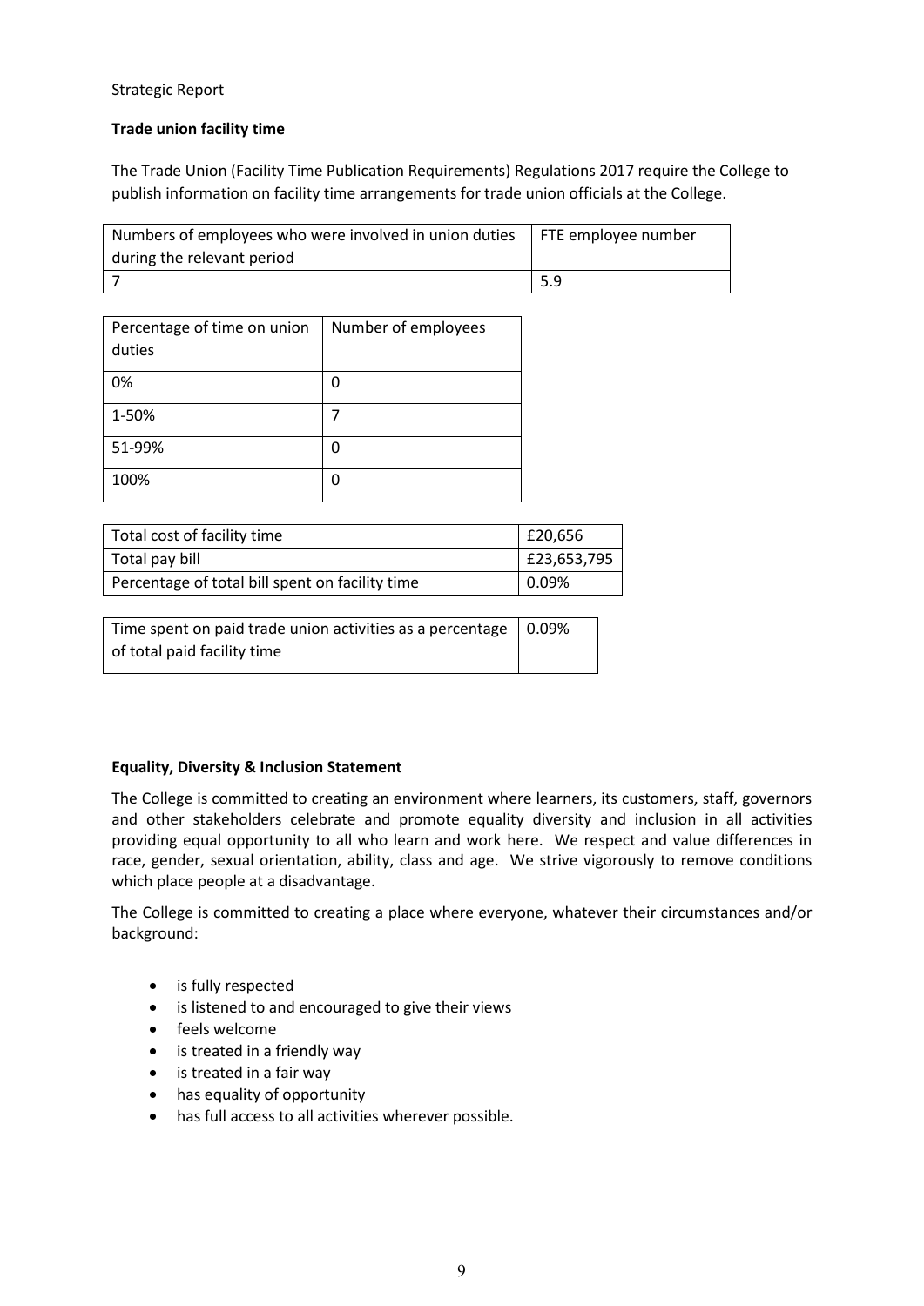Strategic Report

**Trade union facility time**

The Trade Union (Facility Time Publication Requirements) Regulations 2017 require the College to publish information on facility time arrangements for trade union officials at the College.

| Numbers of employees who were involved in union duties during the relevant period | FTE employee number |
|---|---|
| 7 | 5.9 |

| Percentage of time on union duties | Number of employees |
|---|---|
| 0% | 0 |
| 1-50% | 7 |
| 51-99% | 0 |
| 100% | 0 |

| Total cost of facility time | £20,656 |
|---|---|
| Total pay bill | £23,653,795 |
| Percentage of total bill spent on facility time | 0.09% |

| Time spent on paid trade union activities as a percentage of total paid facility time | 0.09% |
|---|---|

**Equality, Diversity & Inclusion Statement**

The College is committed to creating an environment where learners, its customers, staff, governors and other stakeholders celebrate and promote equality diversity and inclusion in all activities providing equal opportunity to all who learn and work here. We respect and value differences in race, gender, sexual orientation, ability, class and age. We strive vigorously to remove conditions which place people at a disadvantage.

The College is committed to creating a place where everyone, whatever their circumstances and/or background:

- is fully respected
- is listened to and encouraged to give their views
- feels welcome
- is treated in a friendly way
- is treated in a fair way
- has equality of opportunity
- has full access to all activities wherever possible.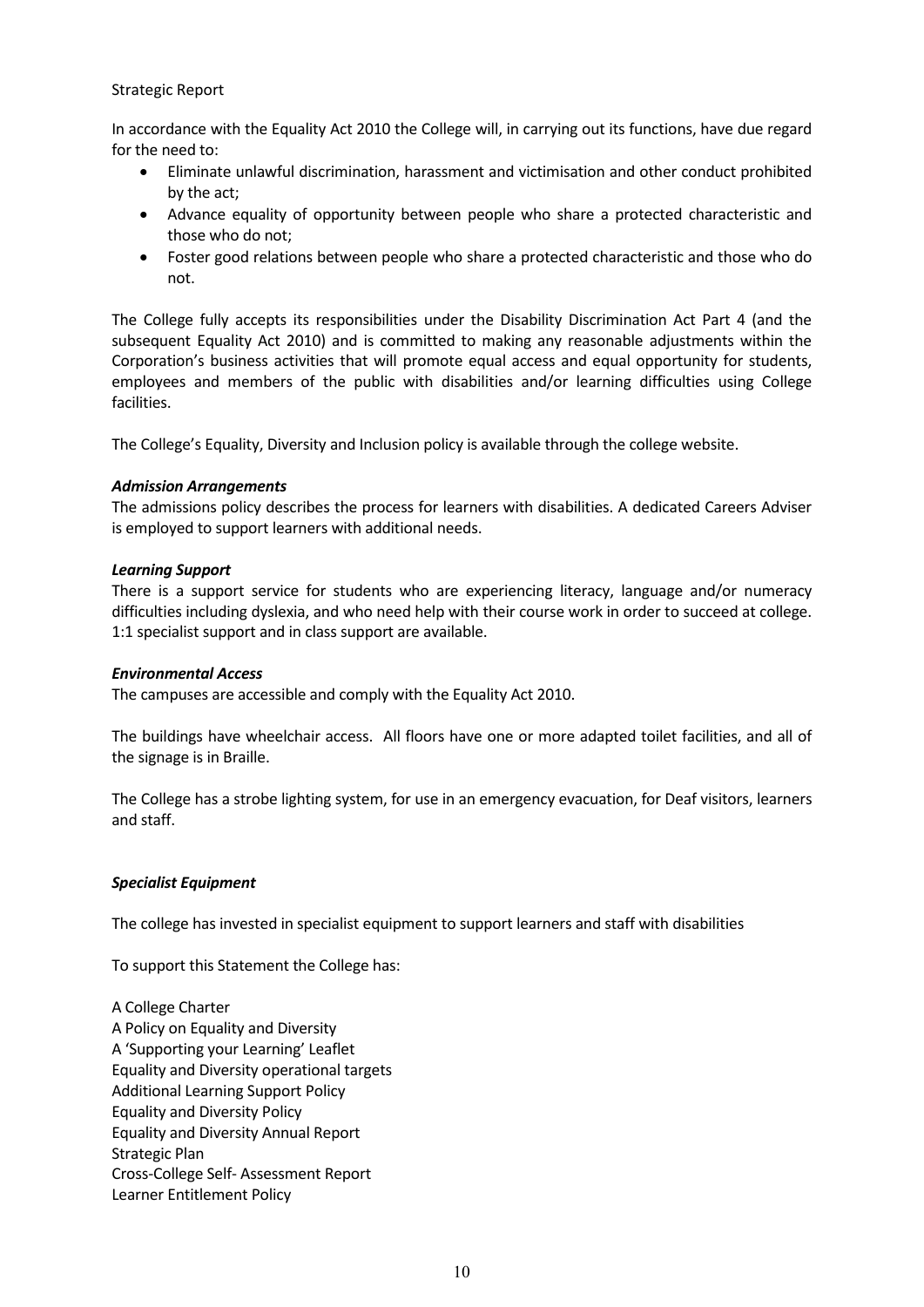Strategic Report

In accordance with the Equality Act 2010 the College will, in carrying out its functions, have due regard for the need to:

- Eliminate unlawful discrimination, harassment and victimisation and other conduct prohibited by the act;
- Advance equality of opportunity between people who share a protected characteristic and those who do not;
- Foster good relations between people who share a protected characteristic and those who do not.

The College fully accepts its responsibilities under the Disability Discrimination Act Part 4 (and the subsequent Equality Act 2010) and is committed to making any reasonable adjustments within the Corporation's business activities that will promote equal access and equal opportunity for students, employees and members of the public with disabilities and/or learning difficulties using College facilities.

The College's Equality, Diversity and Inclusion policy is available through the college website.

***Admission Arrangements***

The admissions policy describes the process for learners with disabilities. A dedicated Careers Adviser is employed to support learners with additional needs.

***Learning Support***

There is a support service for students who are experiencing literacy, language and/or numeracy difficulties including dyslexia, and who need help with their course work in order to succeed at college. 1:1 specialist support and in class support are available.

***Environmental Access***

The campuses are accessible and comply with the Equality Act 2010.

The buildings have wheelchair access. All floors have one or more adapted toilet facilities, and all of the signage is in Braille.

The College has a strobe lighting system, for use in an emergency evacuation, for Deaf visitors, learners and staff.

***Specialist Equipment***

The college has invested in specialist equipment to support learners and staff with disabilities

To support this Statement the College has:

A College Charter
A Policy on Equality and Diversity
A 'Supporting your Learning' Leaflet
Equality and Diversity operational targets
Additional Learning Support Policy
Equality and Diversity Policy
Equality and Diversity Annual Report
Strategic Plan
Cross-College Self- Assessment Report
Learner Entitlement Policy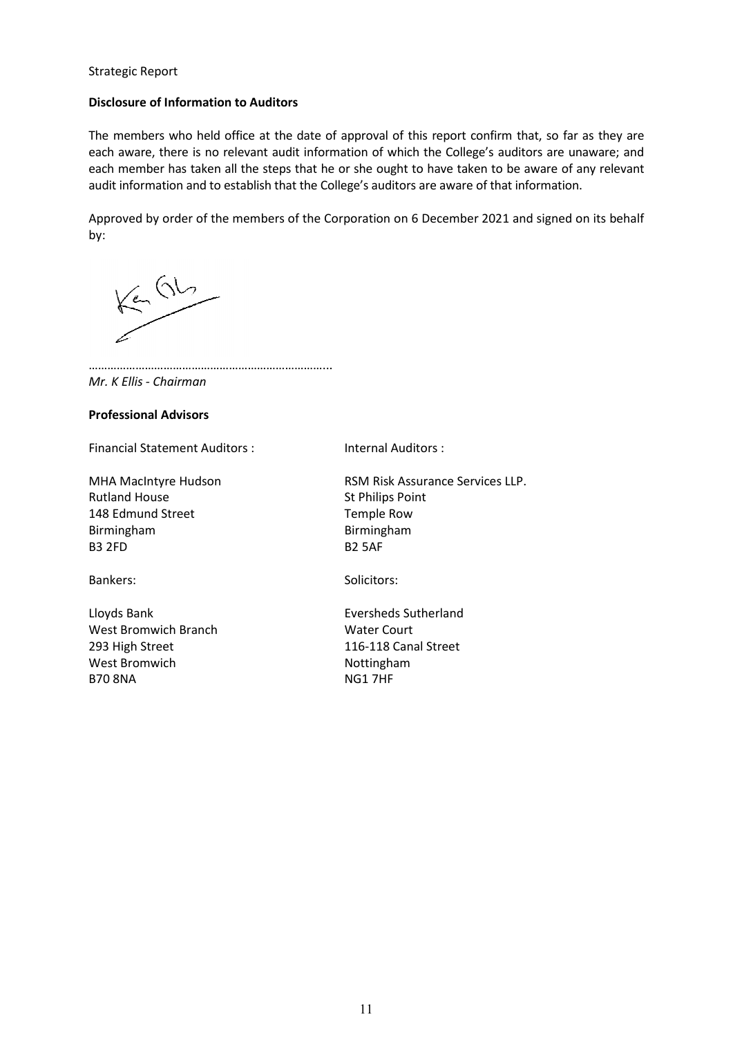Strategic Report

**Disclosure of Information to Auditors**

The members who held office at the date of approval of this report confirm that, so far as they are each aware, there is no relevant audit information of which the College's auditors are unaware; and each member has taken all the steps that he or she ought to have taken to be aware of any relevant audit information and to establish that the College's auditors are aware of that information.

Approved by order of the members of the Corporation on 6 December 2021 and signed on its behalf by:

…………………………………………………………………...
*Mr. K Ellis - Chairman*

**Professional Advisors**

Financial Statement Auditors :

MHA MacIntyre Hudson
Rutland House
148 Edmund Street
Birmingham
B3 2FD

Internal Auditors :

RSM Risk Assurance Services LLP.
St Philips Point
Temple Row
Birmingham
B2 5AF

Bankers:

Lloyds Bank
West Bromwich Branch
293 High Street
West Bromwich
B70 8NA

Solicitors:

Eversheds Sutherland
Water Court
116-118 Canal Street
Nottingham
NG1 7HF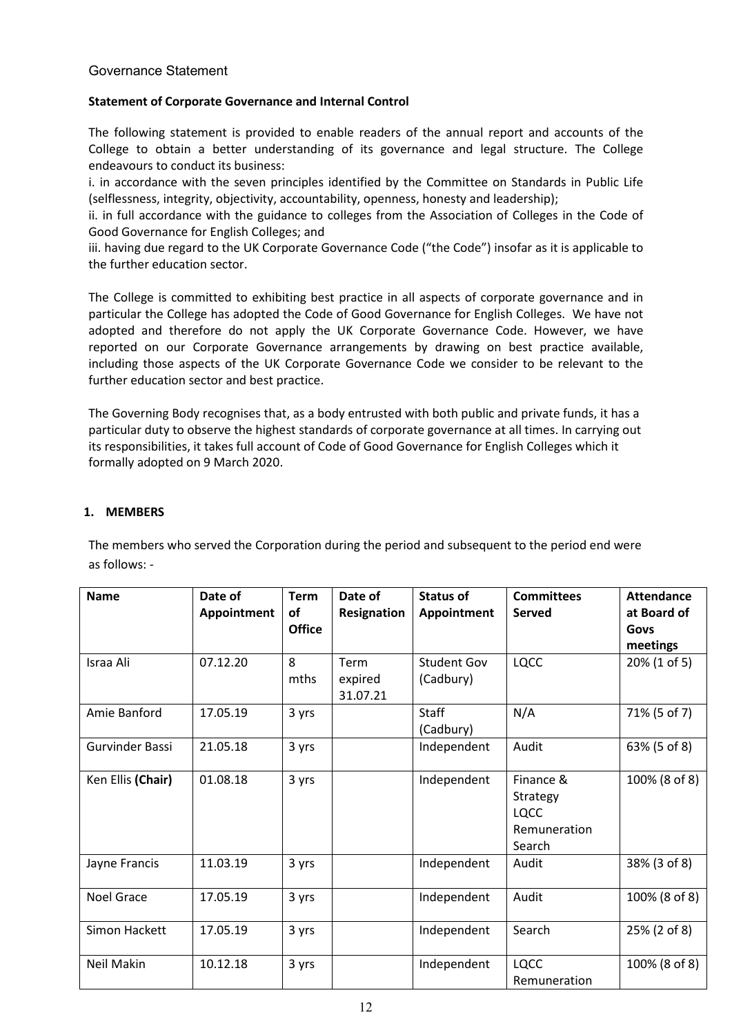## Governance Statement

**Statement of Corporate Governance and Internal Control**

The following statement is provided to enable readers of the annual report and accounts of the College to obtain a better understanding of its governance and legal structure. The College endeavours to conduct its business:

i. in accordance with the seven principles identified by the Committee on Standards in Public Life (selflessness, integrity, objectivity, accountability, openness, honesty and leadership);

ii. in full accordance with the guidance to colleges from the Association of Colleges in the Code of Good Governance for English Colleges; and

iii. having due regard to the UK Corporate Governance Code ("the Code") insofar as it is applicable to the further education sector.

The College is committed to exhibiting best practice in all aspects of corporate governance and in particular the College has adopted the Code of Good Governance for English Colleges. We have not adopted and therefore do not apply the UK Corporate Governance Code. However, we have reported on our Corporate Governance arrangements by drawing on best practice available, including those aspects of the UK Corporate Governance Code we consider to be relevant to the further education sector and best practice.

The Governing Body recognises that, as a body entrusted with both public and private funds, it has a particular duty to observe the highest standards of corporate governance at all times. In carrying out its responsibilities, it takes full account of Code of Good Governance for English Colleges which it formally adopted on 9 March 2020.

### 1. MEMBERS

The members who served the Corporation during the period and subsequent to the period end were as follows: -

| Name | Date of Appointment | Term of Office | Date of Resignation | Status of Appointment | Committees Served | Attendance at Board of Govs meetings |
|---|---|---|---|---|---|---|
| Israa Ali | 07.12.20 | 8 mths | Term expired 31.07.21 | Student Gov (Cadbury) | LQCC | 20% (1 of 5) |
| Amie Banford | 17.05.19 | 3 yrs | | Staff (Cadbury) | N/A | 71% (5 of 7) |
| Gurvinder Bassi | 21.05.18 | 3 yrs | | Independent | Audit | 63% (5 of 8) |
| Ken Ellis **(Chair)** | 01.08.18 | 3 yrs | | Independent | Finance & Strategy<br>LQCC<br>Remuneration<br>Search | 100% (8 of 8) |
| Jayne Francis | 11.03.19 | 3 yrs | | Independent | Audit | 38% (3 of 8) |
| Noel Grace | 17.05.19 | 3 yrs | | Independent | Audit | 100% (8 of 8) |
| Simon Hackett | 17.05.19 | 3 yrs | | Independent | Search | 25% (2 of 8) |
| Neil Makin | 10.12.18 | 3 yrs | | Independent | LQCC<br>Remuneration | 100% (8 of 8) |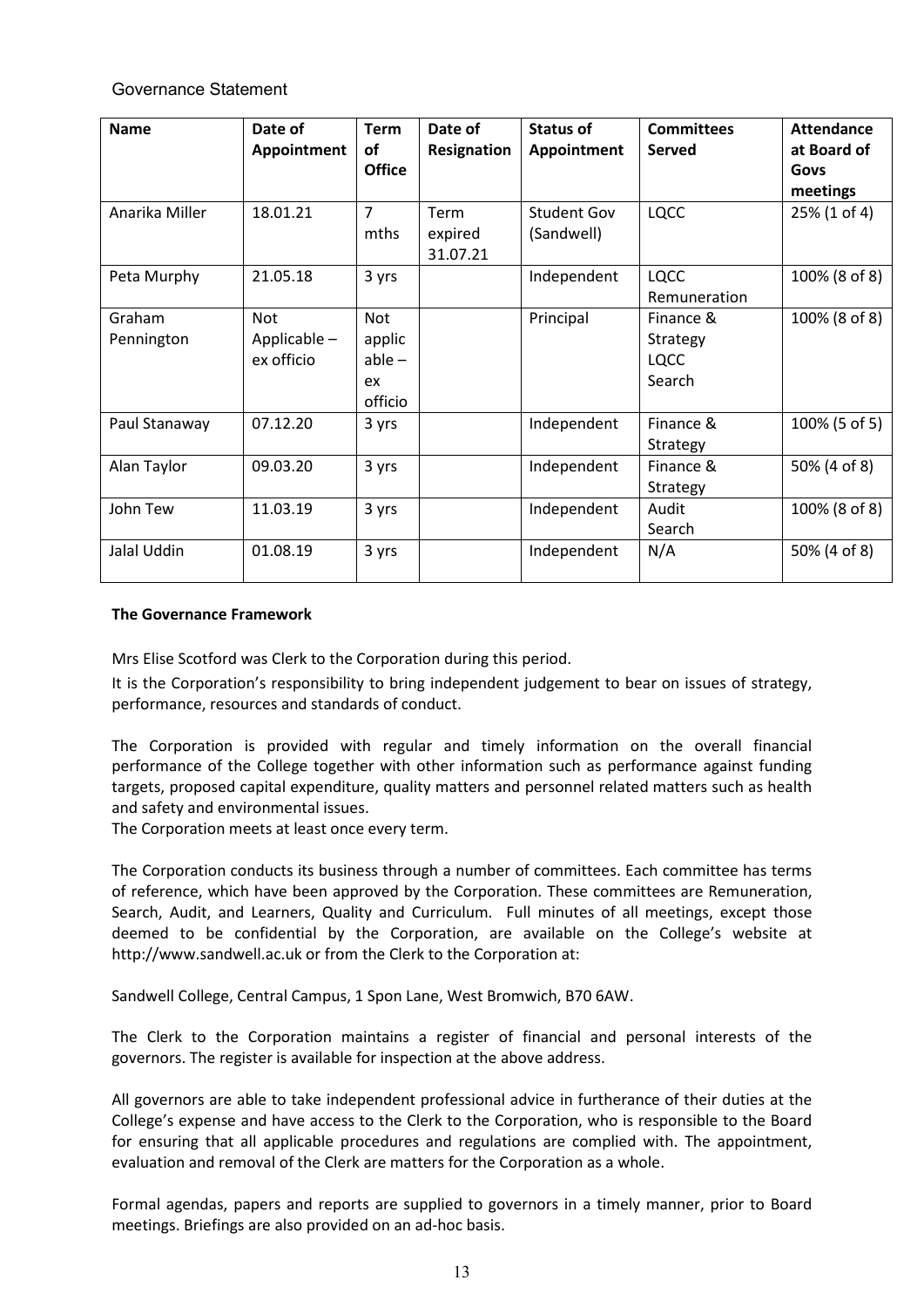Governance Statement

| Name | Date of Appointment | Term of Office | Date of Resignation | Status of Appointment | Committees Served | Attendance at Board of Govs meetings |
|---|---|---|---|---|---|---|
| Anarika Miller | 18.01.21 | 7 mths | Term expired 31.07.21 | Student Gov (Sandwell) | LQCC | 25% (1 of 4) |
| Peta Murphy | 21.05.18 | 3 yrs | | Independent | LQCC Remuneration | 100% (8 of 8) |
| Graham Pennington | Not Applicable – ex officio | Not applicable – ex officio | | Principal | Finance & Strategy LQCC Search | 100% (8 of 8) |
| Paul Stanaway | 07.12.20 | 3 yrs | | Independent | Finance & Strategy | 100% (5 of 5) |
| Alan Taylor | 09.03.20 | 3 yrs | | Independent | Finance & Strategy | 50% (4 of 8) |
| John Tew | 11.03.19 | 3 yrs | | Independent | Audit Search | 100% (8 of 8) |
| Jalal Uddin | 01.08.19 | 3 yrs | | Independent | N/A | 50% (4 of 8) |

**The Governance Framework**

Mrs Elise Scotford was Clerk to the Corporation during this period.

It is the Corporation's responsibility to bring independent judgement to bear on issues of strategy, performance, resources and standards of conduct.

The Corporation is provided with regular and timely information on the overall financial performance of the College together with other information such as performance against funding targets, proposed capital expenditure, quality matters and personnel related matters such as health and safety and environmental issues.

The Corporation meets at least once every term.

The Corporation conducts its business through a number of committees. Each committee has terms of reference, which have been approved by the Corporation. These committees are Remuneration, Search, Audit, and Learners, Quality and Curriculum. Full minutes of all meetings, except those deemed to be confidential by the Corporation, are available on the College's website at http://www.sandwell.ac.uk or from the Clerk to the Corporation at:

Sandwell College, Central Campus, 1 Spon Lane, West Bromwich, B70 6AW.

The Clerk to the Corporation maintains a register of financial and personal interests of the governors. The register is available for inspection at the above address.

All governors are able to take independent professional advice in furtherance of their duties at the College's expense and have access to the Clerk to the Corporation, who is responsible to the Board for ensuring that all applicable procedures and regulations are complied with. The appointment, evaluation and removal of the Clerk are matters for the Corporation as a whole.

Formal agendas, papers and reports are supplied to governors in a timely manner, prior to Board meetings. Briefings are also provided on an ad-hoc basis.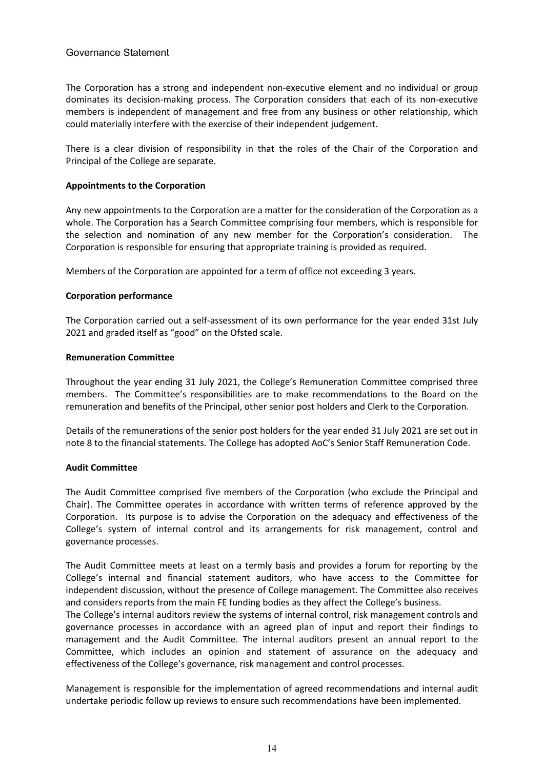Governance Statement

The Corporation has a strong and independent non-executive element and no individual or group dominates its decision-making process. The Corporation considers that each of its non-executive members is independent of management and free from any business or other relationship, which could materially interfere with the exercise of their independent judgement.

There is a clear division of responsibility in that the roles of the Chair of the Corporation and Principal of the College are separate.

**Appointments to the Corporation**

Any new appointments to the Corporation are a matter for the consideration of the Corporation as a whole. The Corporation has a Search Committee comprising four members, which is responsible for the selection and nomination of any new member for the Corporation's consideration. The Corporation is responsible for ensuring that appropriate training is provided as required.

Members of the Corporation are appointed for a term of office not exceeding 3 years.

**Corporation performance**

The Corporation carried out a self-assessment of its own performance for the year ended 31st July 2021 and graded itself as "good" on the Ofsted scale.

**Remuneration Committee**

Throughout the year ending 31 July 2021, the College's Remuneration Committee comprised three members. The Committee's responsibilities are to make recommendations to the Board on the remuneration and benefits of the Principal, other senior post holders and Clerk to the Corporation.

Details of the remunerations of the senior post holders for the year ended 31 July 2021 are set out in note 8 to the financial statements. The College has adopted AoC's Senior Staff Remuneration Code.

**Audit Committee**

The Audit Committee comprised five members of the Corporation (who exclude the Principal and Chair). The Committee operates in accordance with written terms of reference approved by the Corporation. Its purpose is to advise the Corporation on the adequacy and effectiveness of the College's system of internal control and its arrangements for risk management, control and governance processes.

The Audit Committee meets at least on a termly basis and provides a forum for reporting by the College's internal and financial statement auditors, who have access to the Committee for independent discussion, without the presence of College management. The Committee also receives and considers reports from the main FE funding bodies as they affect the College's business.

The College's internal auditors review the systems of internal control, risk management controls and governance processes in accordance with an agreed plan of input and report their findings to management and the Audit Committee. The internal auditors present an annual report to the Committee, which includes an opinion and statement of assurance on the adequacy and effectiveness of the College's governance, risk management and control processes.

Management is responsible for the implementation of agreed recommendations and internal audit undertake periodic follow up reviews to ensure such recommendations have been implemented.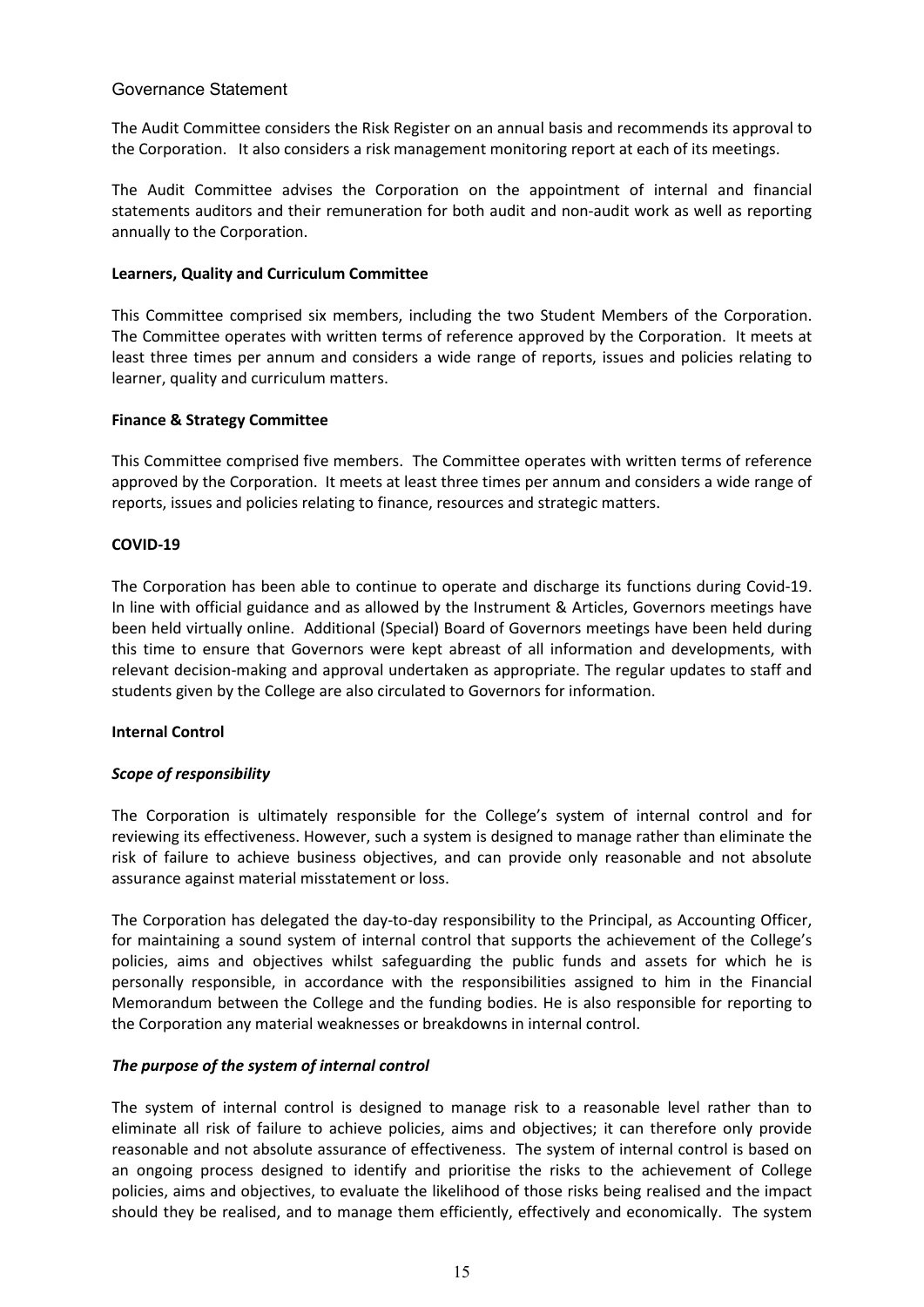Governance Statement

The Audit Committee considers the Risk Register on an annual basis and recommends its approval to the Corporation. It also considers a risk management monitoring report at each of its meetings.

The Audit Committee advises the Corporation on the appointment of internal and financial statements auditors and their remuneration for both audit and non-audit work as well as reporting annually to the Corporation.

**Learners, Quality and Curriculum Committee**

This Committee comprised six members, including the two Student Members of the Corporation. The Committee operates with written terms of reference approved by the Corporation. It meets at least three times per annum and considers a wide range of reports, issues and policies relating to learner, quality and curriculum matters.

**Finance & Strategy Committee**

This Committee comprised five members. The Committee operates with written terms of reference approved by the Corporation. It meets at least three times per annum and considers a wide range of reports, issues and policies relating to finance, resources and strategic matters.

**COVID-19**

The Corporation has been able to continue to operate and discharge its functions during Covid-19. In line with official guidance and as allowed by the Instrument & Articles, Governors meetings have been held virtually online. Additional (Special) Board of Governors meetings have been held during this time to ensure that Governors were kept abreast of all information and developments, with relevant decision-making and approval undertaken as appropriate. The regular updates to staff and students given by the College are also circulated to Governors for information.

**Internal Control**

***Scope of responsibility***

The Corporation is ultimately responsible for the College's system of internal control and for reviewing its effectiveness. However, such a system is designed to manage rather than eliminate the risk of failure to achieve business objectives, and can provide only reasonable and not absolute assurance against material misstatement or loss.

The Corporation has delegated the day-to-day responsibility to the Principal, as Accounting Officer, for maintaining a sound system of internal control that supports the achievement of the College's policies, aims and objectives whilst safeguarding the public funds and assets for which he is personally responsible, in accordance with the responsibilities assigned to him in the Financial Memorandum between the College and the funding bodies. He is also responsible for reporting to the Corporation any material weaknesses or breakdowns in internal control.

***The purpose of the system of internal control***

The system of internal control is designed to manage risk to a reasonable level rather than to eliminate all risk of failure to achieve policies, aims and objectives; it can therefore only provide reasonable and not absolute assurance of effectiveness. The system of internal control is based on an ongoing process designed to identify and prioritise the risks to the achievement of College policies, aims and objectives, to evaluate the likelihood of those risks being realised and the impact should they be realised, and to manage them efficiently, effectively and economically. The system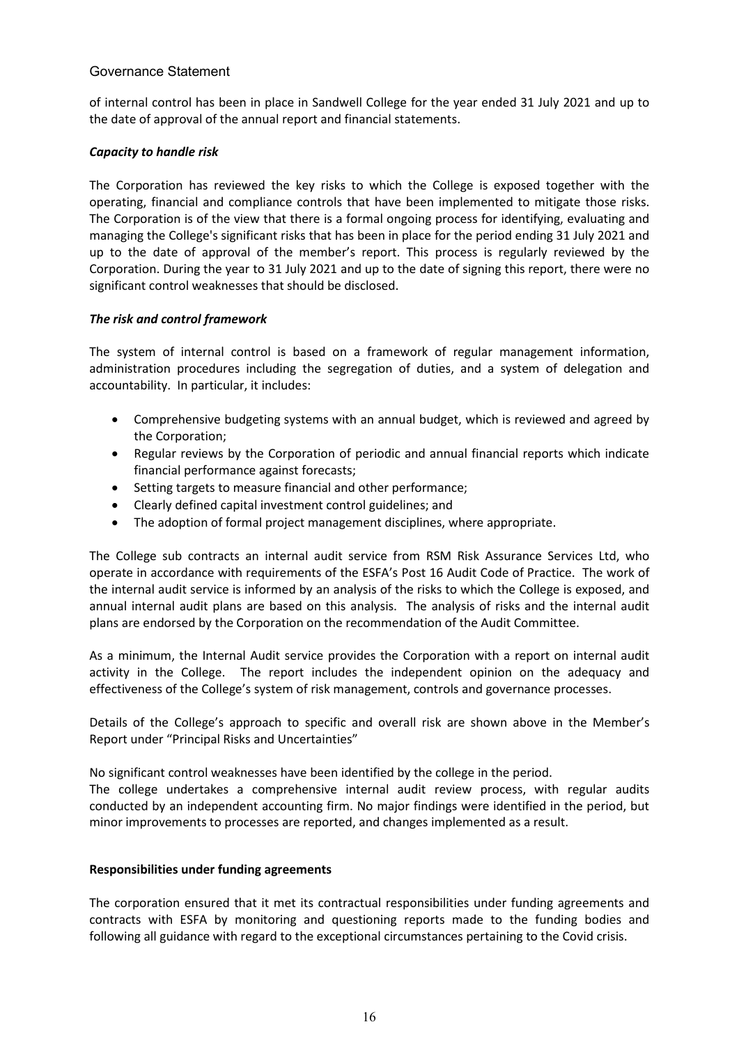of internal control has been in place in Sandwell College for the year ended 31 July 2021 and up to the date of approval of the annual report and financial statements.

### *Capacity to handle risk*

The Corporation has reviewed the key risks to which the College is exposed together with the operating, financial and compliance controls that have been implemented to mitigate those risks. The Corporation is of the view that there is a formal ongoing process for identifying, evaluating and managing the College's significant risks that has been in place for the period ending 31 July 2021 and up to the date of approval of the member's report. This process is regularly reviewed by the Corporation. During the year to 31 July 2021 and up to the date of signing this report, there were no significant control weaknesses that should be disclosed.

### *The risk and control framework*

The system of internal control is based on a framework of regular management information, administration procedures including the segregation of duties, and a system of delegation and accountability. In particular, it includes:

- Comprehensive budgeting systems with an annual budget, which is reviewed and agreed by the Corporation;
- Regular reviews by the Corporation of periodic and annual financial reports which indicate financial performance against forecasts;
- Setting targets to measure financial and other performance;
- Clearly defined capital investment control guidelines; and
- The adoption of formal project management disciplines, where appropriate.

The College sub contracts an internal audit service from RSM Risk Assurance Services Ltd, who operate in accordance with requirements of the ESFA's Post 16 Audit Code of Practice. The work of the internal audit service is informed by an analysis of the risks to which the College is exposed, and annual internal audit plans are based on this analysis. The analysis of risks and the internal audit plans are endorsed by the Corporation on the recommendation of the Audit Committee.

As a minimum, the Internal Audit service provides the Corporation with a report on internal audit activity in the College. The report includes the independent opinion on the adequacy and effectiveness of the College's system of risk management, controls and governance processes.

Details of the College's approach to specific and overall risk are shown above in the Member's Report under "Principal Risks and Uncertainties"

No significant control weaknesses have been identified by the college in the period.
The college undertakes a comprehensive internal audit review process, with regular audits conducted by an independent accounting firm. No major findings were identified in the period, but minor improvements to processes are reported, and changes implemented as a result.

### **Responsibilities under funding agreements**

The corporation ensured that it met its contractual responsibilities under funding agreements and contracts with ESFA by monitoring and questioning reports made to the funding bodies and following all guidance with regard to the exceptional circumstances pertaining to the Covid crisis.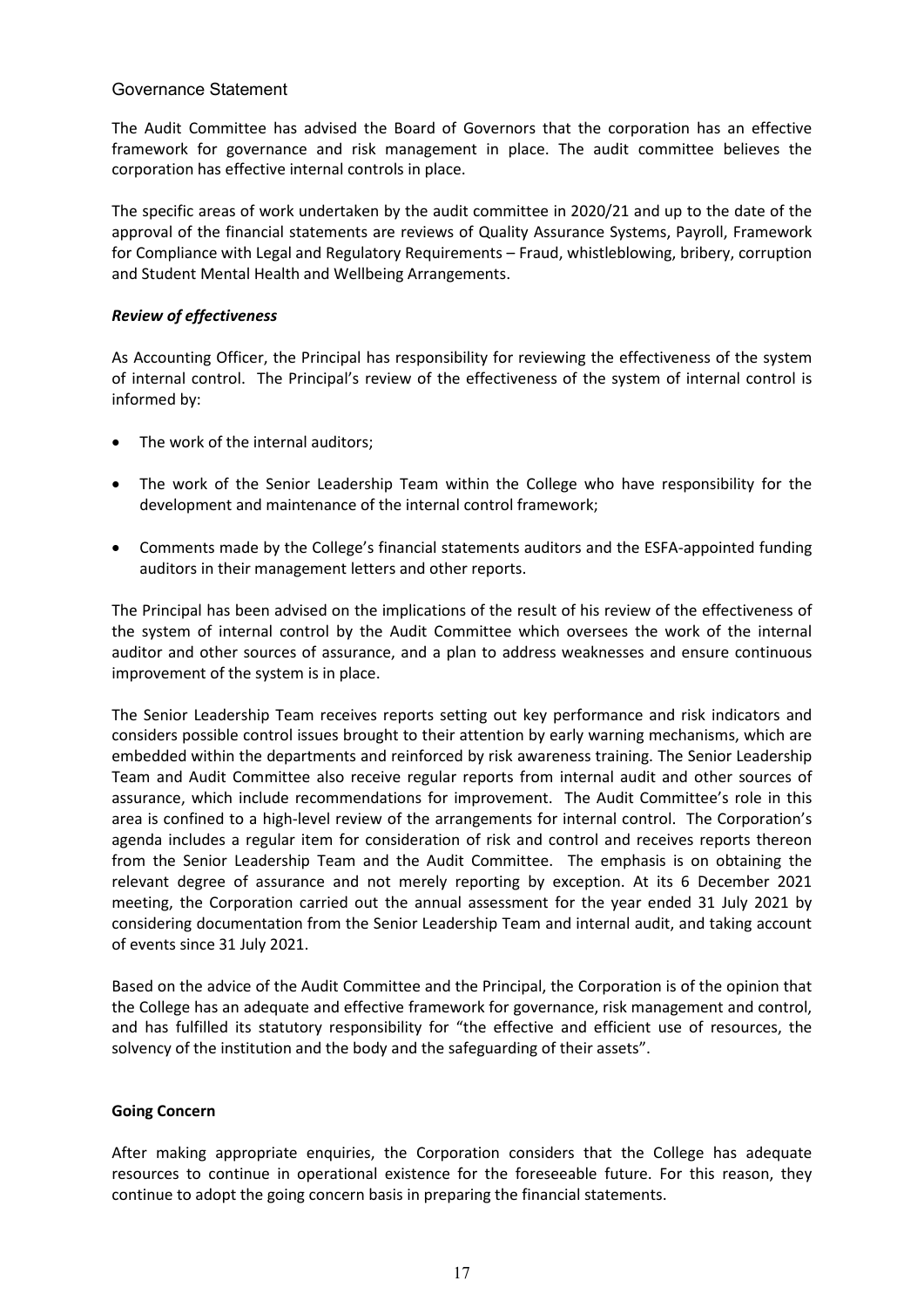Governance Statement

The Audit Committee has advised the Board of Governors that the corporation has an effective framework for governance and risk management in place. The audit committee believes the corporation has effective internal controls in place.

The specific areas of work undertaken by the audit committee in 2020/21 and up to the date of the approval of the financial statements are reviews of Quality Assurance Systems, Payroll, Framework for Compliance with Legal and Regulatory Requirements – Fraud, whistleblowing, bribery, corruption and Student Mental Health and Wellbeing Arrangements.

***Review of effectiveness***

As Accounting Officer, the Principal has responsibility for reviewing the effectiveness of the system of internal control. The Principal's review of the effectiveness of the system of internal control is informed by:

- The work of the internal auditors;
- The work of the Senior Leadership Team within the College who have responsibility for the development and maintenance of the internal control framework;
- Comments made by the College's financial statements auditors and the ESFA-appointed funding auditors in their management letters and other reports.

The Principal has been advised on the implications of the result of his review of the effectiveness of the system of internal control by the Audit Committee which oversees the work of the internal auditor and other sources of assurance, and a plan to address weaknesses and ensure continuous improvement of the system is in place.

The Senior Leadership Team receives reports setting out key performance and risk indicators and considers possible control issues brought to their attention by early warning mechanisms, which are embedded within the departments and reinforced by risk awareness training. The Senior Leadership Team and Audit Committee also receive regular reports from internal audit and other sources of assurance, which include recommendations for improvement. The Audit Committee's role in this area is confined to a high-level review of the arrangements for internal control. The Corporation's agenda includes a regular item for consideration of risk and control and receives reports thereon from the Senior Leadership Team and the Audit Committee. The emphasis is on obtaining the relevant degree of assurance and not merely reporting by exception. At its 6 December 2021 meeting, the Corporation carried out the annual assessment for the year ended 31 July 2021 by considering documentation from the Senior Leadership Team and internal audit, and taking account of events since 31 July 2021.

Based on the advice of the Audit Committee and the Principal, the Corporation is of the opinion that the College has an adequate and effective framework for governance, risk management and control, and has fulfilled its statutory responsibility for "the effective and efficient use of resources, the solvency of the institution and the body and the safeguarding of their assets".

**Going Concern**

After making appropriate enquiries, the Corporation considers that the College has adequate resources to continue in operational existence for the foreseeable future. For this reason, they continue to adopt the going concern basis in preparing the financial statements.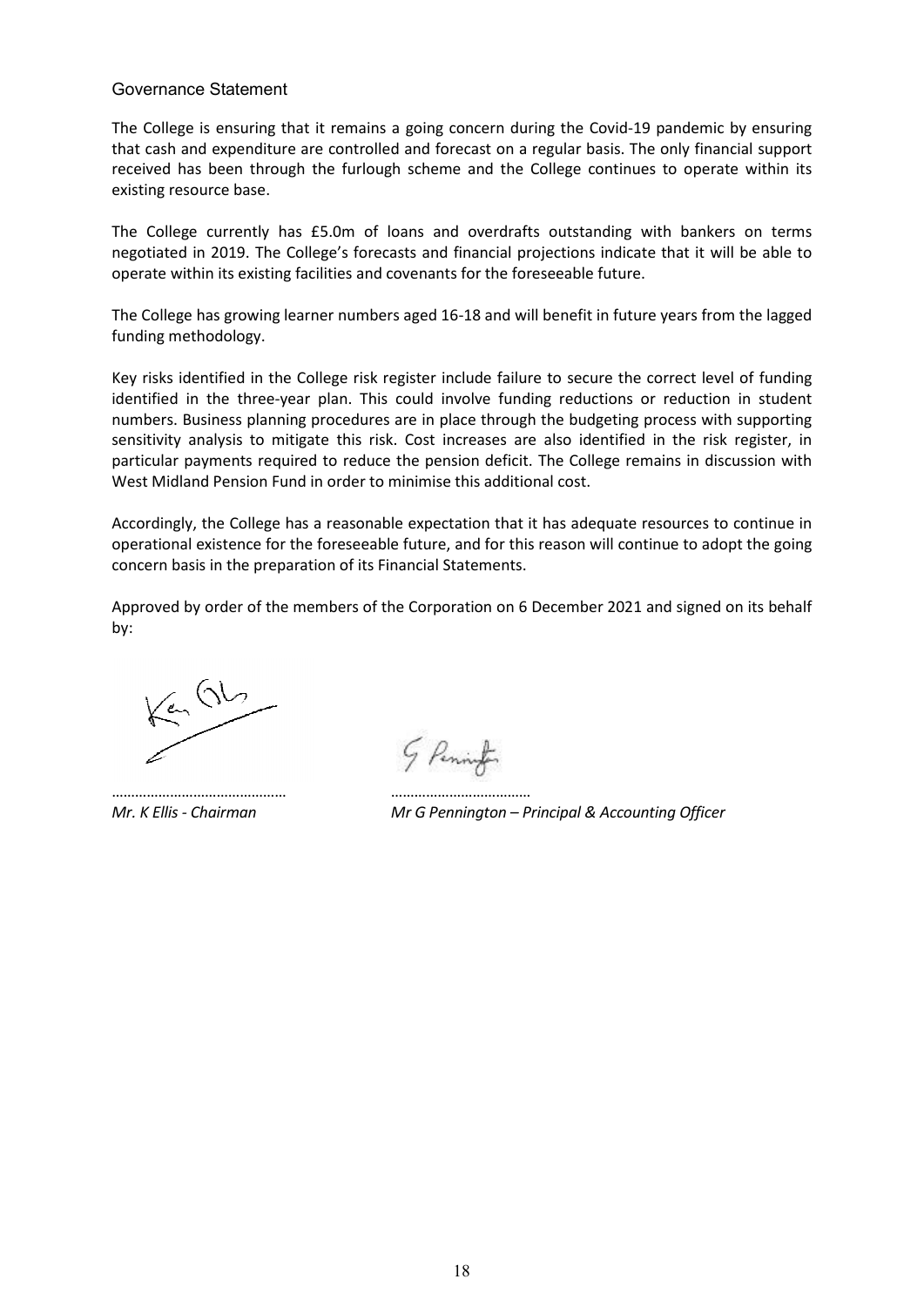## Governance Statement

The College is ensuring that it remains a going concern during the Covid-19 pandemic by ensuring that cash and expenditure are controlled and forecast on a regular basis. The only financial support received has been through the furlough scheme and the College continues to operate within its existing resource base.

The College currently has £5.0m of loans and overdrafts outstanding with bankers on terms negotiated in 2019. The College's forecasts and financial projections indicate that it will be able to operate within its existing facilities and covenants for the foreseeable future.

The College has growing learner numbers aged 16-18 and will benefit in future years from the lagged funding methodology.

Key risks identified in the College risk register include failure to secure the correct level of funding identified in the three-year plan. This could involve funding reductions or reduction in student numbers. Business planning procedures are in place through the budgeting process with supporting sensitivity analysis to mitigate this risk. Cost increases are also identified in the risk register, in particular payments required to reduce the pension deficit. The College remains in discussion with West Midland Pension Fund in order to minimise this additional cost.

Accordingly, the College has a reasonable expectation that it has adequate resources to continue in operational existence for the foreseeable future, and for this reason will continue to adopt the going concern basis in the preparation of its Financial Statements.

Approved by order of the members of the Corporation on 6 December 2021 and signed on its behalf by:

……………………………………… ……………………………

*Mr. K Ellis - Chairman* *Mr G Pennington – Principal & Accounting Officer*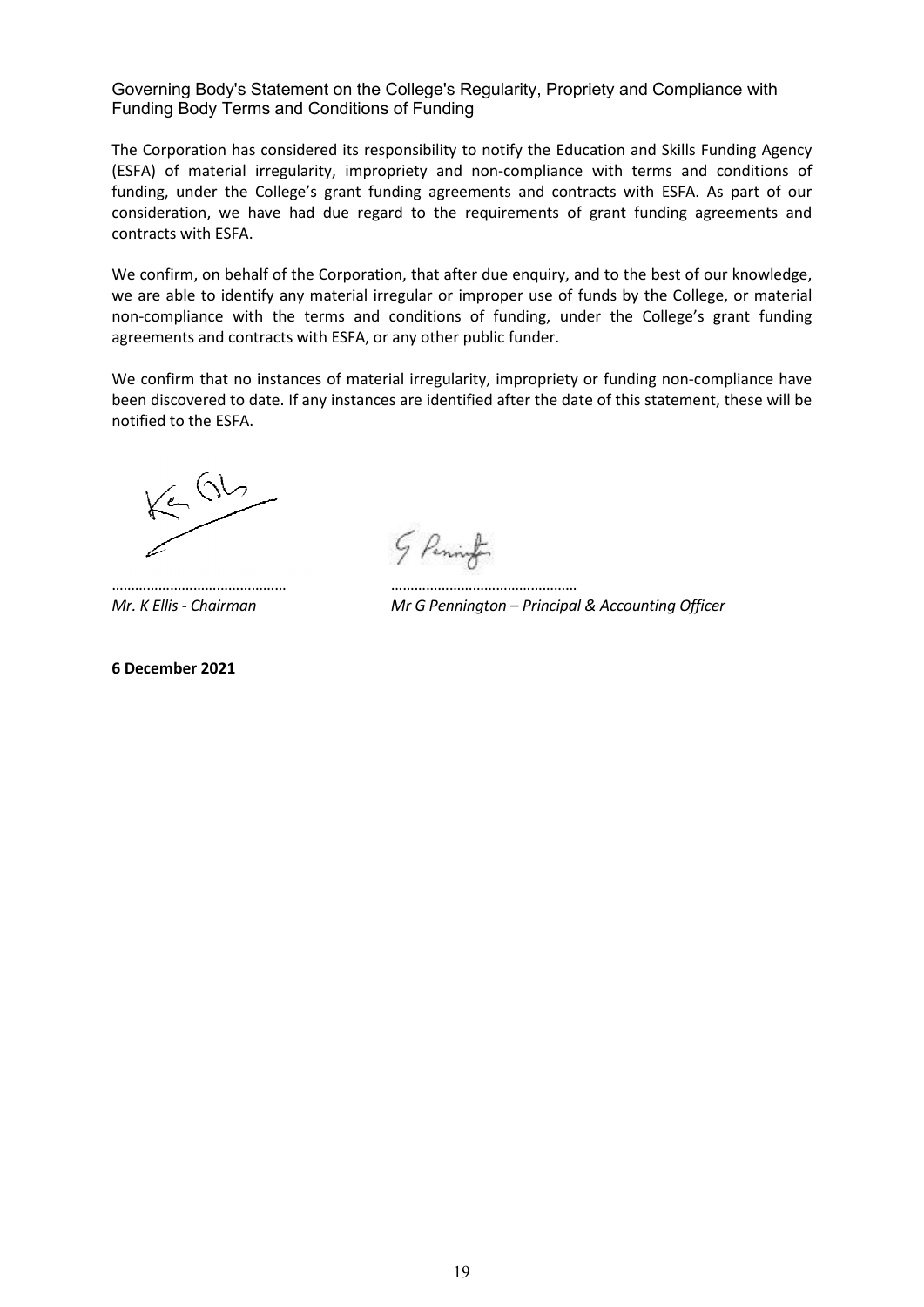## Governing Body's Statement on the College's Regularity, Propriety and Compliance with Funding Body Terms and Conditions of Funding

The Corporation has considered its responsibility to notify the Education and Skills Funding Agency (ESFA) of material irregularity, impropriety and non-compliance with terms and conditions of funding, under the College's grant funding agreements and contracts with ESFA. As part of our consideration, we have had due regard to the requirements of grant funding agreements and contracts with ESFA.

We confirm, on behalf of the Corporation, that after due enquiry, and to the best of our knowledge, we are able to identify any material irregular or improper use of funds by the College, or material non-compliance with the terms and conditions of funding, under the College's grant funding agreements and contracts with ESFA, or any other public funder.

We confirm that no instances of material irregularity, impropriety or funding non-compliance have been discovered to date. If any instances are identified after the date of this statement, these will be notified to the ESFA.

………………………………………
*Mr. K Ellis - Chairman*

…………………………………………
*Mr G Pennington – Principal & Accounting Officer*

**6 December 2021**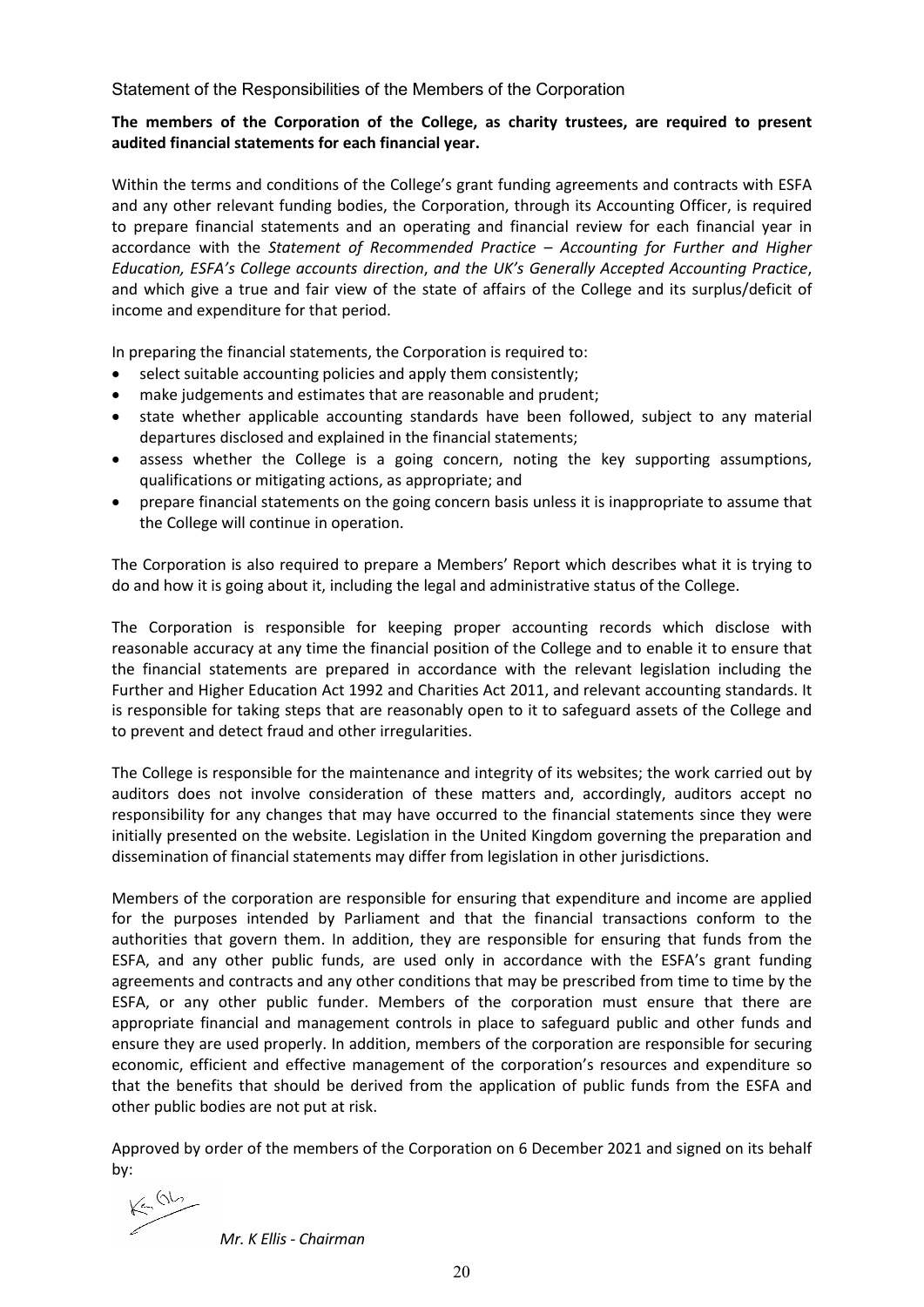## Statement of the Responsibilities of the Members of the Corporation

**The members of the Corporation of the College, as charity trustees, are required to present audited financial statements for each financial year.**

Within the terms and conditions of the College's grant funding agreements and contracts with ESFA and any other relevant funding bodies, the Corporation, through its Accounting Officer, is required to prepare financial statements and an operating and financial review for each financial year in accordance with the *Statement of Recommended Practice – Accounting for Further and Higher Education, ESFA's College accounts direction*, *and the UK's Generally Accepted Accounting Practice*, and which give a true and fair view of the state of affairs of the College and its surplus/deficit of income and expenditure for that period.

In preparing the financial statements, the Corporation is required to:

- select suitable accounting policies and apply them consistently;
- make judgements and estimates that are reasonable and prudent;
- state whether applicable accounting standards have been followed, subject to any material departures disclosed and explained in the financial statements;
- assess whether the College is a going concern, noting the key supporting assumptions, qualifications or mitigating actions, as appropriate; and
- prepare financial statements on the going concern basis unless it is inappropriate to assume that the College will continue in operation.

The Corporation is also required to prepare a Members' Report which describes what it is trying to do and how it is going about it, including the legal and administrative status of the College.

The Corporation is responsible for keeping proper accounting records which disclose with reasonable accuracy at any time the financial position of the College and to enable it to ensure that the financial statements are prepared in accordance with the relevant legislation including the Further and Higher Education Act 1992 and Charities Act 2011, and relevant accounting standards. It is responsible for taking steps that are reasonably open to it to safeguard assets of the College and to prevent and detect fraud and other irregularities.

The College is responsible for the maintenance and integrity of its websites; the work carried out by auditors does not involve consideration of these matters and, accordingly, auditors accept no responsibility for any changes that may have occurred to the financial statements since they were initially presented on the website. Legislation in the United Kingdom governing the preparation and dissemination of financial statements may differ from legislation in other jurisdictions.

Members of the corporation are responsible for ensuring that expenditure and income are applied for the purposes intended by Parliament and that the financial transactions conform to the authorities that govern them. In addition, they are responsible for ensuring that funds from the ESFA, and any other public funds, are used only in accordance with the ESFA's grant funding agreements and contracts and any other conditions that may be prescribed from time to time by the ESFA, or any other public funder. Members of the corporation must ensure that there are appropriate financial and management controls in place to safeguard public and other funds and ensure they are used properly. In addition, members of the corporation are responsible for securing economic, efficient and effective management of the corporation's resources and expenditure so that the benefits that should be derived from the application of public funds from the ESFA and other public bodies are not put at risk.

Approved by order of the members of the Corporation on 6 December 2021 and signed on its behalf by:

*Mr. K Ellis - Chairman*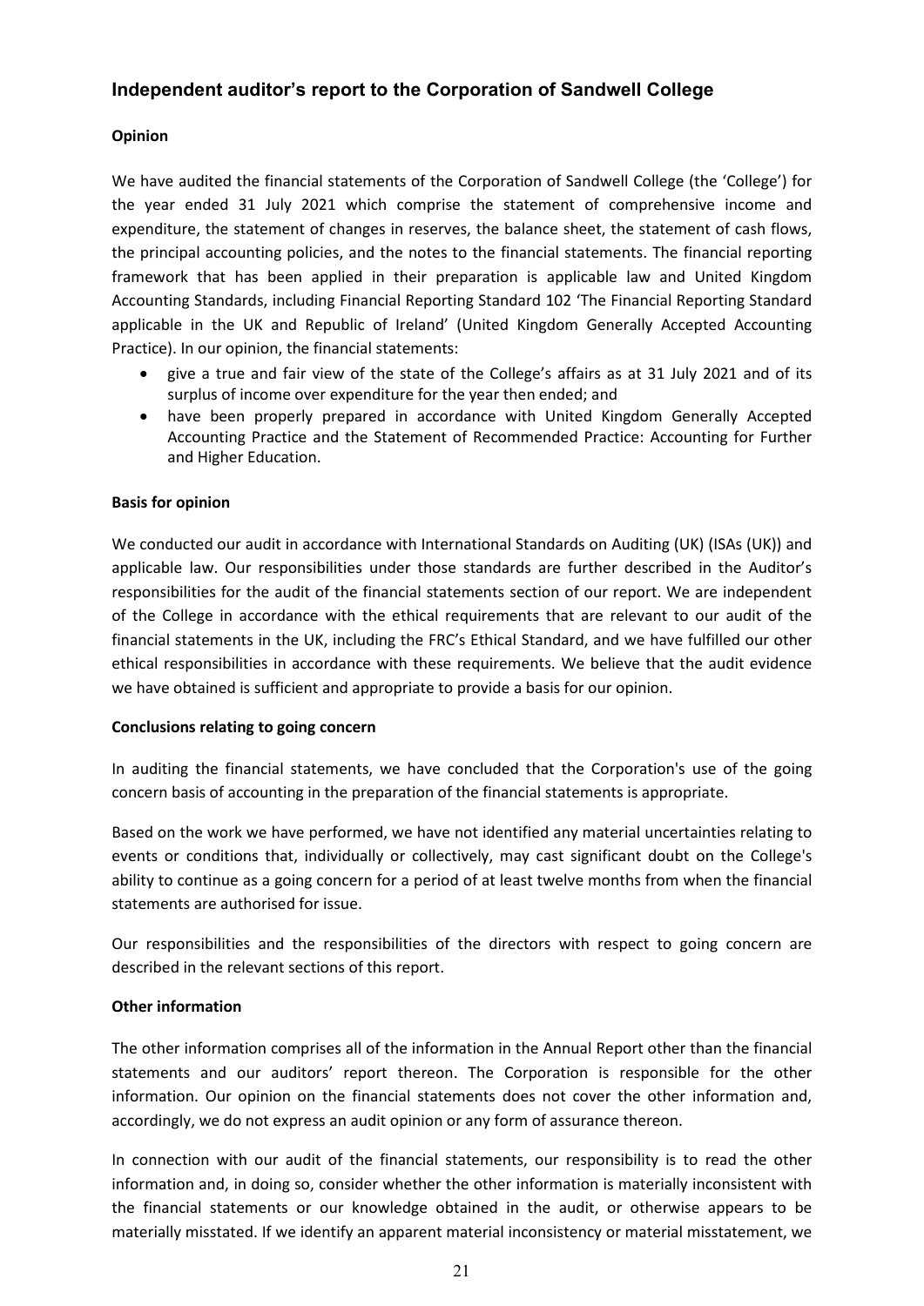## Independent auditor's report to the Corporation of Sandwell College

### Opinion

We have audited the financial statements of the Corporation of Sandwell College (the 'College') for the year ended 31 July 2021 which comprise the statement of comprehensive income and expenditure, the statement of changes in reserves, the balance sheet, the statement of cash flows, the principal accounting policies, and the notes to the financial statements. The financial reporting framework that has been applied in their preparation is applicable law and United Kingdom Accounting Standards, including Financial Reporting Standard 102 'The Financial Reporting Standard applicable in the UK and Republic of Ireland' (United Kingdom Generally Accepted Accounting Practice). In our opinion, the financial statements:

- give a true and fair view of the state of the College's affairs as at 31 July 2021 and of its surplus of income over expenditure for the year then ended; and
- have been properly prepared in accordance with United Kingdom Generally Accepted Accounting Practice and the Statement of Recommended Practice: Accounting for Further and Higher Education.

### Basis for opinion

We conducted our audit in accordance with International Standards on Auditing (UK) (ISAs (UK)) and applicable law. Our responsibilities under those standards are further described in the Auditor's responsibilities for the audit of the financial statements section of our report. We are independent of the College in accordance with the ethical requirements that are relevant to our audit of the financial statements in the UK, including the FRC's Ethical Standard, and we have fulfilled our other ethical responsibilities in accordance with these requirements. We believe that the audit evidence we have obtained is sufficient and appropriate to provide a basis for our opinion.

### Conclusions relating to going concern

In auditing the financial statements, we have concluded that the Corporation's use of the going concern basis of accounting in the preparation of the financial statements is appropriate.

Based on the work we have performed, we have not identified any material uncertainties relating to events or conditions that, individually or collectively, may cast significant doubt on the College's ability to continue as a going concern for a period of at least twelve months from when the financial statements are authorised for issue.

Our responsibilities and the responsibilities of the directors with respect to going concern are described in the relevant sections of this report.

### Other information

The other information comprises all of the information in the Annual Report other than the financial statements and our auditors' report thereon. The Corporation is responsible for the other information. Our opinion on the financial statements does not cover the other information and, accordingly, we do not express an audit opinion or any form of assurance thereon.

In connection with our audit of the financial statements, our responsibility is to read the other information and, in doing so, consider whether the other information is materially inconsistent with the financial statements or our knowledge obtained in the audit, or otherwise appears to be materially misstated. If we identify an apparent material inconsistency or material misstatement, we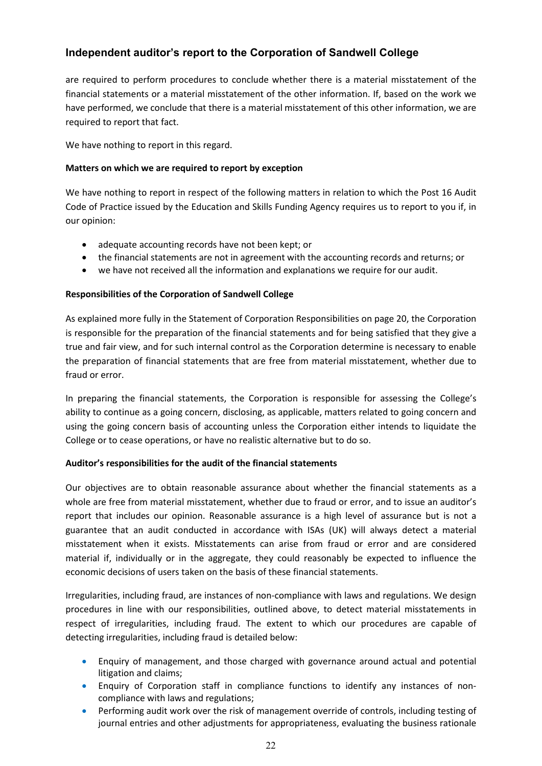## Independent auditor's report to the Corporation of Sandwell College

are required to perform procedures to conclude whether there is a material misstatement of the financial statements or a material misstatement of the other information. If, based on the work we have performed, we conclude that there is a material misstatement of this other information, we are required to report that fact.

We have nothing to report in this regard.

**Matters on which we are required to report by exception**

We have nothing to report in respect of the following matters in relation to which the Post 16 Audit Code of Practice issued by the Education and Skills Funding Agency requires us to report to you if, in our opinion:

- adequate accounting records have not been kept; or
- the financial statements are not in agreement with the accounting records and returns; or
- we have not received all the information and explanations we require for our audit.

**Responsibilities of the Corporation of Sandwell College**

As explained more fully in the Statement of Corporation Responsibilities on page 20, the Corporation is responsible for the preparation of the financial statements and for being satisfied that they give a true and fair view, and for such internal control as the Corporation determine is necessary to enable the preparation of financial statements that are free from material misstatement, whether due to fraud or error.

In preparing the financial statements, the Corporation is responsible for assessing the College's ability to continue as a going concern, disclosing, as applicable, matters related to going concern and using the going concern basis of accounting unless the Corporation either intends to liquidate the College or to cease operations, or have no realistic alternative but to do so.

**Auditor's responsibilities for the audit of the financial statements**

Our objectives are to obtain reasonable assurance about whether the financial statements as a whole are free from material misstatement, whether due to fraud or error, and to issue an auditor's report that includes our opinion. Reasonable assurance is a high level of assurance but is not a guarantee that an audit conducted in accordance with ISAs (UK) will always detect a material misstatement when it exists. Misstatements can arise from fraud or error and are considered material if, individually or in the aggregate, they could reasonably be expected to influence the economic decisions of users taken on the basis of these financial statements.

Irregularities, including fraud, are instances of non-compliance with laws and regulations. We design procedures in line with our responsibilities, outlined above, to detect material misstatements in respect of irregularities, including fraud. The extent to which our procedures are capable of detecting irregularities, including fraud is detailed below:

- Enquiry of management, and those charged with governance around actual and potential litigation and claims;
- Enquiry of Corporation staff in compliance functions to identify any instances of non-compliance with laws and regulations;
- Performing audit work over the risk of management override of controls, including testing of journal entries and other adjustments for appropriateness, evaluating the business rationale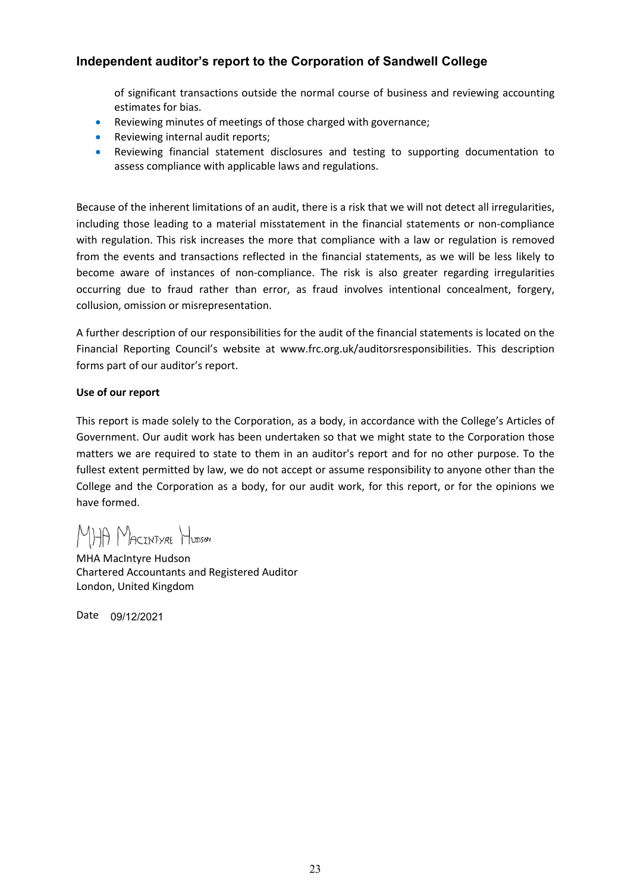## Independent auditor's report to the Corporation of Sandwell College

of significant transactions outside the normal course of business and reviewing accounting estimates for bias.

- Reviewing minutes of meetings of those charged with governance;
- Reviewing internal audit reports;
- Reviewing financial statement disclosures and testing to supporting documentation to assess compliance with applicable laws and regulations.

Because of the inherent limitations of an audit, there is a risk that we will not detect all irregularities, including those leading to a material misstatement in the financial statements or non-compliance with regulation. This risk increases the more that compliance with a law or regulation is removed from the events and transactions reflected in the financial statements, as we will be less likely to become aware of instances of non-compliance. The risk is also greater regarding irregularities occurring due to fraud rather than error, as fraud involves intentional concealment, forgery, collusion, omission or misrepresentation.

A further description of our responsibilities for the audit of the financial statements is located on the Financial Reporting Council's website at www.frc.org.uk/auditorsresponsibilities. This description forms part of our auditor's report.

**Use of our report**

This report is made solely to the Corporation, as a body, in accordance with the College's Articles of Government. Our audit work has been undertaken so that we might state to the Corporation those matters we are required to state to them in an auditor's report and for no other purpose. To the fullest extent permitted by law, we do not accept or assume responsibility to anyone other than the College and the Corporation as a body, for our audit work, for this report, or for the opinions we have formed.

MHA MacIntyre Hudson

MHA MacIntyre Hudson
Chartered Accountants and Registered Auditor
London, United Kingdom

Date 09/12/2021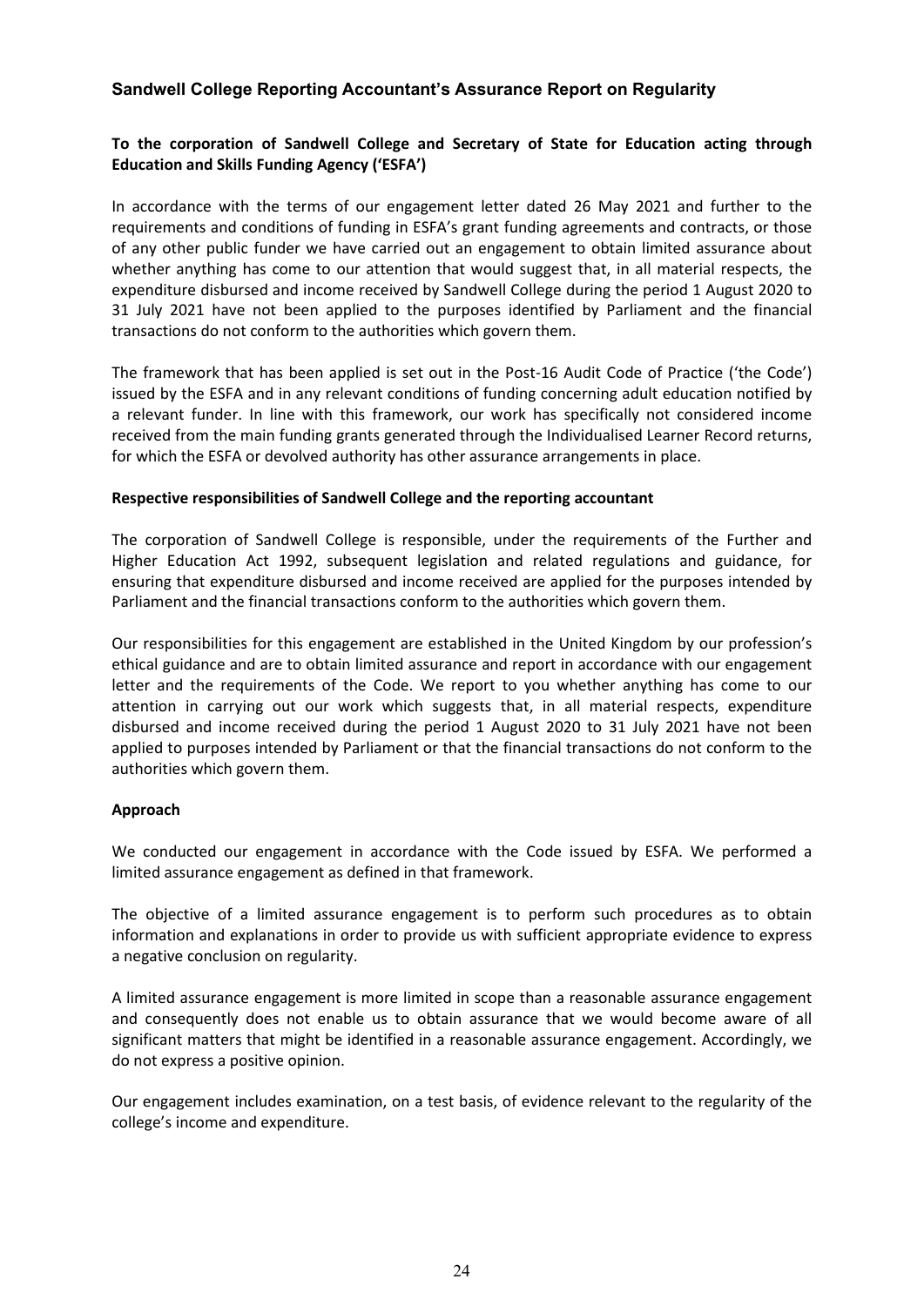## Sandwell College Reporting Accountant's Assurance Report on Regularity

**To the corporation of Sandwell College and Secretary of State for Education acting through Education and Skills Funding Agency ('ESFA')**

In accordance with the terms of our engagement letter dated 26 May 2021 and further to the requirements and conditions of funding in ESFA's grant funding agreements and contracts, or those of any other public funder we have carried out an engagement to obtain limited assurance about whether anything has come to our attention that would suggest that, in all material respects, the expenditure disbursed and income received by Sandwell College during the period 1 August 2020 to 31 July 2021 have not been applied to the purposes identified by Parliament and the financial transactions do not conform to the authorities which govern them.

The framework that has been applied is set out in the Post-16 Audit Code of Practice ('the Code') issued by the ESFA and in any relevant conditions of funding concerning adult education notified by a relevant funder. In line with this framework, our work has specifically not considered income received from the main funding grants generated through the Individualised Learner Record returns, for which the ESFA or devolved authority has other assurance arrangements in place.

**Respective responsibilities of Sandwell College and the reporting accountant**

The corporation of Sandwell College is responsible, under the requirements of the Further and Higher Education Act 1992, subsequent legislation and related regulations and guidance, for ensuring that expenditure disbursed and income received are applied for the purposes intended by Parliament and the financial transactions conform to the authorities which govern them.

Our responsibilities for this engagement are established in the United Kingdom by our profession's ethical guidance and are to obtain limited assurance and report in accordance with our engagement letter and the requirements of the Code. We report to you whether anything has come to our attention in carrying out our work which suggests that, in all material respects, expenditure disbursed and income received during the period 1 August 2020 to 31 July 2021 have not been applied to purposes intended by Parliament or that the financial transactions do not conform to the authorities which govern them.

**Approach**

We conducted our engagement in accordance with the Code issued by ESFA. We performed a limited assurance engagement as defined in that framework.

The objective of a limited assurance engagement is to perform such procedures as to obtain information and explanations in order to provide us with sufficient appropriate evidence to express a negative conclusion on regularity.

A limited assurance engagement is more limited in scope than a reasonable assurance engagement and consequently does not enable us to obtain assurance that we would become aware of all significant matters that might be identified in a reasonable assurance engagement. Accordingly, we do not express a positive opinion.

Our engagement includes examination, on a test basis, of evidence relevant to the regularity of the college's income and expenditure.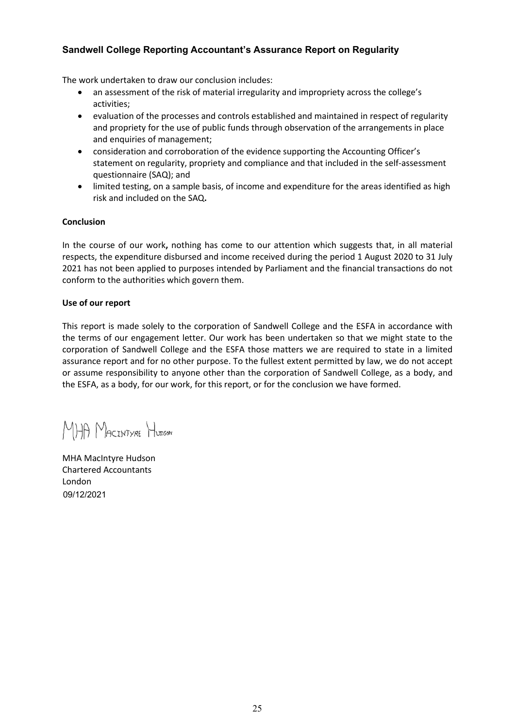## Sandwell College Reporting Accountant's Assurance Report on Regularity

The work undertaken to draw our conclusion includes:

- an assessment of the risk of material irregularity and impropriety across the college's activities;
- evaluation of the processes and controls established and maintained in respect of regularity and propriety for the use of public funds through observation of the arrangements in place and enquiries of management;
- consideration and corroboration of the evidence supporting the Accounting Officer's statement on regularity, propriety and compliance and that included in the self-assessment questionnaire (SAQ); and
- limited testing, on a sample basis, of income and expenditure for the areas identified as high risk and included on the SAQ**.**

**Conclusion**

In the course of our work**,** nothing has come to our attention which suggests that, in all material respects, the expenditure disbursed and income received during the period 1 August 2020 to 31 July 2021 has not been applied to purposes intended by Parliament and the financial transactions do not conform to the authorities which govern them.

**Use of our report**

This report is made solely to the corporation of Sandwell College and the ESFA in accordance with the terms of our engagement letter. Our work has been undertaken so that we might state to the corporation of Sandwell College and the ESFA those matters we are required to state in a limited assurance report and for no other purpose. To the fullest extent permitted by law, we do not accept or assume responsibility to anyone other than the corporation of Sandwell College, as a body, and the ESFA, as a body, for our work, for this report, or for the conclusion we have formed.

MHA MacIntyre Hudson

MHA MacIntyre Hudson
Chartered Accountants
London
09/12/2021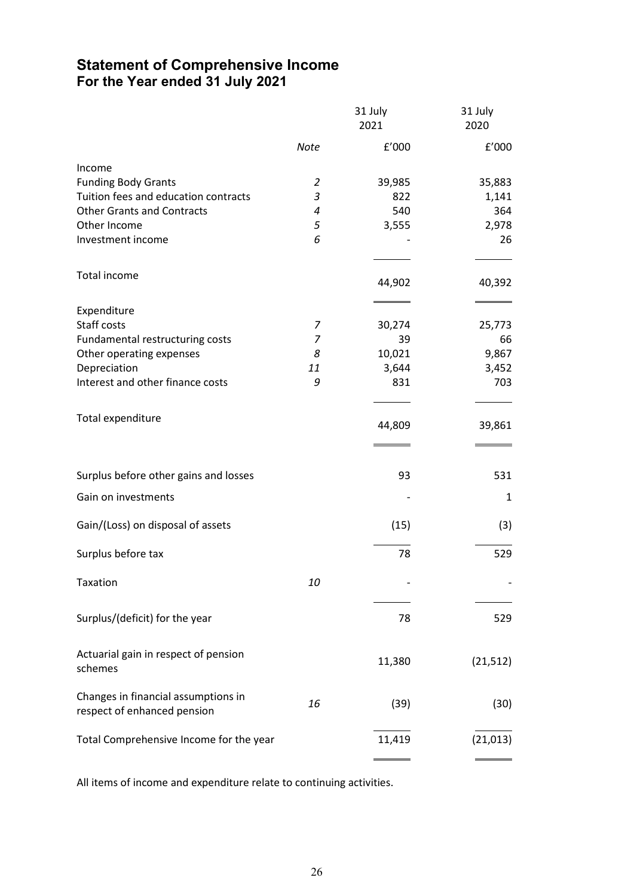# Statement of Comprehensive Income
## For the Year ended 31 July 2021

| | Note | 31 July 2021 | 31 July 2020 |
|---|---|---|---|
| | | £'000 | £'000 |
| Income | | | |
| Funding Body Grants | 2 | 39,985 | 35,883 |
| Tuition fees and education contracts | 3 | 822 | 1,141 |
| Other Grants and Contracts | 4 | 540 | 364 |
| Other Income | 5 | 3,555 | 2,978 |
| Investment income | 6 | - | 26 |
| Total income | | 44,902 | 40,392 |
| Expenditure | | | |
| Staff costs | 7 | 30,274 | 25,773 |
| Fundamental restructuring costs | 7 | 39 | 66 |
| Other operating expenses | 8 | 10,021 | 9,867 |
| Depreciation | 11 | 3,644 | 3,452 |
| Interest and other finance costs | 9 | 831 | 703 |
| Total expenditure | | 44,809 | 39,861 |
| Surplus before other gains and losses | | 93 | 531 |
| Gain on investments | | - | 1 |
| Gain/(Loss) on disposal of assets | | (15) | (3) |
| Surplus before tax | | 78 | 529 |
| Taxation | 10 | - | - |
| Surplus/(deficit) for the year | | 78 | 529 |
| Actuarial gain in respect of pension schemes | | 11,380 | (21,512) |
| Changes in financial assumptions in respect of enhanced pension | 16 | (39) | (30) |
| Total Comprehensive Income for the year | | 11,419 | (21,013) |

All items of income and expenditure relate to continuing activities.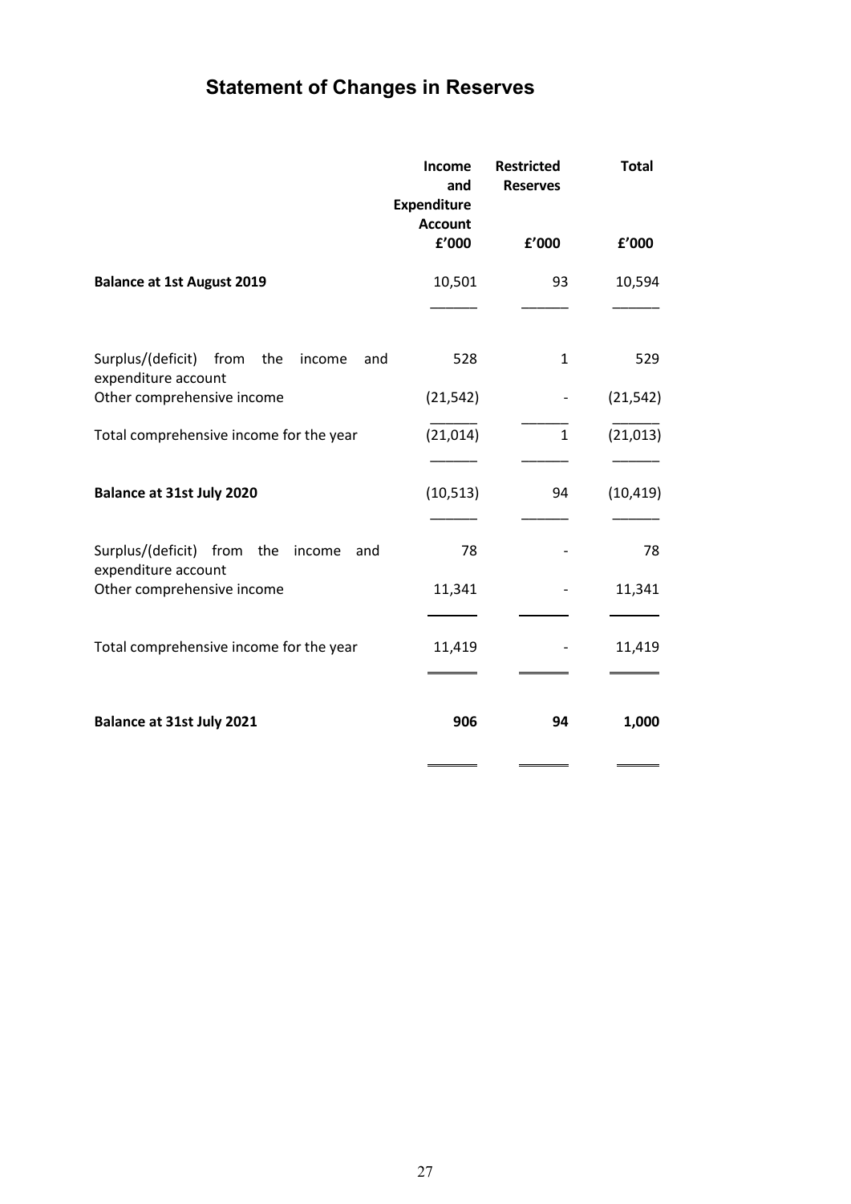# Statement of Changes in Reserves

| | Income and Expenditure Account | Restricted Reserves | Total |
|---|---|---|---|
| | £'000 | £'000 | £'000 |
| **Balance at 1st August 2019** | 10,501 | 93 | 10,594 |
| Surplus/(deficit) from the income and expenditure account | 528 | 1 | 529 |
| Other comprehensive income | (21,542) | - | (21,542) |
| Total comprehensive income for the year | (21,014) | 1 | (21,013) |
| **Balance at 31st July 2020** | (10,513) | 94 | (10,419) |
| Surplus/(deficit) from the income and expenditure account | 78 | - | 78 |
| Other comprehensive income | 11,341 | - | 11,341 |
| Total comprehensive income for the year | 11,419 | - | 11,419 |
| **Balance at 31st July 2021** | **906** | **94** | **1,000** |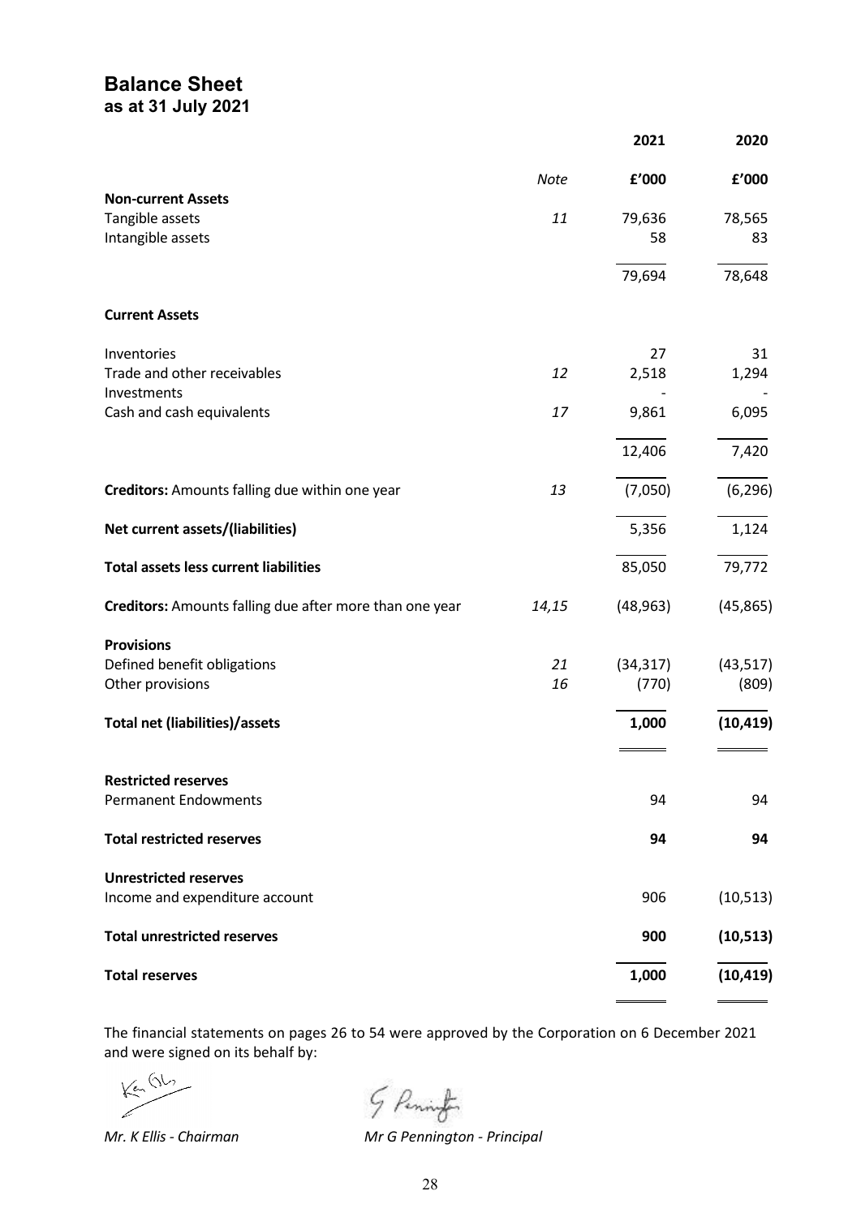# Balance Sheet

## as at 31 July 2021

| | Note | 2021 | 2020 |
|---|---|---|---|
| | | £'000 | £'000 |
| **Non-current Assets** | | | |
| Tangible assets | 11 | 79,636 | 78,565 |
| Intangible assets | | 58 | 83 |
| | | 79,694 | 78,648 |
| **Current Assets** | | | |
| Inventories | | 27 | 31 |
| Trade and other receivables | 12 | 2,518 | 1,294 |
| Investments | | - | - |
| Cash and cash equivalents | 17 | 9,861 | 6,095 |
| | | 12,406 | 7,420 |
| **Creditors:** Amounts falling due within one year | 13 | (7,050) | (6,296) |
| **Net current assets/(liabilities)** | | 5,356 | 1,124 |
| **Total assets less current liabilities** | | 85,050 | 79,772 |
| **Creditors:** Amounts falling due after more than one year | 14,15 | (48,963) | (45,865) |
| **Provisions** | | | |
| Defined benefit obligations | 21 | (34,317) | (43,517) |
| Other provisions | 16 | (770) | (809) |
| **Total net (liabilities)/assets** | | **1,000** | **(10,419)** |
| **Restricted reserves** | | | |
| Permanent Endowments | | 94 | 94 |
| **Total restricted reserves** | | **94** | **94** |
| **Unrestricted reserves** | | | |
| Income and expenditure account | | 906 | (10,513) |
| **Total unrestricted reserves** | | **900** | **(10,513)** |
| **Total reserves** | | **1,000** | **(10,419)** |

The financial statements on pages 26 to 54 were approved by the Corporation on 6 December 2021 and were signed on its behalf by:

*Mr. K Ellis - Chairman*

*Mr G Pennington - Principal*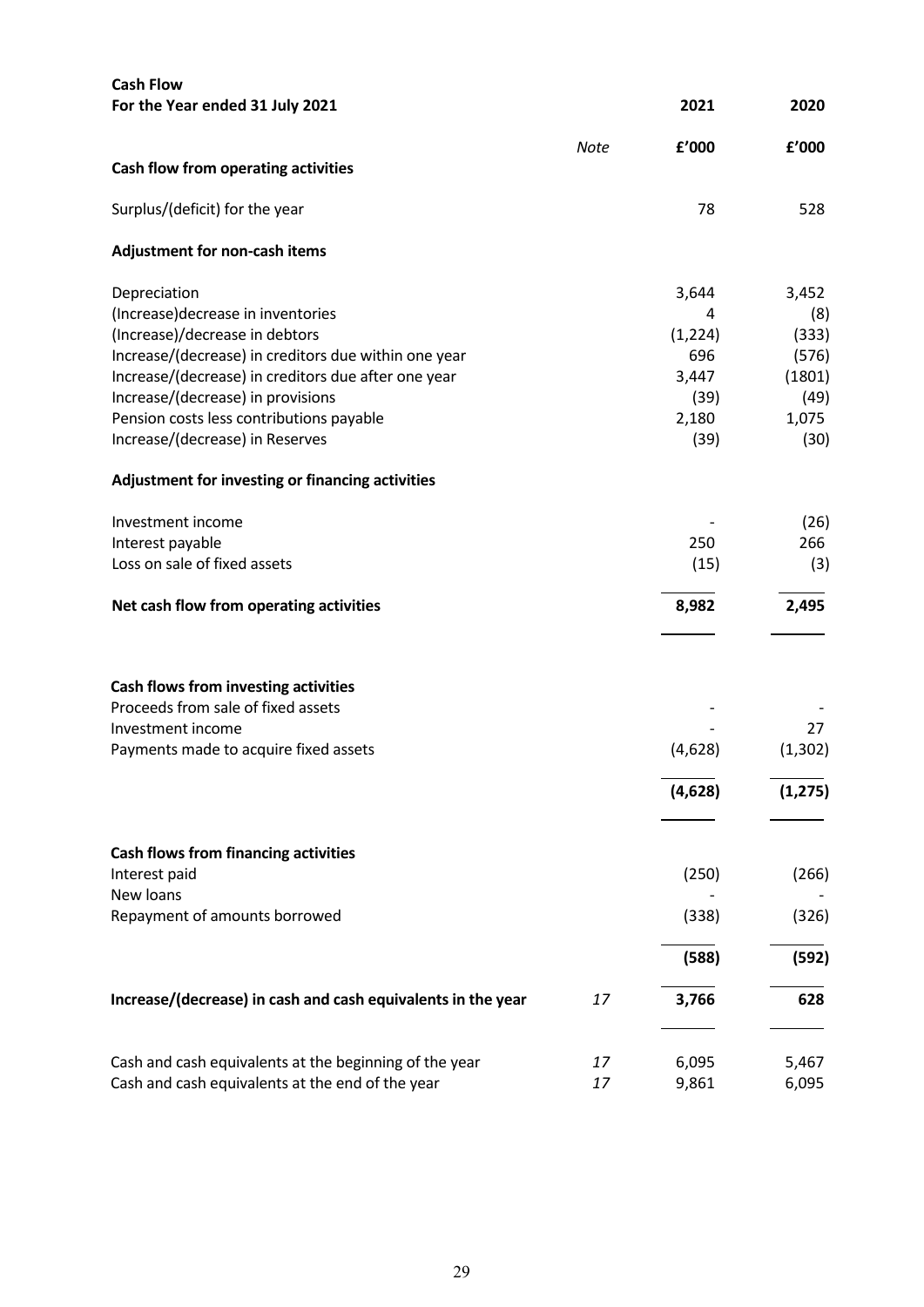**Cash Flow**

**For the Year ended 31 July 2021**

| | Note | 2021 | 2020 |
|---|---|---|---|
| | | **£'000** | **£'000** |
| **Cash flow from operating activities** | | | |
| Surplus/(deficit) for the year | | 78 | 528 |
| **Adjustment for non-cash items** | | | |
| Depreciation | | 3,644 | 3,452 |
| (Increase)decrease in inventories | | 4 | (8) |
| (Increase)/decrease in debtors | | (1,224) | (333) |
| Increase/(decrease) in creditors due within one year | | 696 | (576) |
| Increase/(decrease) in creditors due after one year | | 3,447 | (1801) |
| Increase/(decrease) in provisions | | (39) | (49) |
| Pension costs less contributions payable | | 2,180 | 1,075 |
| Increase/(decrease) in Reserves | | (39) | (30) |
| **Adjustment for investing or financing activities** | | | |
| Investment income | | - | (26) |
| Interest payable | | 250 | 266 |
| Loss on sale of fixed assets | | (15) | (3) |
| **Net cash flow from operating activities** | | **8,982** | **2,495** |
| **Cash flows from investing activities** | | | |
| Proceeds from sale of fixed assets | | - | - |
| Investment income | | - | 27 |
| Payments made to acquire fixed assets | | (4,628) | (1,302) |
| | | **(4,628)** | **(1,275)** |
| **Cash flows from financing activities** | | | |
| Interest paid | | (250) | (266) |
| New loans | | - | - |
| Repayment of amounts borrowed | | (338) | (326) |
| | | **(588)** | **(592)** |
| **Increase/(decrease) in cash and cash equivalents in the year** | *17* | **3,766** | **628** |
| Cash and cash equivalents at the beginning of the year | *17* | 6,095 | 5,467 |
| Cash and cash equivalents at the end of the year | *17* | 9,861 | 6,095 |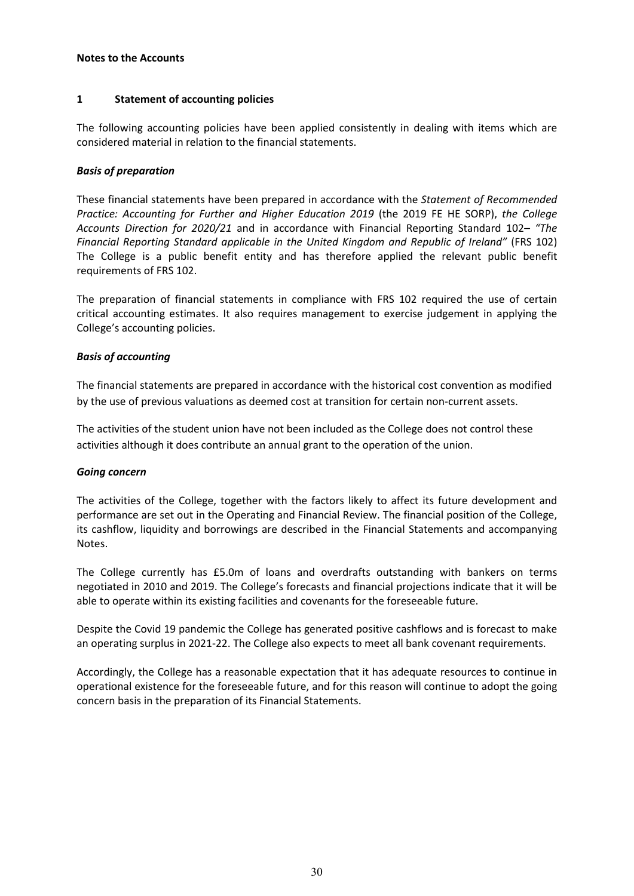**Notes to the Accounts**

## 1 Statement of accounting policies

The following accounting policies have been applied consistently in dealing with items which are considered material in relation to the financial statements.

### *Basis of preparation*

These financial statements have been prepared in accordance with the *Statement of Recommended Practice: Accounting for Further and Higher Education 2019* (the 2019 FE HE SORP), *the College Accounts Direction for 2020/21* and in accordance with Financial Reporting Standard 102– *"The Financial Reporting Standard applicable in the United Kingdom and Republic of Ireland"* (FRS 102) The College is a public benefit entity and has therefore applied the relevant public benefit requirements of FRS 102.

The preparation of financial statements in compliance with FRS 102 required the use of certain critical accounting estimates. It also requires management to exercise judgement in applying the College's accounting policies.

### *Basis of accounting*

The financial statements are prepared in accordance with the historical cost convention as modified by the use of previous valuations as deemed cost at transition for certain non-current assets.

The activities of the student union have not been included as the College does not control these activities although it does contribute an annual grant to the operation of the union.

### *Going concern*

The activities of the College, together with the factors likely to affect its future development and performance are set out in the Operating and Financial Review. The financial position of the College, its cashflow, liquidity and borrowings are described in the Financial Statements and accompanying Notes.

The College currently has £5.0m of loans and overdrafts outstanding with bankers on terms negotiated in 2010 and 2019. The College's forecasts and financial projections indicate that it will be able to operate within its existing facilities and covenants for the foreseeable future.

Despite the Covid 19 pandemic the College has generated positive cashflows and is forecast to make an operating surplus in 2021-22. The College also expects to meet all bank covenant requirements.

Accordingly, the College has a reasonable expectation that it has adequate resources to continue in operational existence for the foreseeable future, and for this reason will continue to adopt the going concern basis in the preparation of its Financial Statements.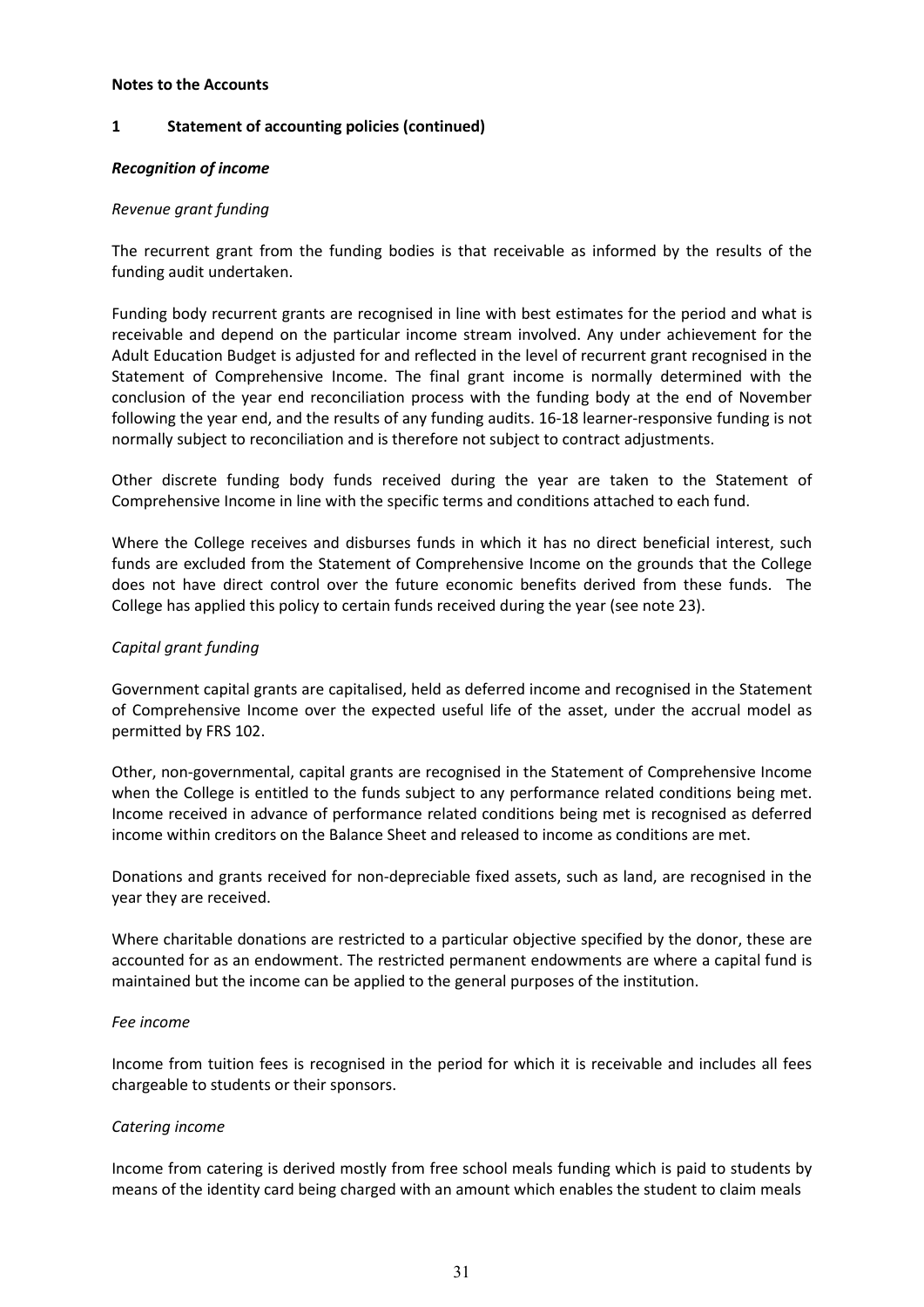**Notes to the Accounts**

## 1 Statement of accounting policies (continued)

***Recognition of income***

*Revenue grant funding*

The recurrent grant from the funding bodies is that receivable as informed by the results of the funding audit undertaken.

Funding body recurrent grants are recognised in line with best estimates for the period and what is receivable and depend on the particular income stream involved. Any under achievement for the Adult Education Budget is adjusted for and reflected in the level of recurrent grant recognised in the Statement of Comprehensive Income. The final grant income is normally determined with the conclusion of the year end reconciliation process with the funding body at the end of November following the year end, and the results of any funding audits. 16-18 learner-responsive funding is not normally subject to reconciliation and is therefore not subject to contract adjustments.

Other discrete funding body funds received during the year are taken to the Statement of Comprehensive Income in line with the specific terms and conditions attached to each fund.

Where the College receives and disburses funds in which it has no direct beneficial interest, such funds are excluded from the Statement of Comprehensive Income on the grounds that the College does not have direct control over the future economic benefits derived from these funds. The College has applied this policy to certain funds received during the year (see note 23).

*Capital grant funding*

Government capital grants are capitalised, held as deferred income and recognised in the Statement of Comprehensive Income over the expected useful life of the asset, under the accrual model as permitted by FRS 102.

Other, non-governmental, capital grants are recognised in the Statement of Comprehensive Income when the College is entitled to the funds subject to any performance related conditions being met. Income received in advance of performance related conditions being met is recognised as deferred income within creditors on the Balance Sheet and released to income as conditions are met.

Donations and grants received for non-depreciable fixed assets, such as land, are recognised in the year they are received.

Where charitable donations are restricted to a particular objective specified by the donor, these are accounted for as an endowment. The restricted permanent endowments are where a capital fund is maintained but the income can be applied to the general purposes of the institution.

*Fee income*

Income from tuition fees is recognised in the period for which it is receivable and includes all fees chargeable to students or their sponsors.

*Catering income*

Income from catering is derived mostly from free school meals funding which is paid to students by means of the identity card being charged with an amount which enables the student to claim meals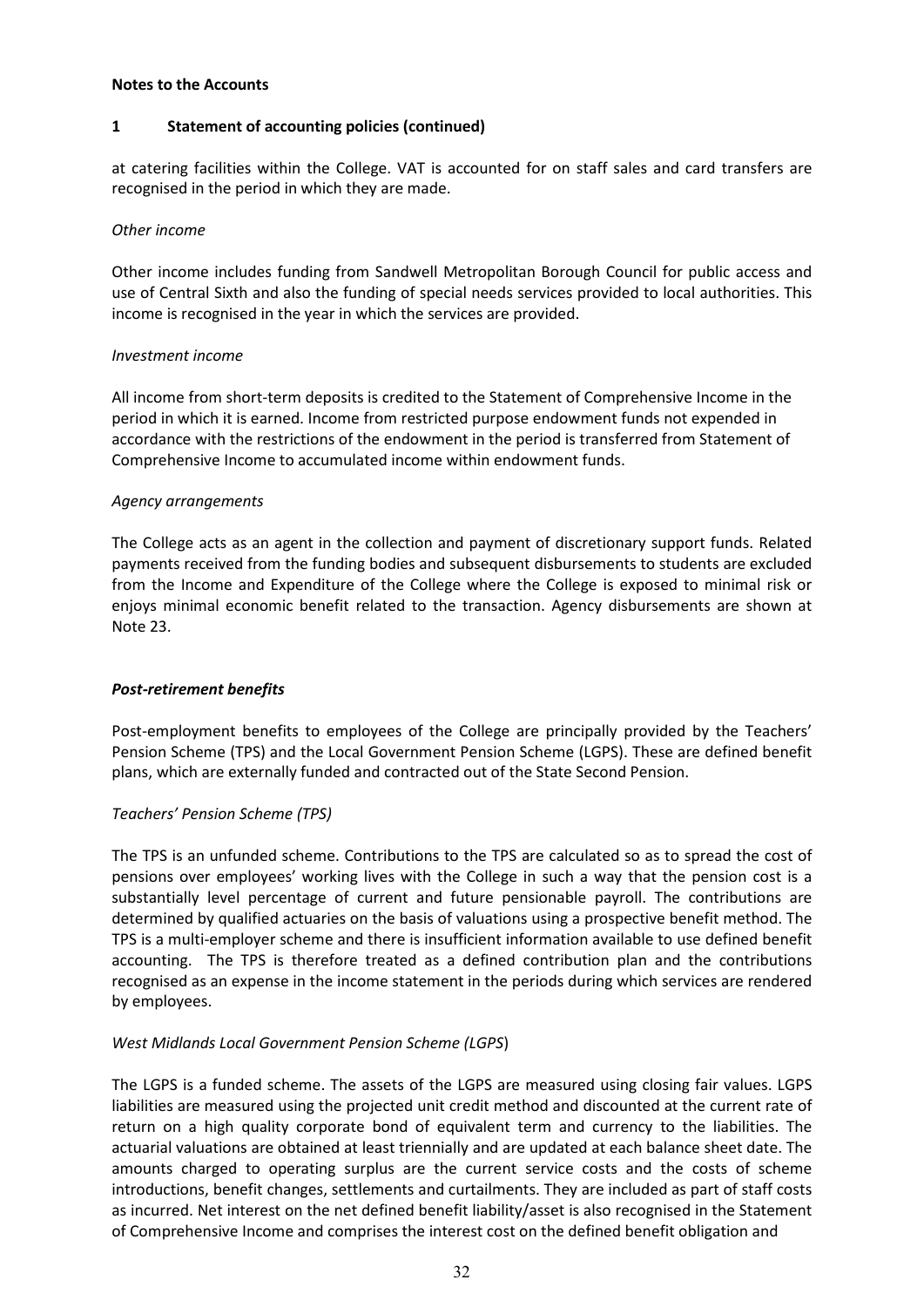**Notes to the Accounts**

**1 Statement of accounting policies (continued)**

at catering facilities within the College. VAT is accounted for on staff sales and card transfers are recognised in the period in which they are made.

*Other income*

Other income includes funding from Sandwell Metropolitan Borough Council for public access and use of Central Sixth and also the funding of special needs services provided to local authorities. This income is recognised in the year in which the services are provided.

*Investment income*

All income from short-term deposits is credited to the Statement of Comprehensive Income in the period in which it is earned. Income from restricted purpose endowment funds not expended in accordance with the restrictions of the endowment in the period is transferred from Statement of Comprehensive Income to accumulated income within endowment funds.

*Agency arrangements*

The College acts as an agent in the collection and payment of discretionary support funds. Related payments received from the funding bodies and subsequent disbursements to students are excluded from the Income and Expenditure of the College where the College is exposed to minimal risk or enjoys minimal economic benefit related to the transaction. Agency disbursements are shown at Note 23.

***Post-retirement benefits***

Post-employment benefits to employees of the College are principally provided by the Teachers' Pension Scheme (TPS) and the Local Government Pension Scheme (LGPS). These are defined benefit plans, which are externally funded and contracted out of the State Second Pension.

*Teachers' Pension Scheme (TPS)*

The TPS is an unfunded scheme. Contributions to the TPS are calculated so as to spread the cost of pensions over employees' working lives with the College in such a way that the pension cost is a substantially level percentage of current and future pensionable payroll. The contributions are determined by qualified actuaries on the basis of valuations using a prospective benefit method. The TPS is a multi-employer scheme and there is insufficient information available to use defined benefit accounting. The TPS is therefore treated as a defined contribution plan and the contributions recognised as an expense in the income statement in the periods during which services are rendered by employees.

*West Midlands Local Government Pension Scheme (LGPS)*

The LGPS is a funded scheme. The assets of the LGPS are measured using closing fair values. LGPS liabilities are measured using the projected unit credit method and discounted at the current rate of return on a high quality corporate bond of equivalent term and currency to the liabilities. The actuarial valuations are obtained at least triennially and are updated at each balance sheet date. The amounts charged to operating surplus are the current service costs and the costs of scheme introductions, benefit changes, settlements and curtailments. They are included as part of staff costs as incurred. Net interest on the net defined benefit liability/asset is also recognised in the Statement of Comprehensive Income and comprises the interest cost on the defined benefit obligation and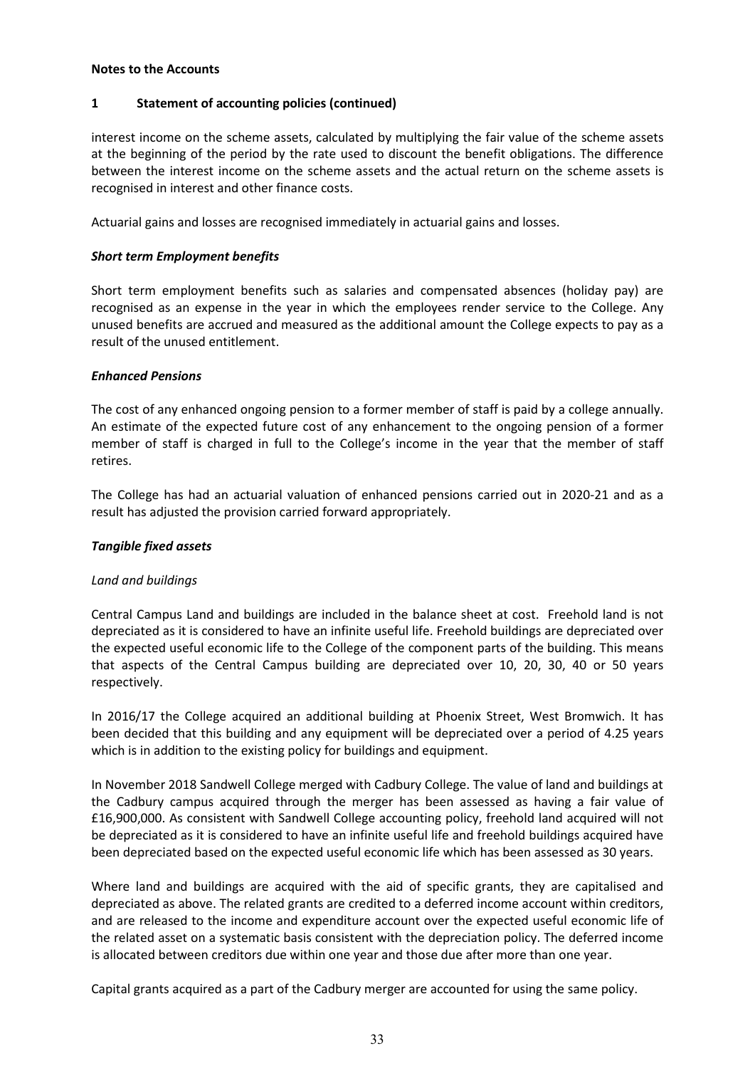**Notes to the Accounts**

**1 Statement of accounting policies (continued)**

interest income on the scheme assets, calculated by multiplying the fair value of the scheme assets at the beginning of the period by the rate used to discount the benefit obligations. The difference between the interest income on the scheme assets and the actual return on the scheme assets is recognised in interest and other finance costs.

Actuarial gains and losses are recognised immediately in actuarial gains and losses.

***Short term Employment benefits***

Short term employment benefits such as salaries and compensated absences (holiday pay) are recognised as an expense in the year in which the employees render service to the College. Any unused benefits are accrued and measured as the additional amount the College expects to pay as a result of the unused entitlement.

***Enhanced Pensions***

The cost of any enhanced ongoing pension to a former member of staff is paid by a college annually. An estimate of the expected future cost of any enhancement to the ongoing pension of a former member of staff is charged in full to the College's income in the year that the member of staff retires.

The College has had an actuarial valuation of enhanced pensions carried out in 2020-21 and as a result has adjusted the provision carried forward appropriately.

***Tangible fixed assets***

*Land and buildings*

Central Campus Land and buildings are included in the balance sheet at cost. Freehold land is not depreciated as it is considered to have an infinite useful life. Freehold buildings are depreciated over the expected useful economic life to the College of the component parts of the building. This means that aspects of the Central Campus building are depreciated over 10, 20, 30, 40 or 50 years respectively.

In 2016/17 the College acquired an additional building at Phoenix Street, West Bromwich. It has been decided that this building and any equipment will be depreciated over a period of 4.25 years which is in addition to the existing policy for buildings and equipment.

In November 2018 Sandwell College merged with Cadbury College. The value of land and buildings at the Cadbury campus acquired through the merger has been assessed as having a fair value of £16,900,000. As consistent with Sandwell College accounting policy, freehold land acquired will not be depreciated as it is considered to have an infinite useful life and freehold buildings acquired have been depreciated based on the expected useful economic life which has been assessed as 30 years.

Where land and buildings are acquired with the aid of specific grants, they are capitalised and depreciated as above. The related grants are credited to a deferred income account within creditors, and are released to the income and expenditure account over the expected useful economic life of the related asset on a systematic basis consistent with the depreciation policy. The deferred income is allocated between creditors due within one year and those due after more than one year.

Capital grants acquired as a part of the Cadbury merger are accounted for using the same policy.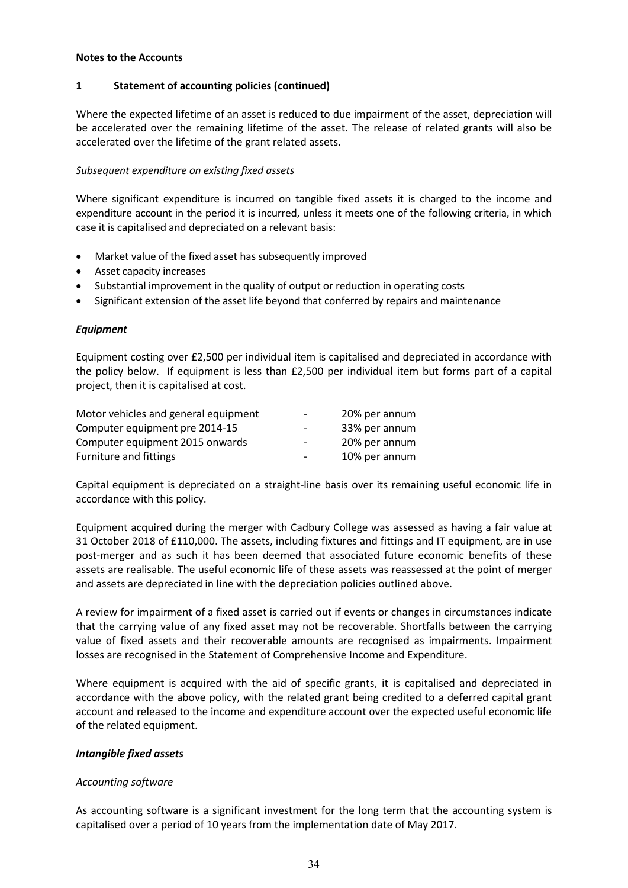**Notes to the Accounts**

**1 Statement of accounting policies (continued)**

Where the expected lifetime of an asset is reduced to due impairment of the asset, depreciation will be accelerated over the remaining lifetime of the asset. The release of related grants will also be accelerated over the lifetime of the grant related assets.

*Subsequent expenditure on existing fixed assets*

Where significant expenditure is incurred on tangible fixed assets it is charged to the income and expenditure account in the period it is incurred, unless it meets one of the following criteria, in which case it is capitalised and depreciated on a relevant basis:

- Market value of the fixed asset has subsequently improved
- Asset capacity increases
- Substantial improvement in the quality of output or reduction in operating costs
- Significant extension of the asset life beyond that conferred by repairs and maintenance

***Equipment***

Equipment costing over £2,500 per individual item is capitalised and depreciated in accordance with the policy below. If equipment is less than £2,500 per individual item but forms part of a capital project, then it is capitalised at cost.

| | | |
|---|---|---|
| Motor vehicles and general equipment | - | 20% per annum |
| Computer equipment pre 2014-15 | - | 33% per annum |
| Computer equipment 2015 onwards | - | 20% per annum |
| Furniture and fittings | - | 10% per annum |

Capital equipment is depreciated on a straight-line basis over its remaining useful economic life in accordance with this policy.

Equipment acquired during the merger with Cadbury College was assessed as having a fair value at 31 October 2018 of £110,000. The assets, including fixtures and fittings and IT equipment, are in use post-merger and as such it has been deemed that associated future economic benefits of these assets are realisable. The useful economic life of these assets was reassessed at the point of merger and assets are depreciated in line with the depreciation policies outlined above.

A review for impairment of a fixed asset is carried out if events or changes in circumstances indicate that the carrying value of any fixed asset may not be recoverable. Shortfalls between the carrying value of fixed assets and their recoverable amounts are recognised as impairments. Impairment losses are recognised in the Statement of Comprehensive Income and Expenditure.

Where equipment is acquired with the aid of specific grants, it is capitalised and depreciated in accordance with the above policy, with the related grant being credited to a deferred capital grant account and released to the income and expenditure account over the expected useful economic life of the related equipment.

***Intangible fixed assets***

*Accounting software*

As accounting software is a significant investment for the long term that the accounting system is capitalised over a period of 10 years from the implementation date of May 2017.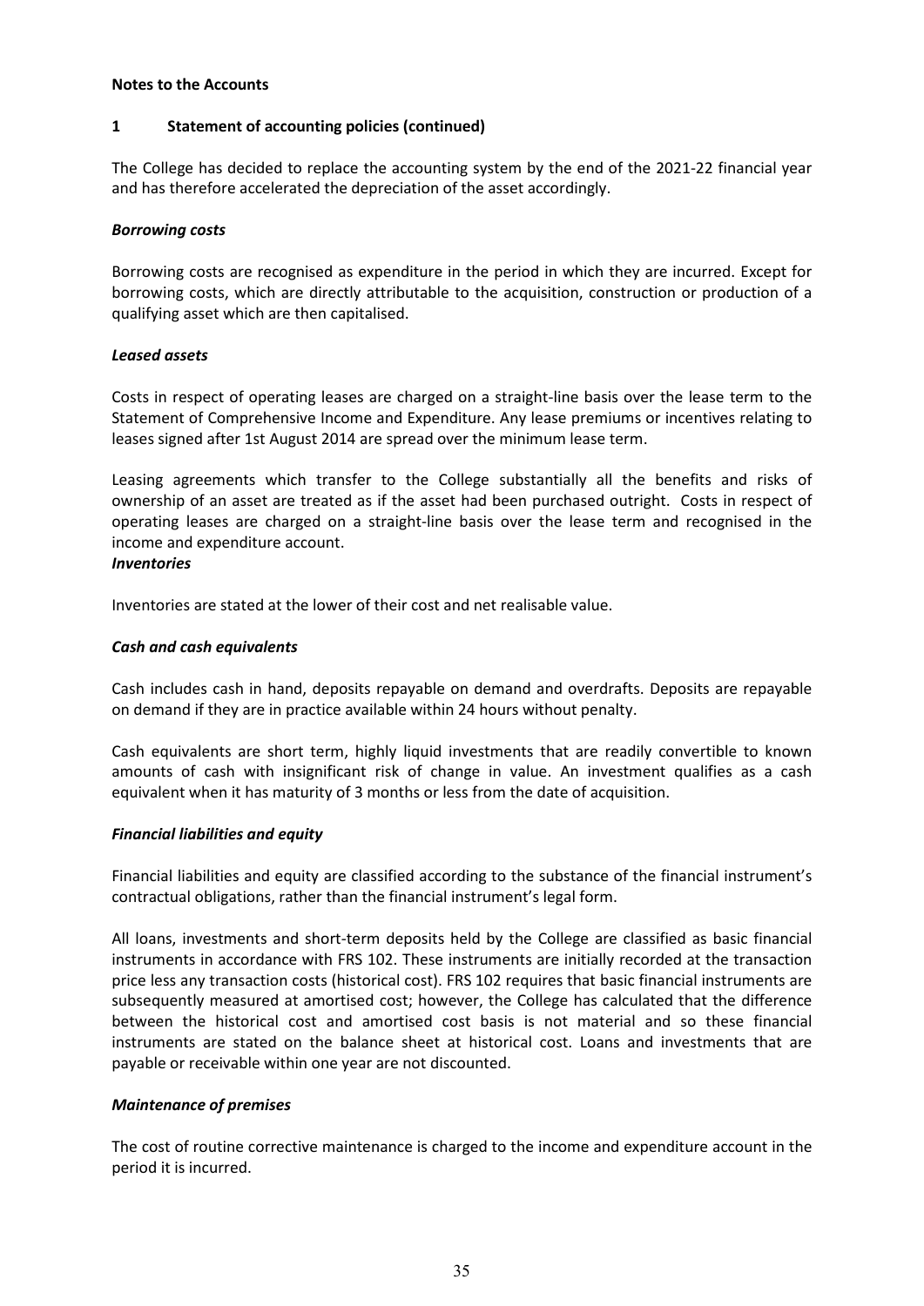**Notes to the Accounts**

**1 Statement of accounting policies (continued)**

The College has decided to replace the accounting system by the end of the 2021-22 financial year and has therefore accelerated the depreciation of the asset accordingly.

***Borrowing costs***

Borrowing costs are recognised as expenditure in the period in which they are incurred. Except for borrowing costs, which are directly attributable to the acquisition, construction or production of a qualifying asset which are then capitalised.

***Leased assets***

Costs in respect of operating leases are charged on a straight-line basis over the lease term to the Statement of Comprehensive Income and Expenditure. Any lease premiums or incentives relating to leases signed after 1st August 2014 are spread over the minimum lease term.

Leasing agreements which transfer to the College substantially all the benefits and risks of ownership of an asset are treated as if the asset had been purchased outright. Costs in respect of operating leases are charged on a straight-line basis over the lease term and recognised in the income and expenditure account.

***Inventories***

Inventories are stated at the lower of their cost and net realisable value.

***Cash and cash equivalents***

Cash includes cash in hand, deposits repayable on demand and overdrafts. Deposits are repayable on demand if they are in practice available within 24 hours without penalty.

Cash equivalents are short term, highly liquid investments that are readily convertible to known amounts of cash with insignificant risk of change in value. An investment qualifies as a cash equivalent when it has maturity of 3 months or less from the date of acquisition.

***Financial liabilities and equity***

Financial liabilities and equity are classified according to the substance of the financial instrument's contractual obligations, rather than the financial instrument's legal form.

All loans, investments and short-term deposits held by the College are classified as basic financial instruments in accordance with FRS 102. These instruments are initially recorded at the transaction price less any transaction costs (historical cost). FRS 102 requires that basic financial instruments are subsequently measured at amortised cost; however, the College has calculated that the difference between the historical cost and amortised cost basis is not material and so these financial instruments are stated on the balance sheet at historical cost. Loans and investments that are payable or receivable within one year are not discounted.

***Maintenance of premises***

The cost of routine corrective maintenance is charged to the income and expenditure account in the period it is incurred.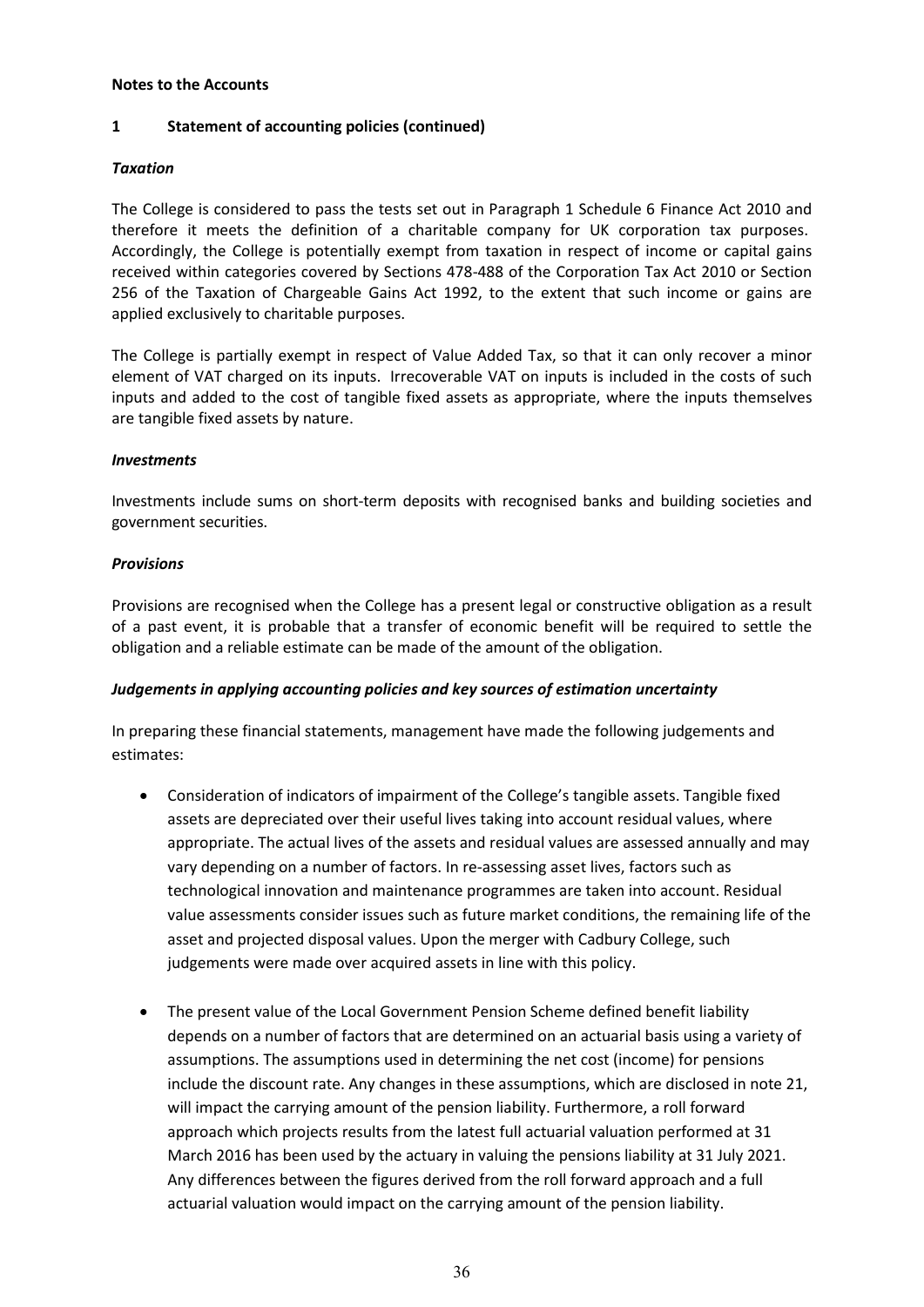**Notes to the Accounts**

## 1 Statement of accounting policies (continued)

### *Taxation*

The College is considered to pass the tests set out in Paragraph 1 Schedule 6 Finance Act 2010 and therefore it meets the definition of a charitable company for UK corporation tax purposes. Accordingly, the College is potentially exempt from taxation in respect of income or capital gains received within categories covered by Sections 478-488 of the Corporation Tax Act 2010 or Section 256 of the Taxation of Chargeable Gains Act 1992, to the extent that such income or gains are applied exclusively to charitable purposes.

The College is partially exempt in respect of Value Added Tax, so that it can only recover a minor element of VAT charged on its inputs. Irrecoverable VAT on inputs is included in the costs of such inputs and added to the cost of tangible fixed assets as appropriate, where the inputs themselves are tangible fixed assets by nature.

### *Investments*

Investments include sums on short-term deposits with recognised banks and building societies and government securities.

### *Provisions*

Provisions are recognised when the College has a present legal or constructive obligation as a result of a past event, it is probable that a transfer of economic benefit will be required to settle the obligation and a reliable estimate can be made of the amount of the obligation.

### *Judgements in applying accounting policies and key sources of estimation uncertainty*

In preparing these financial statements, management have made the following judgements and estimates:

- Consideration of indicators of impairment of the College's tangible assets. Tangible fixed assets are depreciated over their useful lives taking into account residual values, where appropriate. The actual lives of the assets and residual values are assessed annually and may vary depending on a number of factors. In re-assessing asset lives, factors such as technological innovation and maintenance programmes are taken into account. Residual value assessments consider issues such as future market conditions, the remaining life of the asset and projected disposal values. Upon the merger with Cadbury College, such judgements were made over acquired assets in line with this policy.

- The present value of the Local Government Pension Scheme defined benefit liability depends on a number of factors that are determined on an actuarial basis using a variety of assumptions. The assumptions used in determining the net cost (income) for pensions include the discount rate. Any changes in these assumptions, which are disclosed in note 21, will impact the carrying amount of the pension liability. Furthermore, a roll forward approach which projects results from the latest full actuarial valuation performed at 31 March 2016 has been used by the actuary in valuing the pensions liability at 31 July 2021. Any differences between the figures derived from the roll forward approach and a full actuarial valuation would impact on the carrying amount of the pension liability.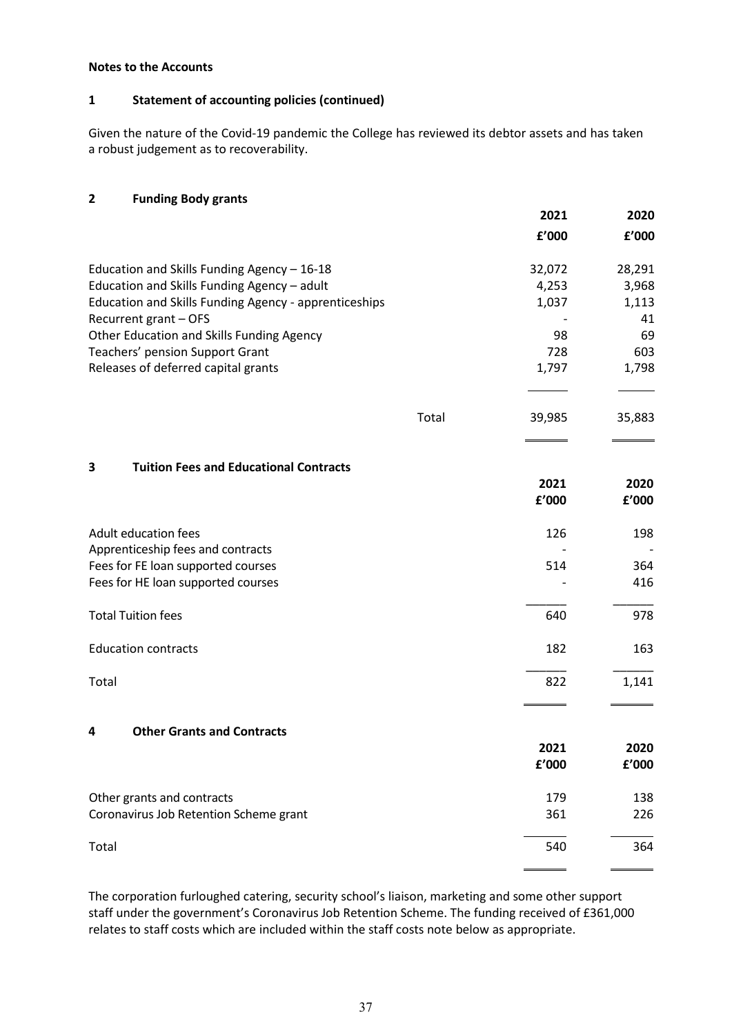**Notes to the Accounts**

## 1 Statement of accounting policies (continued)

Given the nature of the Covid-19 pandemic the College has reviewed its debtor assets and has taken a robust judgement as to recoverability.

## 2 Funding Body grants

| | 2021 | 2020 |
|---|---|---|
| | £'000 | £'000 |
| Education and Skills Funding Agency – 16-18 | 32,072 | 28,291 |
| Education and Skills Funding Agency – adult | 4,253 | 3,968 |
| Education and Skills Funding Agency - apprenticeships | 1,037 | 1,113 |
| Recurrent grant – OFS | - | 41 |
| Other Education and Skills Funding Agency | 98 | 69 |
| Teachers' pension Support Grant | 728 | 603 |
| Releases of deferred capital grants | 1,797 | 1,798 |
| Total | 39,985 | 35,883 |

## 3 Tuition Fees and Educational Contracts

| | 2021 | 2020 |
|---|---|---|
| | £'000 | £'000 |
| Adult education fees | 126 | 198 |
| Apprenticeship fees and contracts | - | - |
| Fees for FE loan supported courses | 514 | 364 |
| Fees for HE loan supported courses | - | 416 |
| Total Tuition fees | 640 | 978 |
| Education contracts | 182 | 163 |
| Total | 822 | 1,141 |

## 4 Other Grants and Contracts

| | 2021 | 2020 |
|---|---|---|
| | £'000 | £'000 |
| Other grants and contracts | 179 | 138 |
| Coronavirus Job Retention Scheme grant | 361 | 226 |
| Total | 540 | 364 |

The corporation furloughed catering, security school's liaison, marketing and some other support staff under the government's Coronavirus Job Retention Scheme. The funding received of £361,000 relates to staff costs which are included within the staff costs note below as appropriate.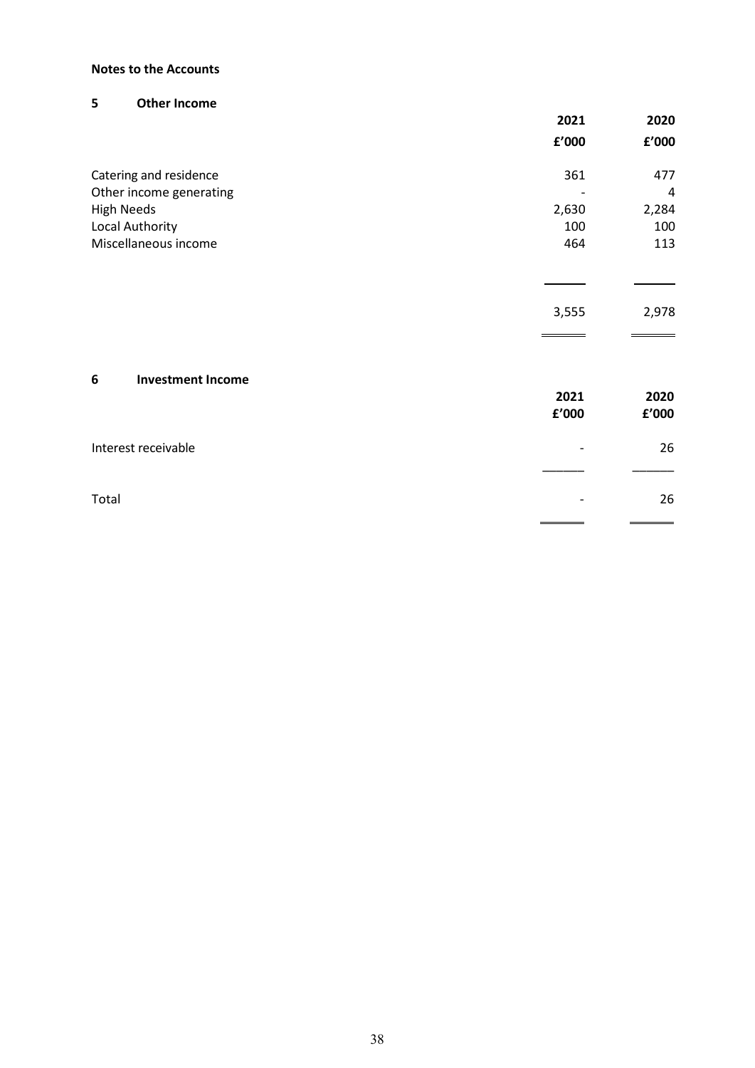**Notes to the Accounts**

## 5 Other Income

| | 2021 | 2020 |
|---|---|---|
| | £'000 | £'000 |
| Catering and residence | 361 | 477 |
| Other income generating | - | 4 |
| High Needs | 2,630 | 2,284 |
| Local Authority | 100 | 100 |
| Miscellaneous income | 464 | 113 |
| | 3,555 | 2,978 |

## 6 Investment Income

| | 2021 | 2020 |
|---|---|---|
| | £'000 | £'000 |
| Interest receivable | - | 26 |
| Total | - | 26 |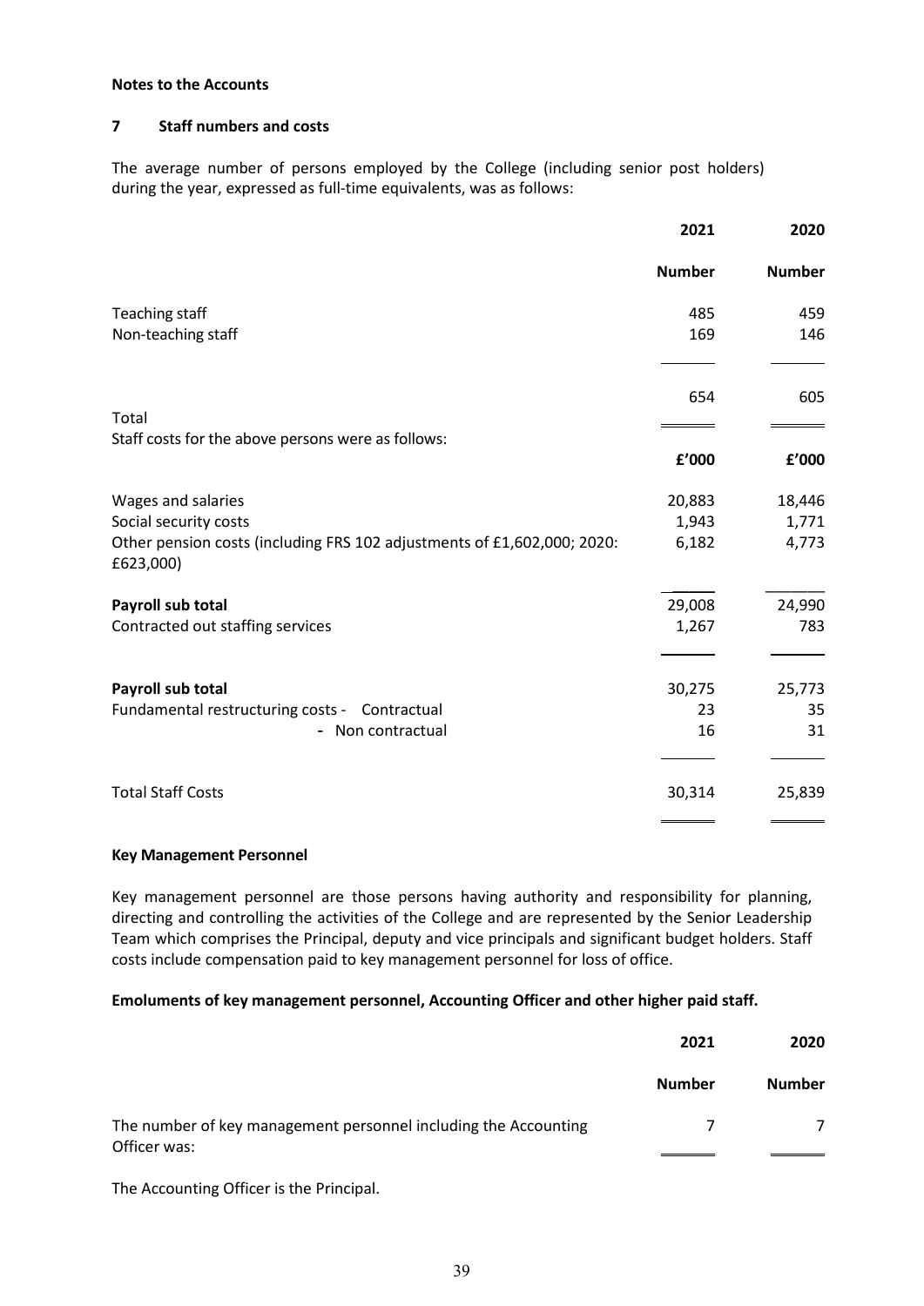**Notes to the Accounts**

## 7 Staff numbers and costs

The average number of persons employed by the College (including senior post holders) during the year, expressed as full-time equivalents, was as follows:

| | 2021 | 2020 |
|---|---|---|
| | **Number** | **Number** |
| Teaching staff | 485 | 459 |
| Non-teaching staff | 169 | 146 |
| Total | 654 | 605 |
| Staff costs for the above persons were as follows: | **£'000** | **£'000** |
| Wages and salaries | 20,883 | 18,446 |
| Social security costs | 1,943 | 1,771 |
| Other pension costs (including FRS 102 adjustments of £1,602,000; 2020: £623,000) | 6,182 | 4,773 |
| **Payroll sub total** | 29,008 | 24,990 |
| Contracted out staffing services | 1,267 | 783 |
| **Payroll sub total** | 30,275 | 25,773 |
| Fundamental restructuring costs - Contractual | 23 | 35 |
| - Non contractual | 16 | 31 |
| Total Staff Costs | 30,314 | 25,839 |

**Key Management Personnel**

Key management personnel are those persons having authority and responsibility for planning, directing and controlling the activities of the College and are represented by the Senior Leadership Team which comprises the Principal, deputy and vice principals and significant budget holders. Staff costs include compensation paid to key management personnel for loss of office.

**Emoluments of key management personnel, Accounting Officer and other higher paid staff.**

| | 2021 | 2020 |
|---|---|---|
| | **Number** | **Number** |
| The number of key management personnel including the Accounting Officer was: | 7 | 7 |

The Accounting Officer is the Principal.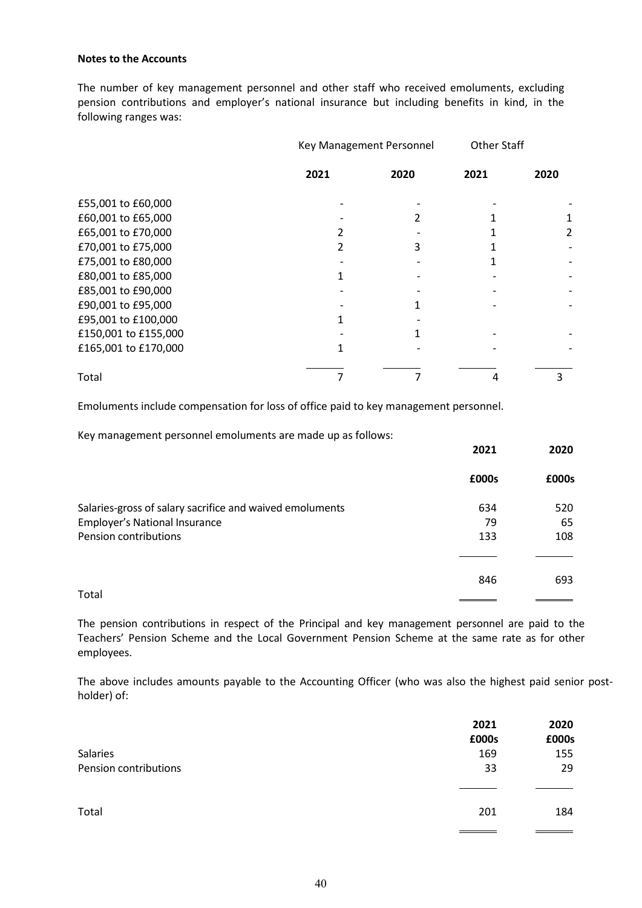**Notes to the Accounts**

The number of key management personnel and other staff who received emoluments, excluding pension contributions and employer's national insurance but including benefits in kind, in the following ranges was:

| | Key Management Personnel | | Other Staff | |
|---|---|---|---|---|
| | **2021** | **2020** | **2021** | **2020** |
| £55,001 to £60,000 | - | - | - | - |
| £60,001 to £65,000 | - | 2 | 1 | 1 |
| £65,001 to £70,000 | 2 | - | 1 | 2 |
| £70,001 to £75,000 | 2 | 3 | 1 | - |
| £75,001 to £80,000 | - | - | 1 | - |
| £80,001 to £85,000 | 1 | - | - | - |
| £85,001 to £90,000 | - | - | - | - |
| £90,001 to £95,000 | - | 1 | - | - |
| £95,001 to £100,000 | 1 | - | | |
| £150,001 to £155,000 | - | 1 | - | - |
| £165,001 to £170,000 | 1 | - | - | - |
| Total | 7 | 7 | 4 | 3 |

Emoluments include compensation for loss of office paid to key management personnel.

Key management personnel emoluments are made up as follows:

| | 2021 | 2020 |
|---|---|---|
| | **£000s** | **£000s** |
| Salaries-gross of salary sacrifice and waived emoluments | 634 | 520 |
| Employer's National Insurance | 79 | 65 |
| Pension contributions | 133 | 108 |
| Total | 846 | 693 |

The pension contributions in respect of the Principal and key management personnel are paid to the Teachers' Pension Scheme and the Local Government Pension Scheme at the same rate as for other employees.

The above includes amounts payable to the Accounting Officer (who was also the highest paid senior post-holder) of:

| | 2021 | 2020 |
|---|---|---|
| | **£000s** | **£000s** |
| Salaries | 169 | 155 |
| Pension contributions | 33 | 29 |
| Total | 201 | 184 |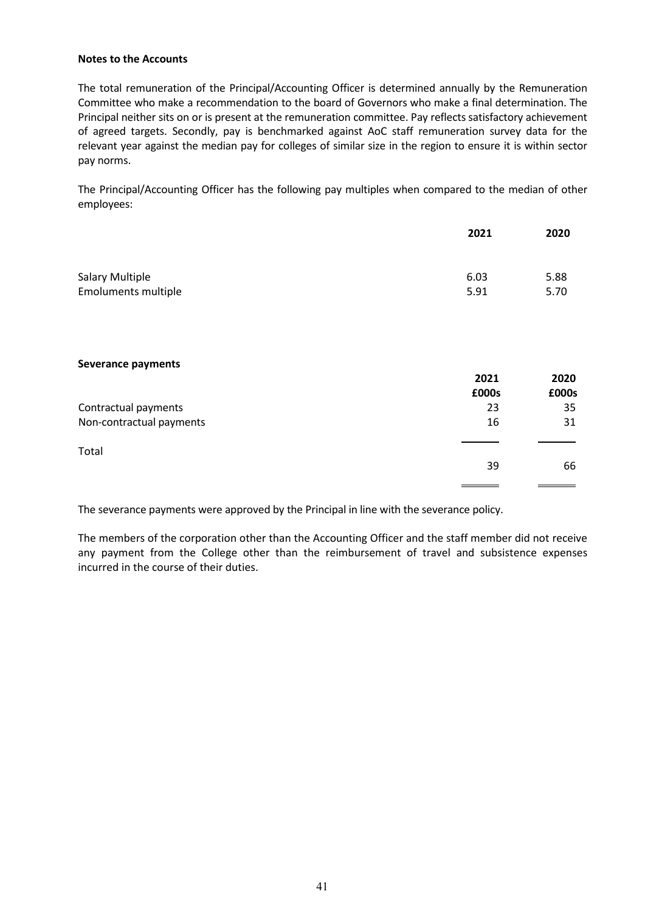**Notes to the Accounts**

The total remuneration of the Principal/Accounting Officer is determined annually by the Remuneration Committee who make a recommendation to the board of Governors who make a final determination. The Principal neither sits on or is present at the remuneration committee. Pay reflects satisfactory achievement of agreed targets. Secondly, pay is benchmarked against AoC staff remuneration survey data for the relevant year against the median pay for colleges of similar size in the region to ensure it is within sector pay norms.

The Principal/Accounting Officer has the following pay multiples when compared to the median of other employees:

| | 2021 | 2020 |
|---|---|---|
| Salary Multiple | 6.03 | 5.88 |
| Emoluments multiple | 5.91 | 5.70 |

**Severance payments**

| | 2021 | 2020 |
|---|---|---|
| | £000s | £000s |
| Contractual payments | 23 | 35 |
| Non-contractual payments | 16 | 31 |
| Total | 39 | 66 |

The severance payments were approved by the Principal in line with the severance policy.

The members of the corporation other than the Accounting Officer and the staff member did not receive any payment from the College other than the reimbursement of travel and subsistence expenses incurred in the course of their duties.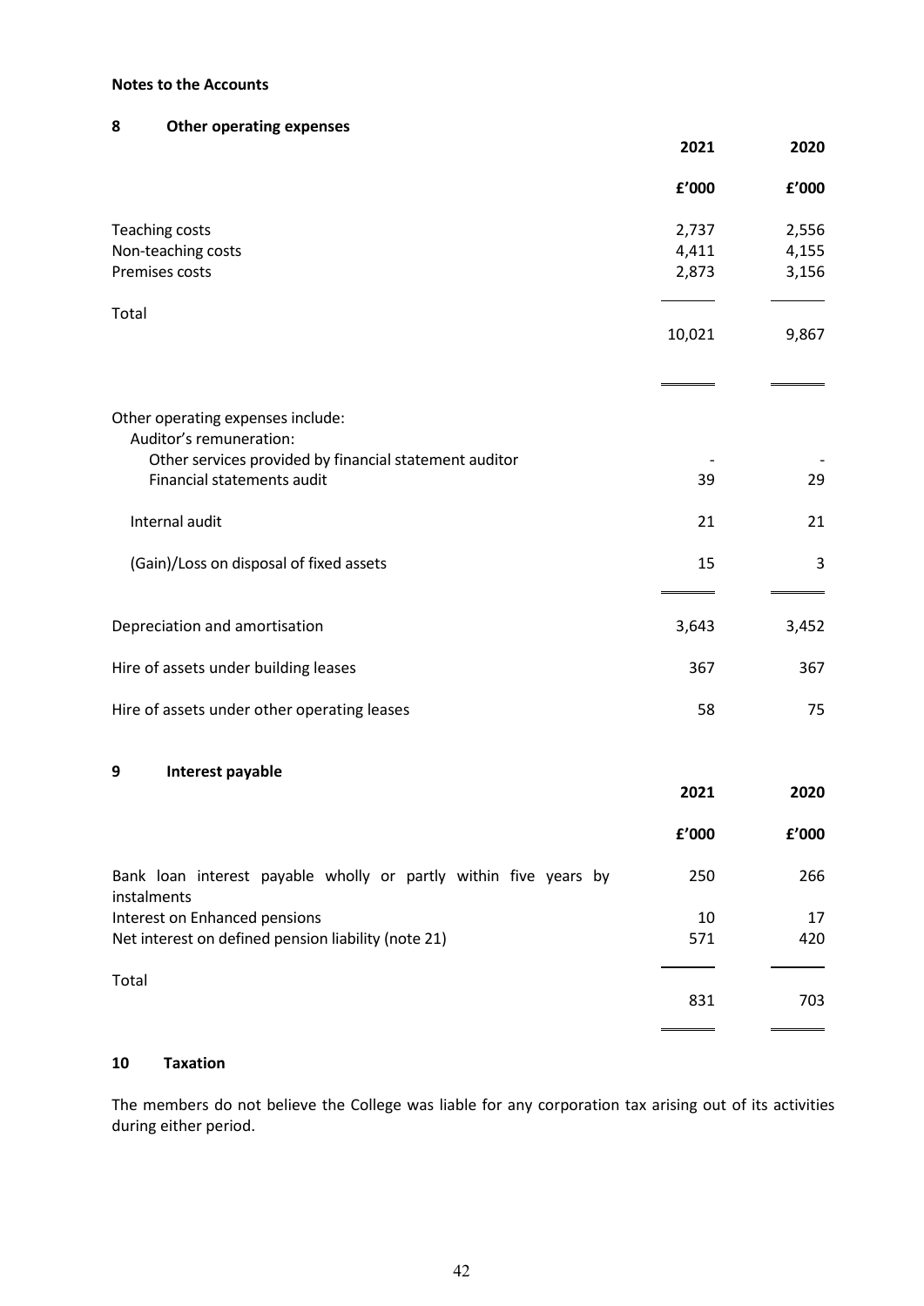**Notes to the Accounts**

## 8 Other operating expenses

| | 2021 | 2020 |
|---|---|---|
| | £'000 | £'000 |
| Teaching costs | 2,737 | 2,556 |
| Non-teaching costs | 4,411 | 4,155 |
| Premises costs | 2,873 | 3,156 |
| Total | 10,021 | 9,867 |

| | | |
|---|---|---|
| Other operating expenses include: | | |
| Auditor's remuneration: | | |
| Other services provided by financial statement auditor | - | - |
| Financial statements audit | 39 | 29 |
| Internal audit | 21 | 21 |
| (Gain)/Loss on disposal of fixed assets | 15 | 3 |
| Depreciation and amortisation | 3,643 | 3,452 |
| Hire of assets under building leases | 367 | 367 |
| Hire of assets under other operating leases | 58 | 75 |

## 9 Interest payable

| | 2021 | 2020 |
|---|---|---|
| | £'000 | £'000 |
| Bank loan interest payable wholly or partly within five years by instalments | 250 | 266 |
| Interest on Enhanced pensions | 10 | 17 |
| Net interest on defined pension liability (note 21) | 571 | 420 |
| Total | 831 | 703 |

## 10 Taxation

The members do not believe the College was liable for any corporation tax arising out of its activities during either period.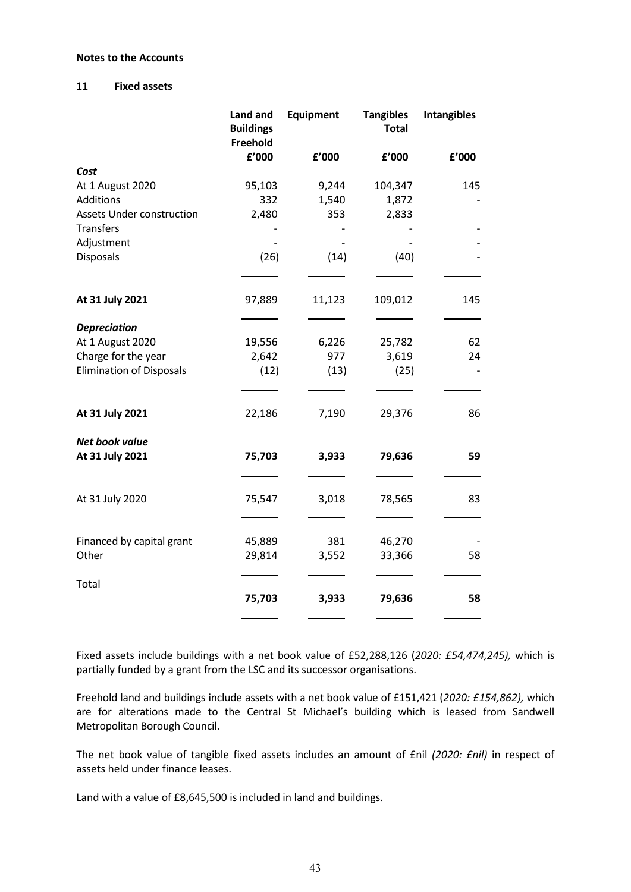**Notes to the Accounts**

**11 Fixed assets**

| | **Land and Buildings Freehold** | **Equipment** | **Tangibles Total** | **Intangibles** |
|---|---|---|---|---|
| | **£'000** | **£'000** | **£'000** | **£'000** |
| ***Cost*** | | | | |
| At 1 August 2020 | 95,103 | 9,244 | 104,347 | 145 |
| Additions | 332 | 1,540 | 1,872 | - |
| Assets Under construction | 2,480 | 353 | 2,833 | |
| Transfers | - | - | - | - |
| Adjustment | - | - | - | - |
| Disposals | (26) | (14) | (40) | - |
| **At 31 July 2021** | 97,889 | 11,123 | 109,012 | 145 |
| ***Depreciation*** | | | | |
| At 1 August 2020 | 19,556 | 6,226 | 25,782 | 62 |
| Charge for the year | 2,642 | 977 | 3,619 | 24 |
| Elimination of Disposals | (12) | (13) | (25) | - |
| **At 31 July 2021** | 22,186 | 7,190 | 29,376 | 86 |
| ***Net book value*** | | | | |
| **At 31 July 2021** | **75,703** | **3,933** | **79,636** | **59** |
| At 31 July 2020 | 75,547 | 3,018 | 78,565 | 83 |
| Financed by capital grant | 45,889 | 381 | 46,270 | - |
| Other | 29,814 | 3,552 | 33,366 | 58 |
| Total | **75,703** | **3,933** | **79,636** | **58** |

Fixed assets include buildings with a net book value of £52,288,126 (*2020: £54,474,245),* which is partially funded by a grant from the LSC and its successor organisations.

Freehold land and buildings include assets with a net book value of £151,421 (*2020: £154,862),* which are for alterations made to the Central St Michael's building which is leased from Sandwell Metropolitan Borough Council.

The net book value of tangible fixed assets includes an amount of £nil *(2020: £nil)* in respect of assets held under finance leases.

Land with a value of £8,645,500 is included in land and buildings.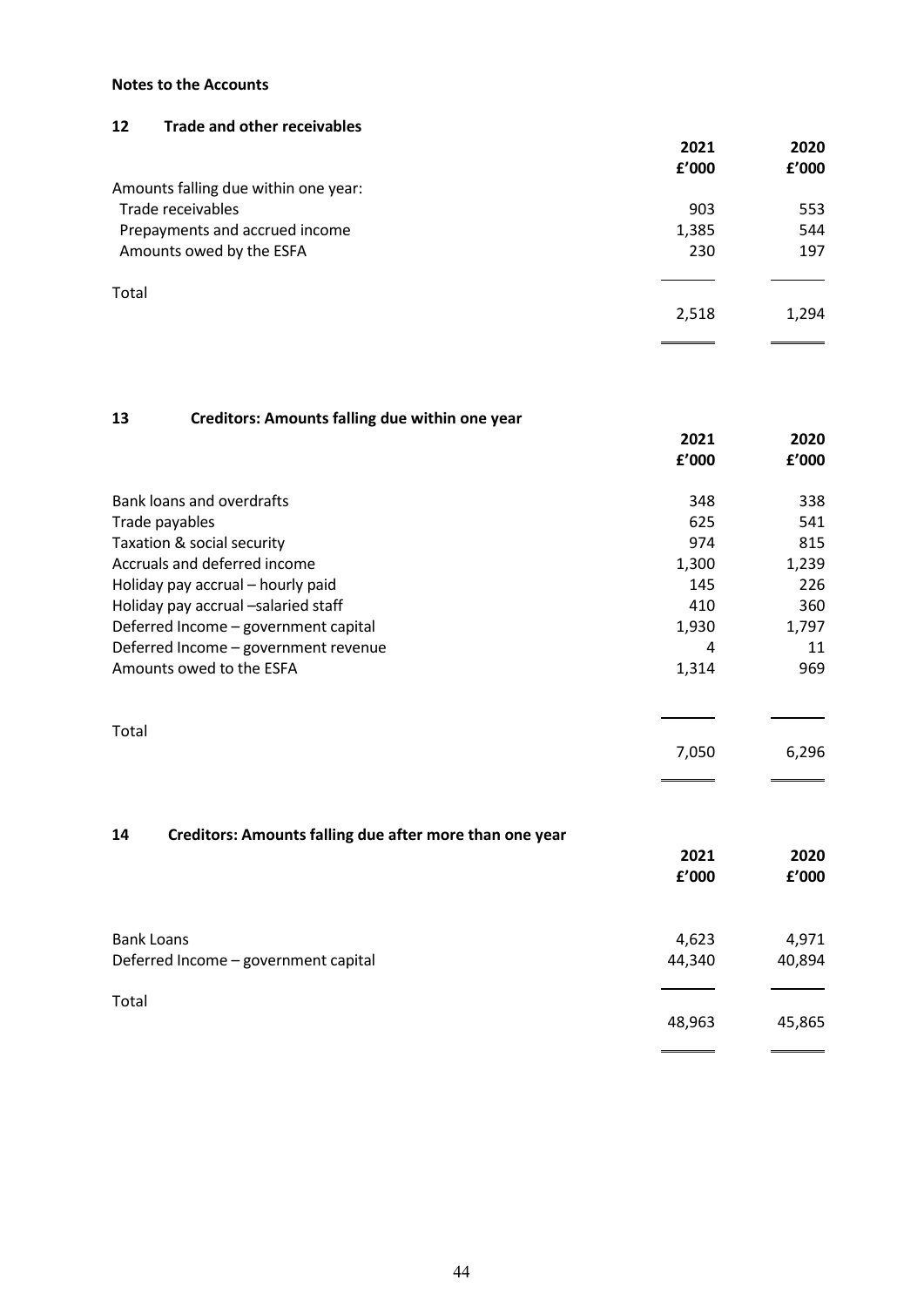**Notes to the Accounts**

### 12 Trade and other receivables

| | 2021 £'000 | 2020 £'000 |
|---|---|---|
| Amounts falling due within one year: | | |
| Trade receivables | 903 | 553 |
| Prepayments and accrued income | 1,385 | 544 |
| Amounts owed by the ESFA | 230 | 197 |
| Total | 2,518 | 1,294 |

### 13 Creditors: Amounts falling due within one year

| | 2021 £'000 | 2020 £'000 |
|---|---|---|
| Bank loans and overdrafts | 348 | 338 |
| Trade payables | 625 | 541 |
| Taxation & social security | 974 | 815 |
| Accruals and deferred income | 1,300 | 1,239 |
| Holiday pay accrual – hourly paid | 145 | 226 |
| Holiday pay accrual –salaried staff | 410 | 360 |
| Deferred Income – government capital | 1,930 | 1,797 |
| Deferred Income – government revenue | 4 | 11 |
| Amounts owed to the ESFA | 1,314 | 969 |
| Total | 7,050 | 6,296 |

### 14 Creditors: Amounts falling due after more than one year

| | 2021 £'000 | 2020 £'000 |
|---|---|---|
| Bank Loans | 4,623 | 4,971 |
| Deferred Income – government capital | 44,340 | 40,894 |
| Total | 48,963 | 45,865 |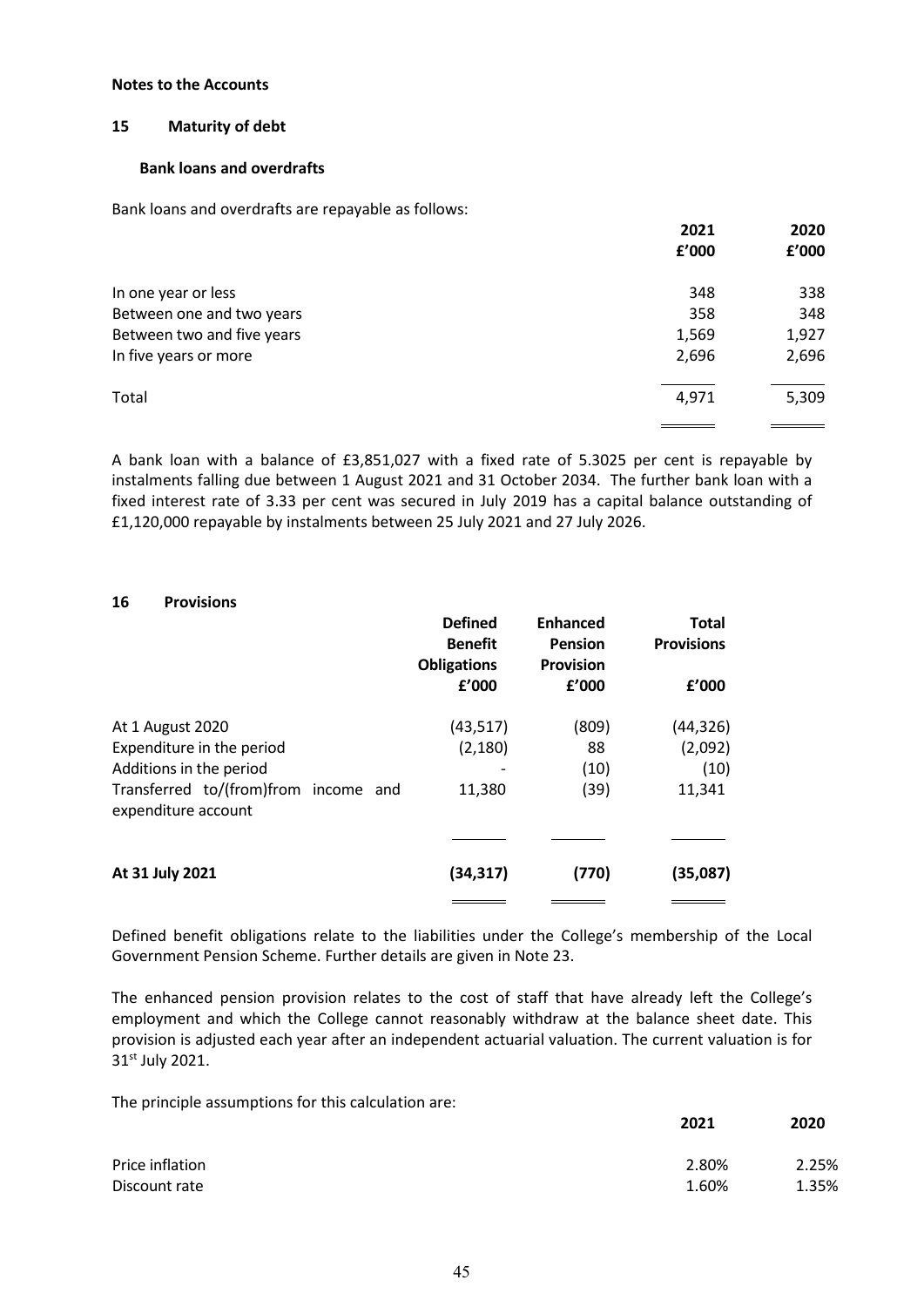**Notes to the Accounts**

## 15 Maturity of debt

### Bank loans and overdrafts

Bank loans and overdrafts are repayable as follows:

| | 2021 £'000 | 2020 £'000 |
|---|---|---|
| In one year or less | 348 | 338 |
| Between one and two years | 358 | 348 |
| Between two and five years | 1,569 | 1,927 |
| In five years or more | 2,696 | 2,696 |
| Total | 4,971 | 5,309 |

A bank loan with a balance of £3,851,027 with a fixed rate of 5.3025 per cent is repayable by instalments falling due between 1 August 2021 and 31 October 2034. The further bank loan with a fixed interest rate of 3.33 per cent was secured in July 2019 has a capital balance outstanding of £1,120,000 repayable by instalments between 25 July 2021 and 27 July 2026.

## 16 Provisions

| | Defined Benefit Obligations £'000 | Enhanced Pension Provision £'000 | Total Provisions £'000 |
|---|---|---|---|
| At 1 August 2020 | (43,517) | (809) | (44,326) |
| Expenditure in the period | (2,180) | 88 | (2,092) |
| Additions in the period | - | (10) | (10) |
| Transferred to/(from)from income and expenditure account | 11,380 | (39) | 11,341 |
| **At 31 July 2021** | **(34,317)** | **(770)** | **(35,087)** |

Defined benefit obligations relate to the liabilities under the College's membership of the Local Government Pension Scheme. Further details are given in Note 23.

The enhanced pension provision relates to the cost of staff that have already left the College's employment and which the College cannot reasonably withdraw at the balance sheet date. This provision is adjusted each year after an independent actuarial valuation. The current valuation is for 31st July 2021.

The principle assumptions for this calculation are:

| | 2021 | 2020 |
|---|---|---|
| Price inflation | 2.80% | 2.25% |
| Discount rate | 1.60% | 1.35% |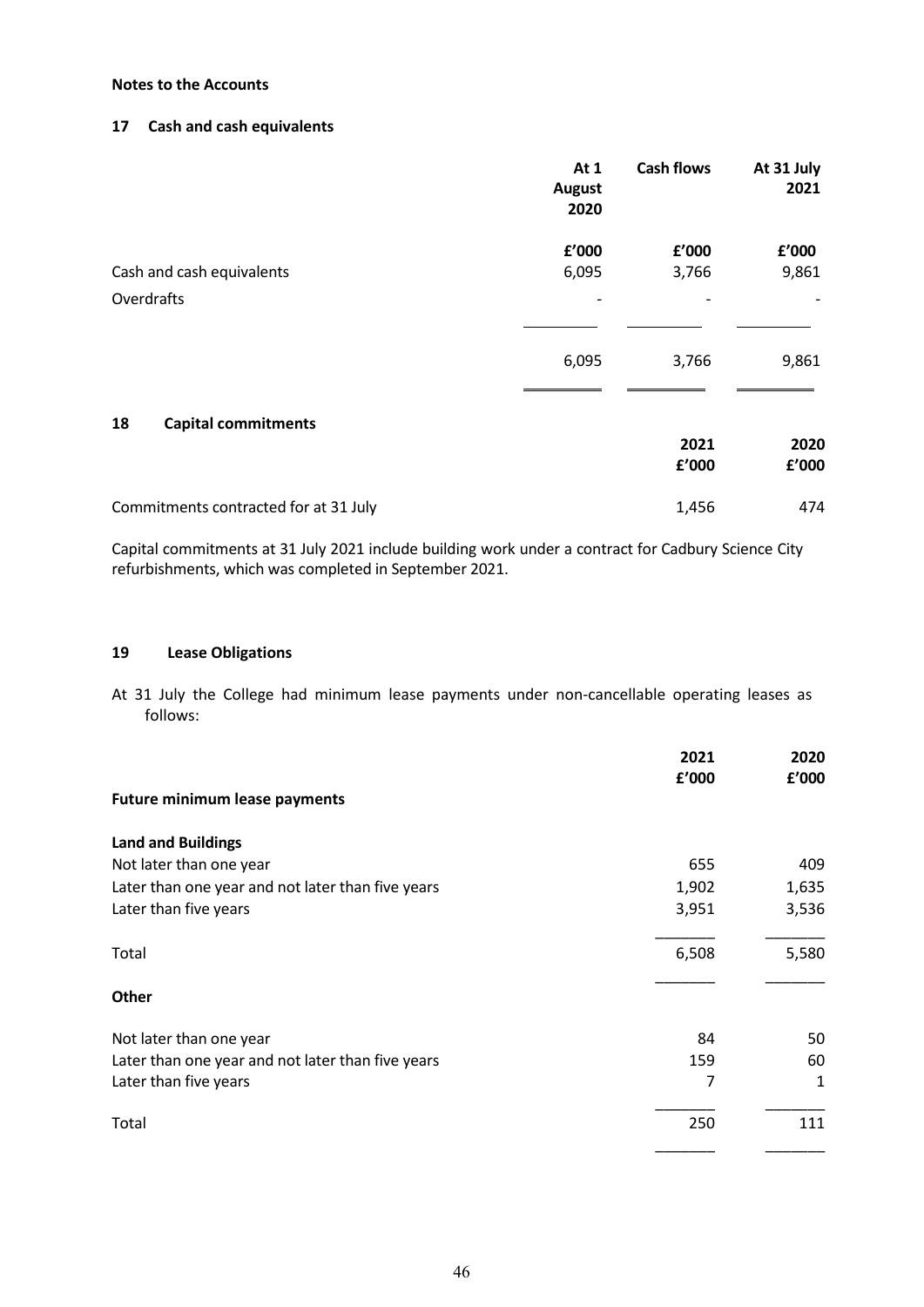**Notes to the Accounts**

## 17 Cash and cash equivalents

| | At 1 August 2020 | Cash flows | At 31 July 2021 |
|---|---|---|---|
| | £'000 | £'000 | £'000 |
| Cash and cash equivalents | 6,095 | 3,766 | 9,861 |
| Overdrafts | - | - | - |
| | 6,095 | 3,766 | 9,861 |

## 18 Capital commitments

| | 2021 | 2020 |
|---|---|---|
| | £'000 | £'000 |
| Commitments contracted for at 31 July | 1,456 | 474 |

Capital commitments at 31 July 2021 include building work under a contract for Cadbury Science City refurbishments, which was completed in September 2021.

## 19 Lease Obligations

At 31 July the College had minimum lease payments under non-cancellable operating leases as follows:

| | 2021 | 2020 |
|---|---|---|
| | £'000 | £'000 |
| **Future minimum lease payments** | | |
| **Land and Buildings** | | |
| Not later than one year | 655 | 409 |
| Later than one year and not later than five years | 1,902 | 1,635 |
| Later than five years | 3,951 | 3,536 |
| Total | 6,508 | 5,580 |
| **Other** | | |
| Not later than one year | 84 | 50 |
| Later than one year and not later than five years | 159 | 60 |
| Later than five years | 7 | 1 |
| Total | 250 | 111 |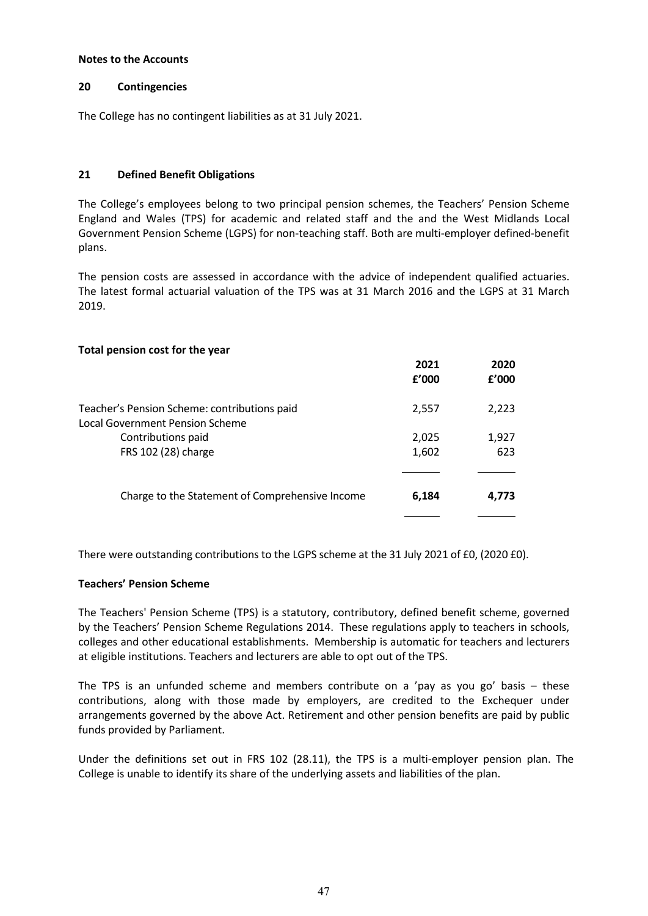**Notes to the Accounts**

**20 Contingencies**

The College has no contingent liabilities as at 31 July 2021.

**21 Defined Benefit Obligations**

The College's employees belong to two principal pension schemes, the Teachers' Pension Scheme England and Wales (TPS) for academic and related staff and the and the West Midlands Local Government Pension Scheme (LGPS) for non-teaching staff. Both are multi-employer defined-benefit plans.

The pension costs are assessed in accordance with the advice of independent qualified actuaries. The latest formal actuarial valuation of the TPS was at 31 March 2016 and the LGPS at 31 March 2019.

**Total pension cost for the year**

| | 2021<br>£'000 | 2020<br>£'000 |
|---|---|---|
| Teacher's Pension Scheme: contributions paid | 2,557 | 2,223 |
| Local Government Pension Scheme | | |
| Contributions paid | 2,025 | 1,927 |
| FRS 102 (28) charge | 1,602 | 623 |
| Charge to the Statement of Comprehensive Income | **6,184** | **4,773** |

There were outstanding contributions to the LGPS scheme at the 31 July 2021 of £0, (2020 £0).

**Teachers' Pension Scheme**

The Teachers' Pension Scheme (TPS) is a statutory, contributory, defined benefit scheme, governed by the Teachers' Pension Scheme Regulations 2014. These regulations apply to teachers in schools, colleges and other educational establishments. Membership is automatic for teachers and lecturers at eligible institutions. Teachers and lecturers are able to opt out of the TPS.

The TPS is an unfunded scheme and members contribute on a 'pay as you go' basis – these contributions, along with those made by employers, are credited to the Exchequer under arrangements governed by the above Act. Retirement and other pension benefits are paid by public funds provided by Parliament.

Under the definitions set out in FRS 102 (28.11), the TPS is a multi-employer pension plan. The College is unable to identify its share of the underlying assets and liabilities of the plan.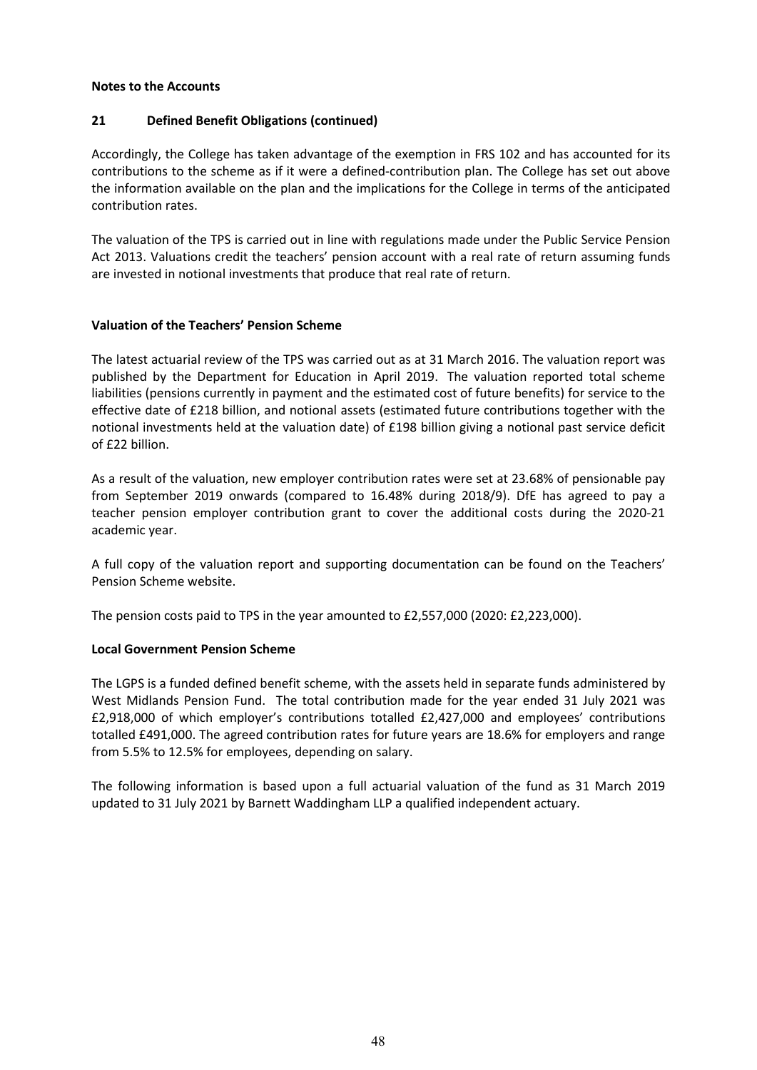**Notes to the Accounts**

**21 Defined Benefit Obligations (continued)**

Accordingly, the College has taken advantage of the exemption in FRS 102 and has accounted for its contributions to the scheme as if it were a defined-contribution plan. The College has set out above the information available on the plan and the implications for the College in terms of the anticipated contribution rates.

The valuation of the TPS is carried out in line with regulations made under the Public Service Pension Act 2013. Valuations credit the teachers' pension account with a real rate of return assuming funds are invested in notional investments that produce that real rate of return.

**Valuation of the Teachers' Pension Scheme**

The latest actuarial review of the TPS was carried out as at 31 March 2016. The valuation report was published by the Department for Education in April 2019. The valuation reported total scheme liabilities (pensions currently in payment and the estimated cost of future benefits) for service to the effective date of £218 billion, and notional assets (estimated future contributions together with the notional investments held at the valuation date) of £198 billion giving a notional past service deficit of £22 billion.

As a result of the valuation, new employer contribution rates were set at 23.68% of pensionable pay from September 2019 onwards (compared to 16.48% during 2018/9). DfE has agreed to pay a teacher pension employer contribution grant to cover the additional costs during the 2020-21 academic year.

A full copy of the valuation report and supporting documentation can be found on the Teachers' Pension Scheme website.

The pension costs paid to TPS in the year amounted to £2,557,000 (2020: £2,223,000).

**Local Government Pension Scheme**

The LGPS is a funded defined benefit scheme, with the assets held in separate funds administered by West Midlands Pension Fund. The total contribution made for the year ended 31 July 2021 was £2,918,000 of which employer's contributions totalled £2,427,000 and employees' contributions totalled £491,000. The agreed contribution rates for future years are 18.6% for employers and range from 5.5% to 12.5% for employees, depending on salary.

The following information is based upon a full actuarial valuation of the fund as 31 March 2019 updated to 31 July 2021 by Barnett Waddingham LLP a qualified independent actuary.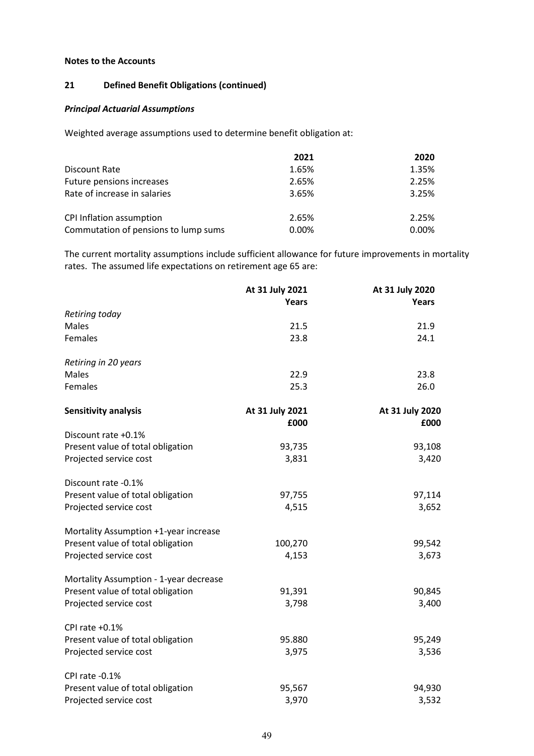**Notes to the Accounts**

## 21 Defined Benefit Obligations (continued)

### *Principal Actuarial Assumptions*

Weighted average assumptions used to determine benefit obligation at:

| | 2021 | 2020 |
|---|---|---|
| Discount Rate | 1.65% | 1.35% |
| Future pensions increases | 2.65% | 2.25% |
| Rate of increase in salaries | 3.65% | 3.25% |
| | | |
| CPI Inflation assumption | 2.65% | 2.25% |
| Commutation of pensions to lump sums | 0.00% | 0.00% |

The current mortality assumptions include sufficient allowance for future improvements in mortality rates. The assumed life expectations on retirement age 65 are:

| | At 31 July 2021 | At 31 July 2020 |
|---|---|---|
| | Years | Years |
| *Retiring today* | | |
| Males | 21.5 | 21.9 |
| Females | 23.8 | 24.1 |
| | | |
| *Retiring in 20 years* | | |
| Males | 22.9 | 23.8 |
| Females | 25.3 | 26.0 |

| **Sensitivity analysis** | **At 31 July 2021** | **At 31 July 2020** |
|---|---|---|
| | **£000** | **£000** |
| Discount rate +0.1% | | |
| Present value of total obligation | 93,735 | 93,108 |
| Projected service cost | 3,831 | 3,420 |
| | | |
| Discount rate -0.1% | | |
| Present value of total obligation | 97,755 | 97,114 |
| Projected service cost | 4,515 | 3,652 |
| | | |
| Mortality Assumption +1-year increase | | |
| Present value of total obligation | 100,270 | 99,542 |
| Projected service cost | 4,153 | 3,673 |
| | | |
| Mortality Assumption - 1-year decrease | | |
| Present value of total obligation | 91,391 | 90,845 |
| Projected service cost | 3,798 | 3,400 |
| | | |
| CPI rate +0.1% | | |
| Present value of total obligation | 95.880 | 95,249 |
| Projected service cost | 3,975 | 3,536 |
| | | |
| CPI rate -0.1% | | |
| Present value of total obligation | 95,567 | 94,930 |
| Projected service cost | 3,970 | 3,532 |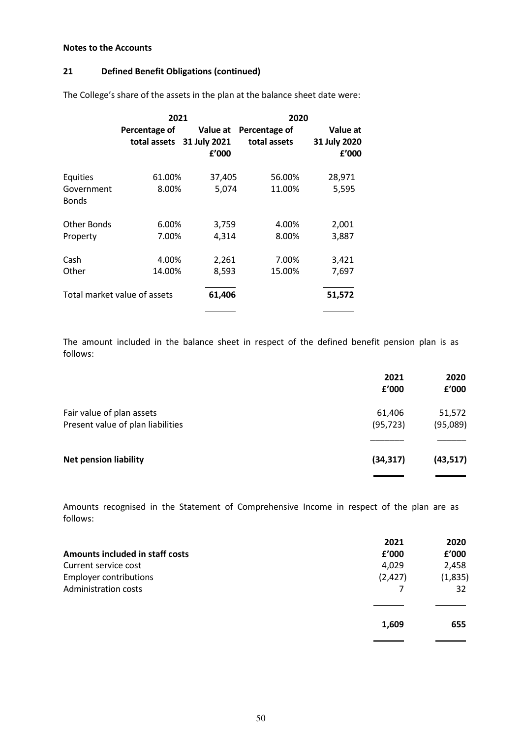**Notes to the Accounts**

## 21 Defined Benefit Obligations (continued)

The College's share of the assets in the plan at the balance sheet date were:

| | 2021 | | 2020 | |
|---|---|---|---|---|
| | Percentage of total assets | Value at 31 July 2021 £'000 | Percentage of total assets | Value at 31 July 2020 £'000 |
| Equities | 61.00% | 37,405 | 56.00% | 28,971 |
| Government Bonds | 8.00% | 5,074 | 11.00% | 5,595 |
| Other Bonds | 6.00% | 3,759 | 4.00% | 2,001 |
| Property | 7.00% | 4,314 | 8.00% | 3,887 |
| Cash | 4.00% | 2,261 | 7.00% | 3,421 |
| Other | 14.00% | 8,593 | 15.00% | 7,697 |
| Total market value of assets | | **61,406** | | **51,572** |

The amount included in the balance sheet in respect of the defined benefit pension plan is as follows:

| | 2021 £'000 | 2020 £'000 |
|---|---|---|
| Fair value of plan assets | 61,406 | 51,572 |
| Present value of plan liabilities | (95,723) | (95,089) |
| **Net pension liability** | **(34,317)** | **(43,517)** |

Amounts recognised in the Statement of Comprehensive Income in respect of the plan are as follows:

| **Amounts included in staff costs** | 2021 £'000 | 2020 £'000 |
|---|---|---|
| Current service cost | 4,029 | 2,458 |
| Employer contributions | (2,427) | (1,835) |
| Administration costs | 7 | 32 |
| | **1,609** | **655** |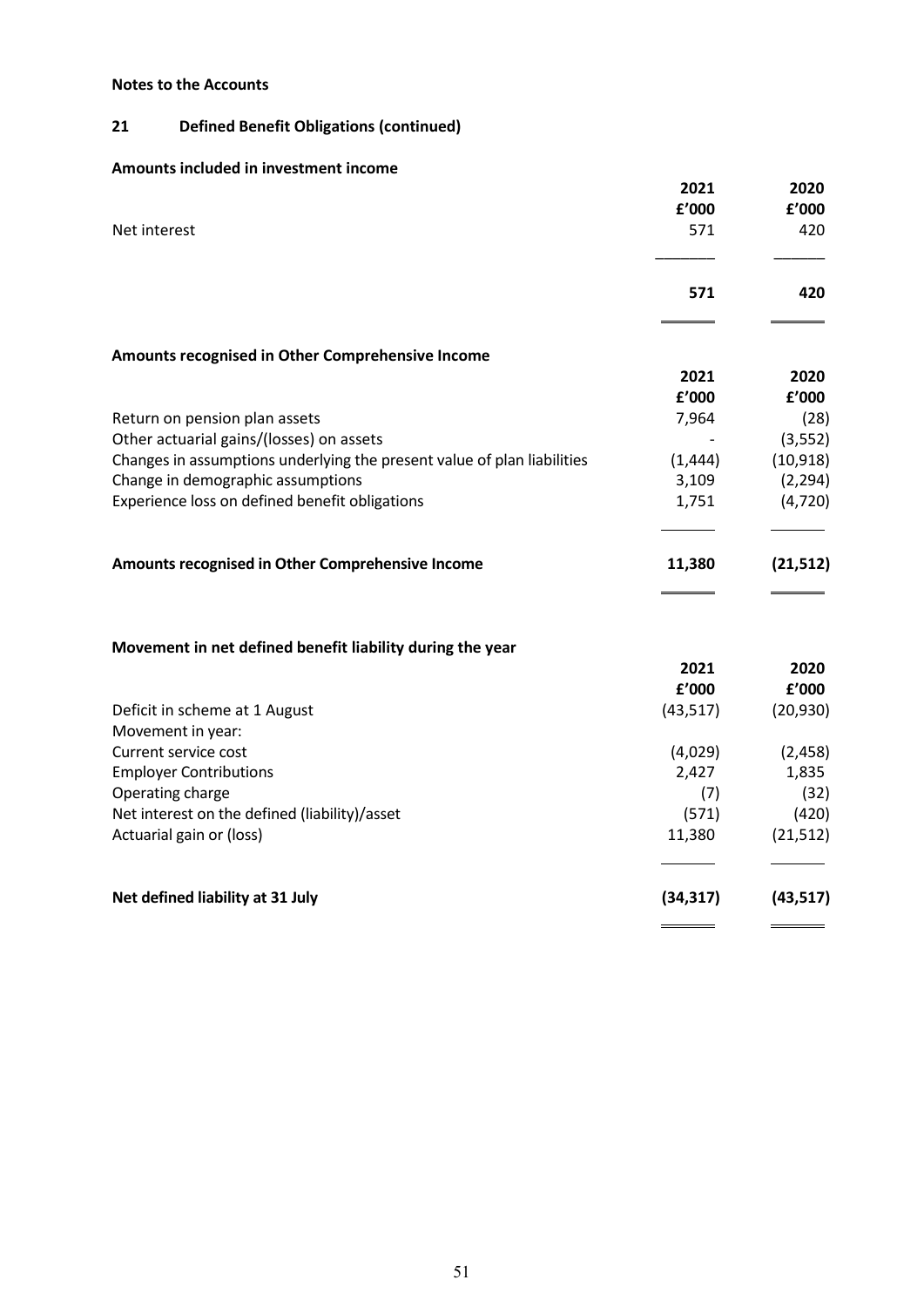**Notes to the Accounts**

## 21 Defined Benefit Obligations (continued)

### Amounts included in investment income

| | 2021 £'000 | 2020 £'000 |
|---|---|---|
| Net interest | 571 | 420 |
| | **571** | **420** |

### Amounts recognised in Other Comprehensive Income

| | 2021 £'000 | 2020 £'000 |
|---|---|---|
| Return on pension plan assets | 7,964 | (28) |
| Other actuarial gains/(losses) on assets | - | (3,552) |
| Changes in assumptions underlying the present value of plan liabilities | (1,444) | (10,918) |
| Change in demographic assumptions | 3,109 | (2,294) |
| Experience loss on defined benefit obligations | 1,751 | (4,720) |
| **Amounts recognised in Other Comprehensive Income** | **11,380** | **(21,512)** |

### Movement in net defined benefit liability during the year

| | 2021 £'000 | 2020 £'000 |
|---|---|---|
| Deficit in scheme at 1 August | (43,517) | (20,930) |
| Movement in year: | | |
| Current service cost | (4,029) | (2,458) |
| Employer Contributions | 2,427 | 1,835 |
| Operating charge | (7) | (32) |
| Net interest on the defined (liability)/asset | (571) | (420) |
| Actuarial gain or (loss) | 11,380 | (21,512) |
| **Net defined liability at 31 July** | **(34,317)** | **(43,517)** |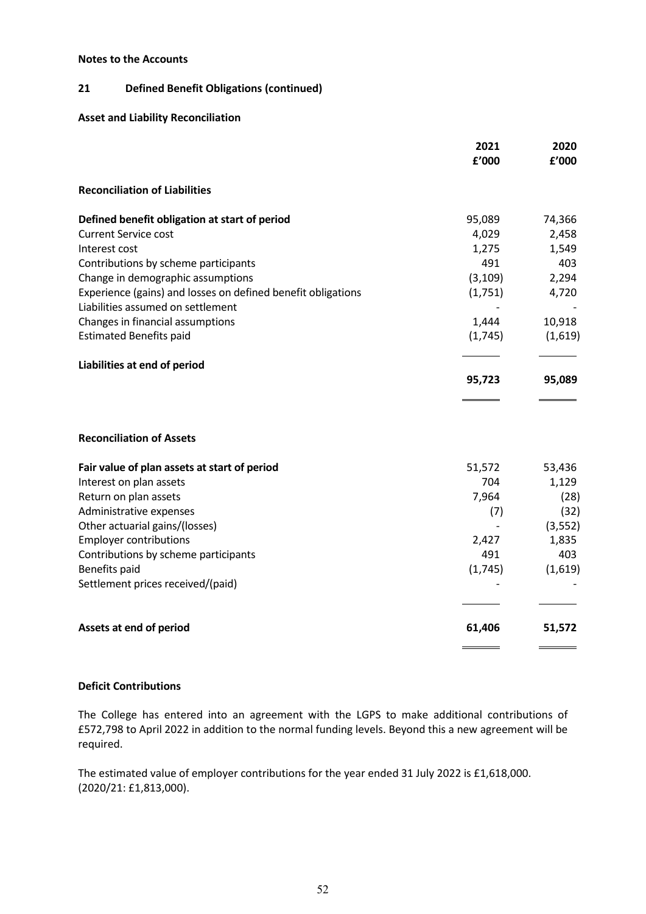**Notes to the Accounts**

## 21 Defined Benefit Obligations (continued)

### Asset and Liability Reconciliation

| | 2021 £'000 | 2020 £'000 |
|---|---|---|
| **Reconciliation of Liabilities** | | |
| **Defined benefit obligation at start of period** | 95,089 | 74,366 |
| Current Service cost | 4,029 | 2,458 |
| Interest cost | 1,275 | 1,549 |
| Contributions by scheme participants | 491 | 403 |
| Change in demographic assumptions | (3,109) | 2,294 |
| Experience (gains) and losses on defined benefit obligations | (1,751) | 4,720 |
| Liabilities assumed on settlement | - | - |
| Changes in financial assumptions | 1,444 | 10,918 |
| Estimated Benefits paid | (1,745) | (1,619) |
| **Liabilities at end of period** | **95,723** | **95,089** |

| | 2021 £'000 | 2020 £'000 |
|---|---|---|
| **Reconciliation of Assets** | | |
| **Fair value of plan assets at start of period** | 51,572 | 53,436 |
| Interest on plan assets | 704 | 1,129 |
| Return on plan assets | 7,964 | (28) |
| Administrative expenses | (7) | (32) |
| Other actuarial gains/(losses) | - | (3,552) |
| Employer contributions | 2,427 | 1,835 |
| Contributions by scheme participants | 491 | 403 |
| Benefits paid | (1,745) | (1,619) |
| Settlement prices received/(paid) | - | - |
| **Assets at end of period** | **61,406** | **51,572** |

### Deficit Contributions

The College has entered into an agreement with the LGPS to make additional contributions of £572,798 to April 2022 in addition to the normal funding levels. Beyond this a new agreement will be required.

The estimated value of employer contributions for the year ended 31 July 2022 is £1,618,000. (2020/21: £1,813,000).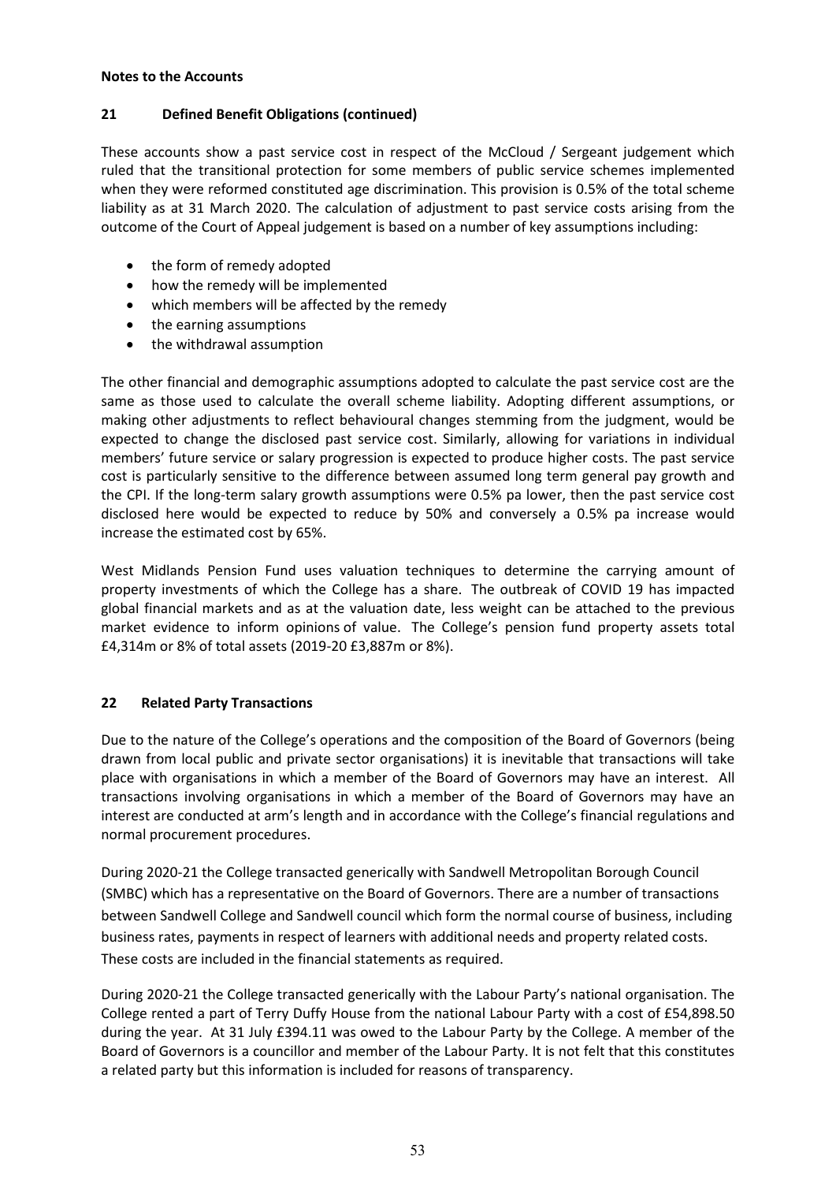**Notes to the Accounts**

## 21 Defined Benefit Obligations (continued)

These accounts show a past service cost in respect of the McCloud / Sergeant judgement which ruled that the transitional protection for some members of public service schemes implemented when they were reformed constituted age discrimination. This provision is 0.5% of the total scheme liability as at 31 March 2020. The calculation of adjustment to past service costs arising from the outcome of the Court of Appeal judgement is based on a number of key assumptions including:

- the form of remedy adopted
- how the remedy will be implemented
- which members will be affected by the remedy
- the earning assumptions
- the withdrawal assumption

The other financial and demographic assumptions adopted to calculate the past service cost are the same as those used to calculate the overall scheme liability. Adopting different assumptions, or making other adjustments to reflect behavioural changes stemming from the judgment, would be expected to change the disclosed past service cost. Similarly, allowing for variations in individual members' future service or salary progression is expected to produce higher costs. The past service cost is particularly sensitive to the difference between assumed long term general pay growth and the CPI. If the long-term salary growth assumptions were 0.5% pa lower, then the past service cost disclosed here would be expected to reduce by 50% and conversely a 0.5% pa increase would increase the estimated cost by 65%.

West Midlands Pension Fund uses valuation techniques to determine the carrying amount of property investments of which the College has a share. The outbreak of COVID 19 has impacted global financial markets and as at the valuation date, less weight can be attached to the previous market evidence to inform opinions of value. The College's pension fund property assets total £4,314m or 8% of total assets (2019-20 £3,887m or 8%).

## 22 Related Party Transactions

Due to the nature of the College's operations and the composition of the Board of Governors (being drawn from local public and private sector organisations) it is inevitable that transactions will take place with organisations in which a member of the Board of Governors may have an interest. All transactions involving organisations in which a member of the Board of Governors may have an interest are conducted at arm's length and in accordance with the College's financial regulations and normal procurement procedures.

During 2020-21 the College transacted generically with Sandwell Metropolitan Borough Council (SMBC) which has a representative on the Board of Governors. There are a number of transactions between Sandwell College and Sandwell council which form the normal course of business, including business rates, payments in respect of learners with additional needs and property related costs. These costs are included in the financial statements as required.

During 2020-21 the College transacted generically with the Labour Party's national organisation. The College rented a part of Terry Duffy House from the national Labour Party with a cost of £54,898.50 during the year. At 31 July £394.11 was owed to the Labour Party by the College. A member of the Board of Governors is a councillor and member of the Labour Party. It is not felt that this constitutes a related party but this information is included for reasons of transparency.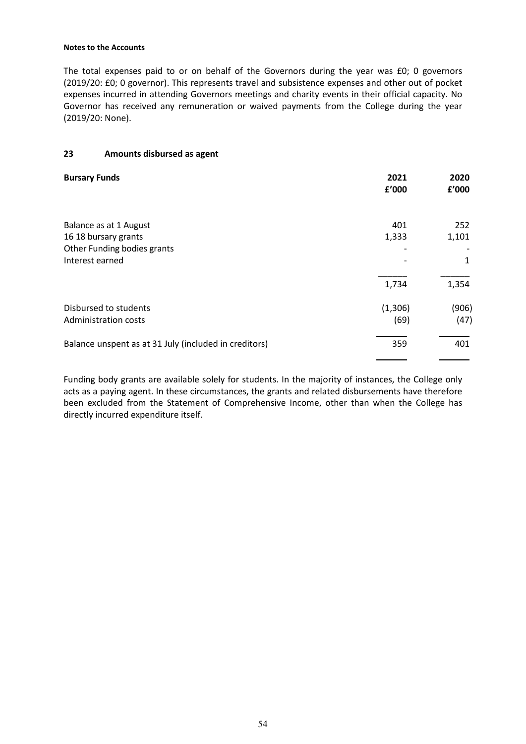**Notes to the Accounts**

The total expenses paid to or on behalf of the Governors during the year was £0; 0 governors (2019/20: £0; 0 governor). This represents travel and subsistence expenses and other out of pocket expenses incurred in attending Governors meetings and charity events in their official capacity. No Governor has received any remuneration or waived payments from the College during the year (2019/20: None).

## 23 Amounts disbursed as agent

| **Bursary Funds** | **2021**<br>**£'000** | **2020**<br>**£'000** |
|---|---|---|
| Balance as at 1 August | 401 | 252 |
| 16 18 bursary grants | 1,333 | 1,101 |
| Other Funding bodies grants | - | - |
| Interest earned | - | 1 |
| | 1,734 | 1,354 |
| Disbursed to students | (1,306) | (906) |
| Administration costs | (69) | (47) |
| Balance unspent as at 31 July (included in creditors) | 359 | 401 |

Funding body grants are available solely for students. In the majority of instances, the College only acts as a paying agent. In these circumstances, the grants and related disbursements have therefore been excluded from the Statement of Comprehensive Income, other than when the College has directly incurred expenditure itself.